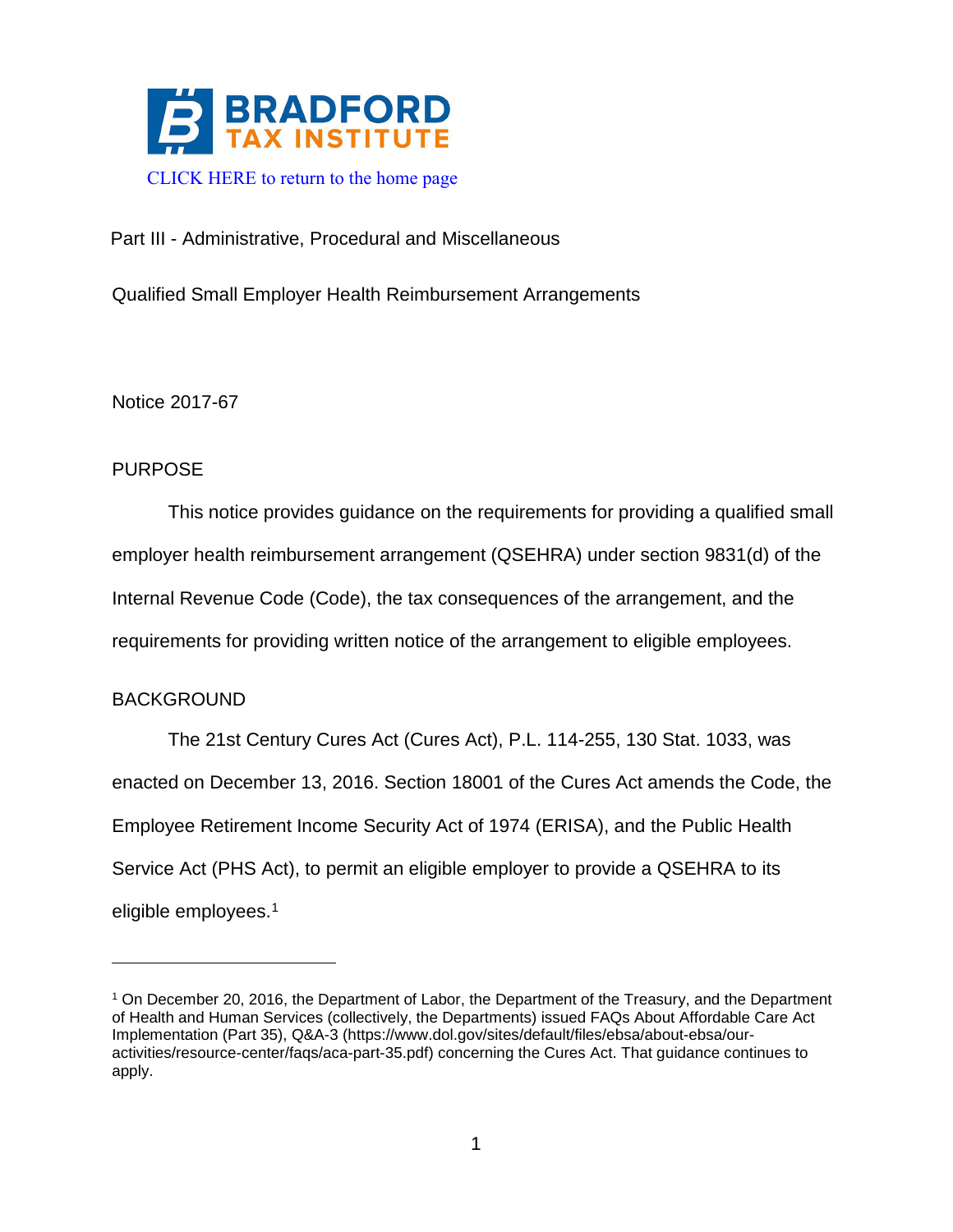CLICK HERE to return to the home page

Part III - Administrative, Procedural and Miscellaneous

Qualified Small Employer Health Reimbursement Arrangements

Notice 2017-67

## PURPOSE

This notice provides guidance on the requirements for providing a qualified small employer health reimbursement arrangement (QSEHRA) under section 9831(d) of the Internal Revenue Code (Code), the tax consequences of the arrangement, and the requirements for providing written notice of the arrangement to eligible employees.

## BACKGROUND

The 21st Century Cures Act (Cures Act), P.L. 114-255, 130 Stat. 1033, was enacted on December 13, 2016. Section 18001 of the Cures Act amends the Code, the Employee Retirement Income Security Act of 1974 (ERISA), and the Public Health Service Act (PHS Act), to permit an eligible employer to provide a QSEHRA to its eligible employees.[1]

[1] On December 20, 2016, the Department of Labor, the Department of the Treasury, and the Department of Health and Human Services (collectively, the Departments) issued FAQs About Affordable Care Act Implementation (Part 35), Q&A-3 (https://www.dol.gov/sites/default/files/ebsa/about-ebsa/our-activities/resource-center/faqs/aca-part-35.pdf) concerning the Cures Act. That guidance continues to apply.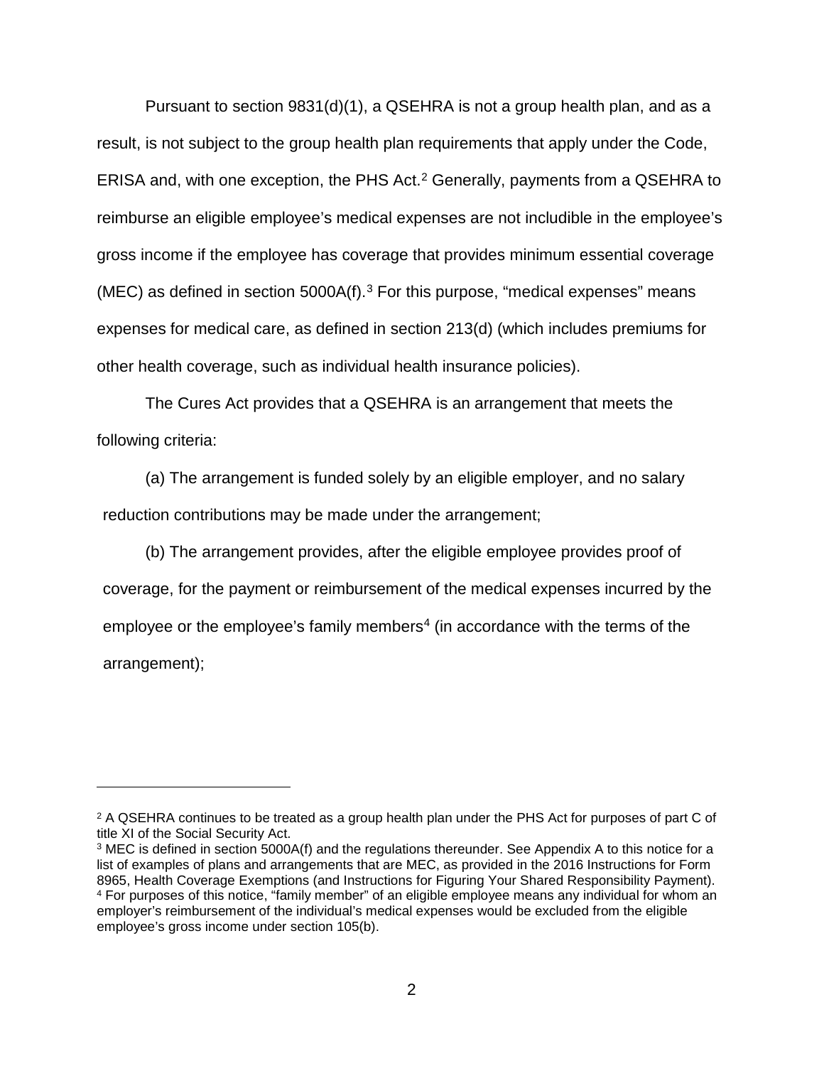Pursuant to section 9831(d)(1), a QSEHRA is not a group health plan, and as a result, is not subject to the group health plan requirements that apply under the Code, ERISA and, with one exception, the PHS Act.[2] Generally, payments from a QSEHRA to reimburse an eligible employee's medical expenses are not includible in the employee's gross income if the employee has coverage that provides minimum essential coverage (MEC) as defined in section 5000A(f).[3] For this purpose, "medical expenses" means expenses for medical care, as defined in section 213(d) (which includes premiums for other health coverage, such as individual health insurance policies).

The Cures Act provides that a QSEHRA is an arrangement that meets the following criteria:

(a) The arrangement is funded solely by an eligible employer, and no salary reduction contributions may be made under the arrangement;

(b) The arrangement provides, after the eligible employee provides proof of coverage, for the payment or reimbursement of the medical expenses incurred by the employee or the employee's family members[4] (in accordance with the terms of the arrangement);

---

[2] A QSEHRA continues to be treated as a group health plan under the PHS Act for purposes of part C of title XI of the Social Security Act.

[3] MEC is defined in section 5000A(f) and the regulations thereunder. See Appendix A to this notice for a list of examples of plans and arrangements that are MEC, as provided in the 2016 Instructions for Form 8965, Health Coverage Exemptions (and Instructions for Figuring Your Shared Responsibility Payment).

[4] For purposes of this notice, "family member" of an eligible employee means any individual for whom an employer's reimbursement of the individual's medical expenses would be excluded from the eligible employee's gross income under section 105(b).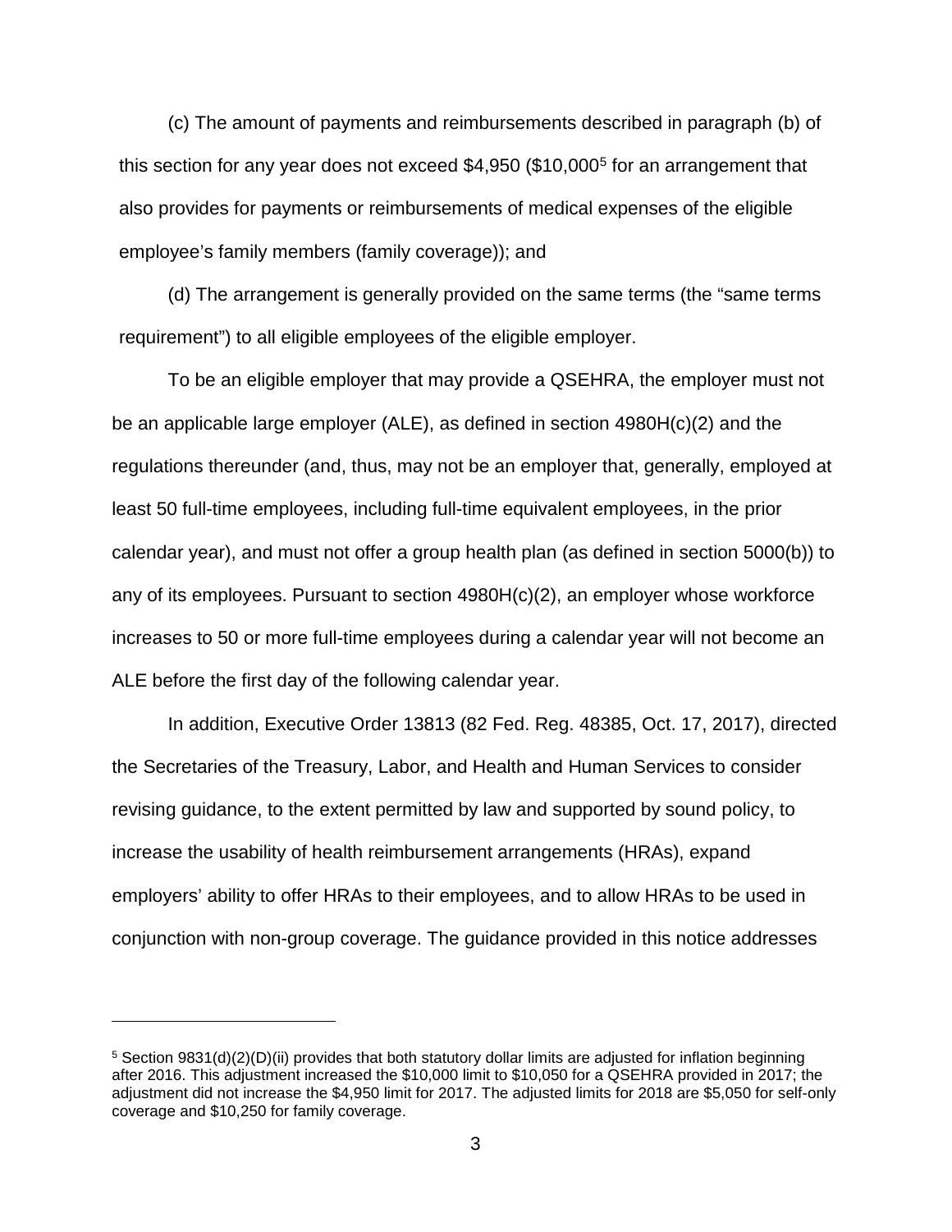(c) The amount of payments and reimbursements described in paragraph (b) of this section for any year does not exceed $4,950 ($10,000[5] for an arrangement that also provides for payments or reimbursements of medical expenses of the eligible employee's family members (family coverage)); and

(d) The arrangement is generally provided on the same terms (the "same terms requirement") to all eligible employees of the eligible employer.

To be an eligible employer that may provide a QSEHRA, the employer must not be an applicable large employer (ALE), as defined in section 4980H(c)(2) and the regulations thereunder (and, thus, may not be an employer that, generally, employed at least 50 full-time employees, including full-time equivalent employees, in the prior calendar year), and must not offer a group health plan (as defined in section 5000(b)) to any of its employees. Pursuant to section 4980H(c)(2), an employer whose workforce increases to 50 or more full-time employees during a calendar year will not become an ALE before the first day of the following calendar year.

In addition, Executive Order 13813 (82 Fed. Reg. 48385, Oct. 17, 2017), directed the Secretaries of the Treasury, Labor, and Health and Human Services to consider revising guidance, to the extent permitted by law and supported by sound policy, to increase the usability of health reimbursement arrangements (HRAs), expand employers' ability to offer HRAs to their employees, and to allow HRAs to be used in conjunction with non-group coverage. The guidance provided in this notice addresses

---

[5] Section 9831(d)(2)(D)(ii) provides that both statutory dollar limits are adjusted for inflation beginning after 2016. This adjustment increased the $10,000 limit to $10,050 for a QSEHRA provided in 2017; the adjustment did not increase the $4,950 limit for 2017. The adjusted limits for 2018 are $5,050 for self-only coverage and $10,250 for family coverage.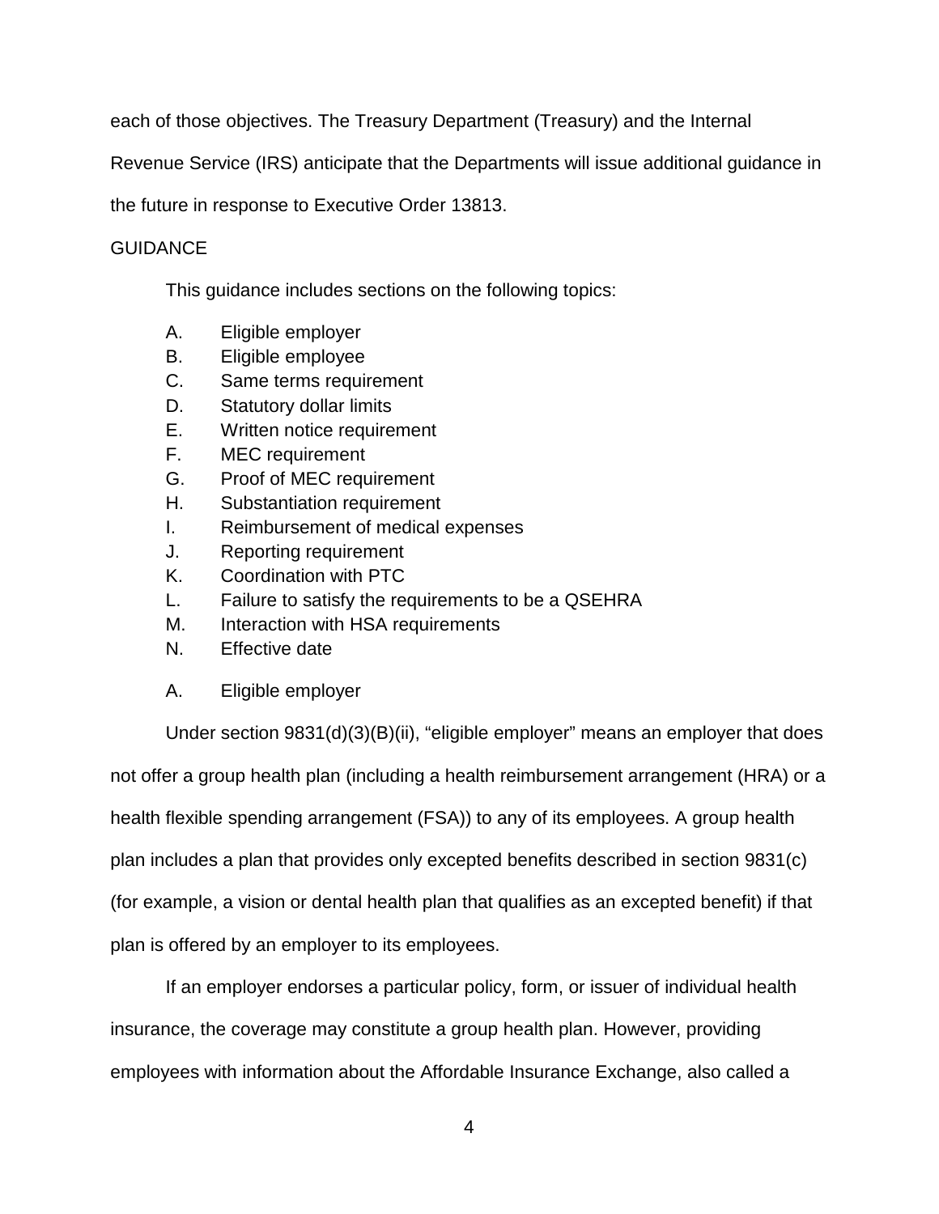each of those objectives. The Treasury Department (Treasury) and the Internal Revenue Service (IRS) anticipate that the Departments will issue additional guidance in the future in response to Executive Order 13813.

## GUIDANCE

This guidance includes sections on the following topics:

A. Eligible employer
B. Eligible employee
C. Same terms requirement
D. Statutory dollar limits
E. Written notice requirement
F. MEC requirement
G. Proof of MEC requirement
H. Substantiation requirement
I. Reimbursement of medical expenses
J. Reporting requirement
K. Coordination with PTC
L. Failure to satisfy the requirements to be a QSEHRA
M. Interaction with HSA requirements
N. Effective date

### A. Eligible employer

Under section 9831(d)(3)(B)(ii), "eligible employer" means an employer that does not offer a group health plan (including a health reimbursement arrangement (HRA) or a health flexible spending arrangement (FSA)) to any of its employees. A group health plan includes a plan that provides only excepted benefits described in section 9831(c) (for example, a vision or dental health plan that qualifies as an excepted benefit) if that plan is offered by an employer to its employees.

If an employer endorses a particular policy, form, or issuer of individual health insurance, the coverage may constitute a group health plan. However, providing employees with information about the Affordable Insurance Exchange, also called a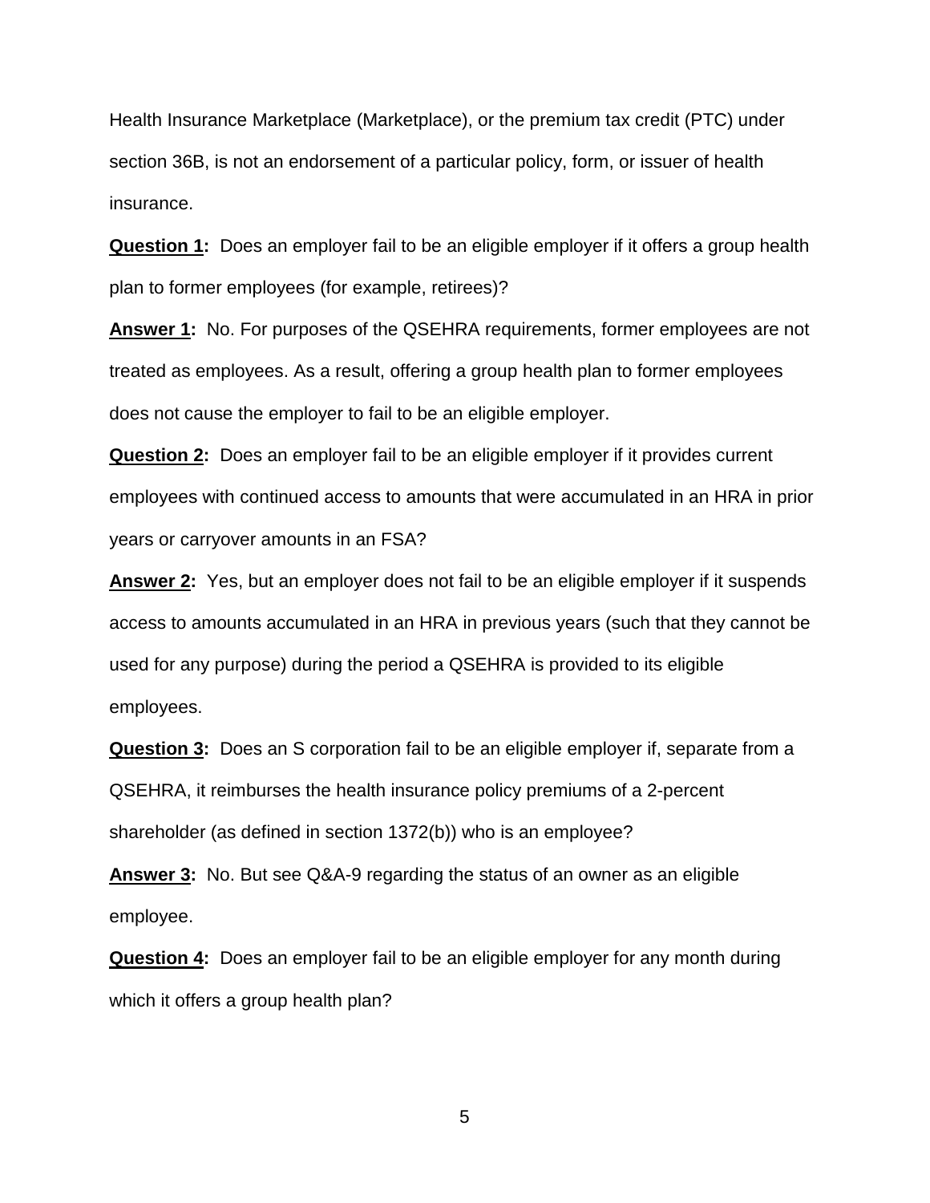Health Insurance Marketplace (Marketplace), or the premium tax credit (PTC) under section 36B, is not an endorsement of a particular policy, form, or issuer of health insurance.

**Question 1:** Does an employer fail to be an eligible employer if it offers a group health plan to former employees (for example, retirees)?

**Answer 1:** No. For purposes of the QSEHRA requirements, former employees are not treated as employees. As a result, offering a group health plan to former employees does not cause the employer to fail to be an eligible employer.

**Question 2:** Does an employer fail to be an eligible employer if it provides current employees with continued access to amounts that were accumulated in an HRA in prior years or carryover amounts in an FSA?

**Answer 2:** Yes, but an employer does not fail to be an eligible employer if it suspends access to amounts accumulated in an HRA in previous years (such that they cannot be used for any purpose) during the period a QSEHRA is provided to its eligible employees.

**Question 3:** Does an S corporation fail to be an eligible employer if, separate from a QSEHRA, it reimburses the health insurance policy premiums of a 2-percent shareholder (as defined in section 1372(b)) who is an employee?

**Answer 3:** No. But see Q&A-9 regarding the status of an owner as an eligible employee.

**Question 4:** Does an employer fail to be an eligible employer for any month during which it offers a group health plan?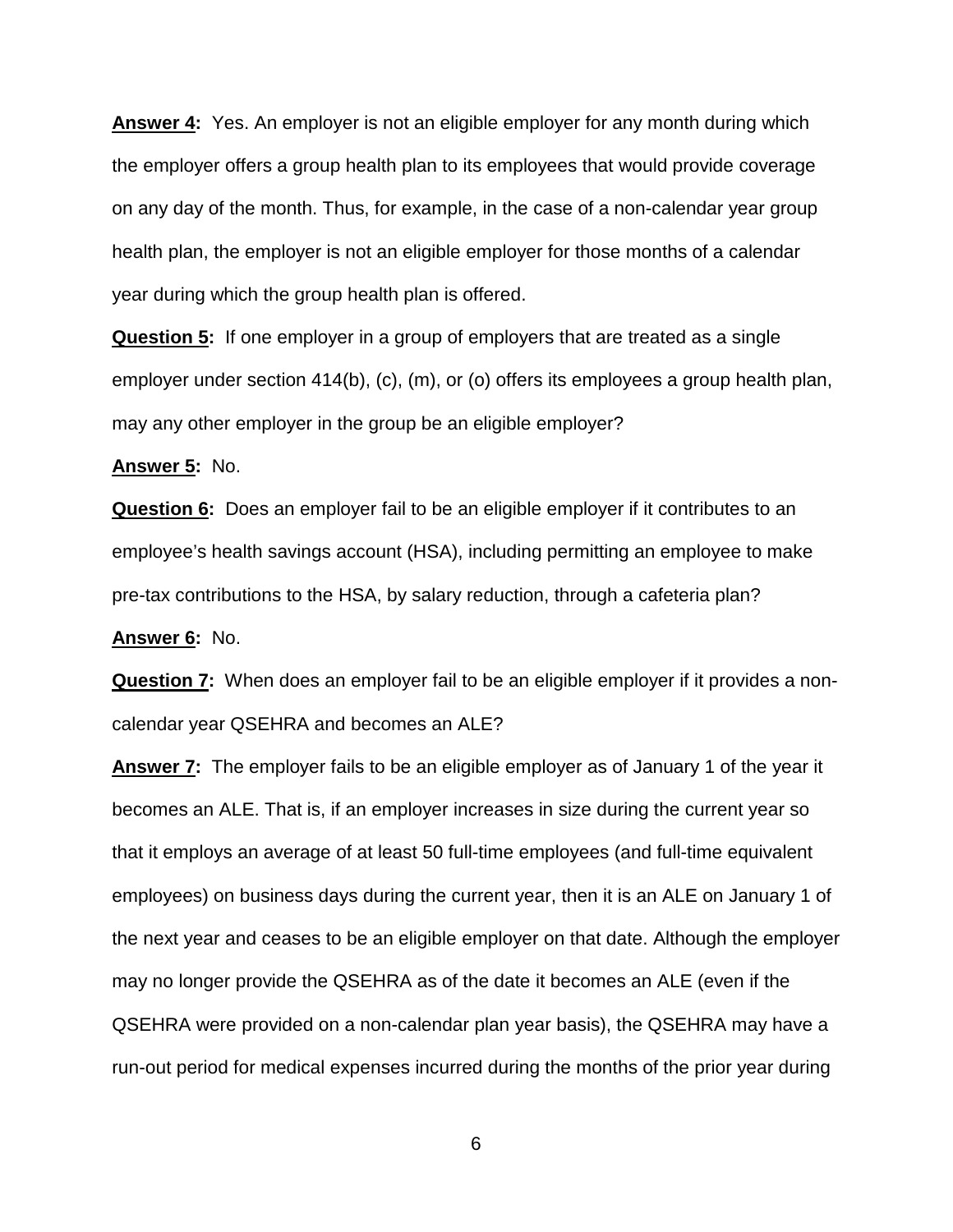**Answer 4:** Yes. An employer is not an eligible employer for any month during which the employer offers a group health plan to its employees that would provide coverage on any day of the month. Thus, for example, in the case of a non-calendar year group health plan, the employer is not an eligible employer for those months of a calendar year during which the group health plan is offered.

**Question 5:** If one employer in a group of employers that are treated as a single employer under section 414(b), (c), (m), or (o) offers its employees a group health plan, may any other employer in the group be an eligible employer?

**Answer 5:** No.

**Question 6:** Does an employer fail to be an eligible employer if it contributes to an employee's health savings account (HSA), including permitting an employee to make pre-tax contributions to the HSA, by salary reduction, through a cafeteria plan?

**Answer 6:** No.

**Question 7:** When does an employer fail to be an eligible employer if it provides a non-calendar year QSEHRA and becomes an ALE?

**Answer 7:** The employer fails to be an eligible employer as of January 1 of the year it becomes an ALE. That is, if an employer increases in size during the current year so that it employs an average of at least 50 full-time employees (and full-time equivalent employees) on business days during the current year, then it is an ALE on January 1 of the next year and ceases to be an eligible employer on that date. Although the employer may no longer provide the QSEHRA as of the date it becomes an ALE (even if the QSEHRA were provided on a non-calendar plan year basis), the QSEHRA may have a run-out period for medical expenses incurred during the months of the prior year during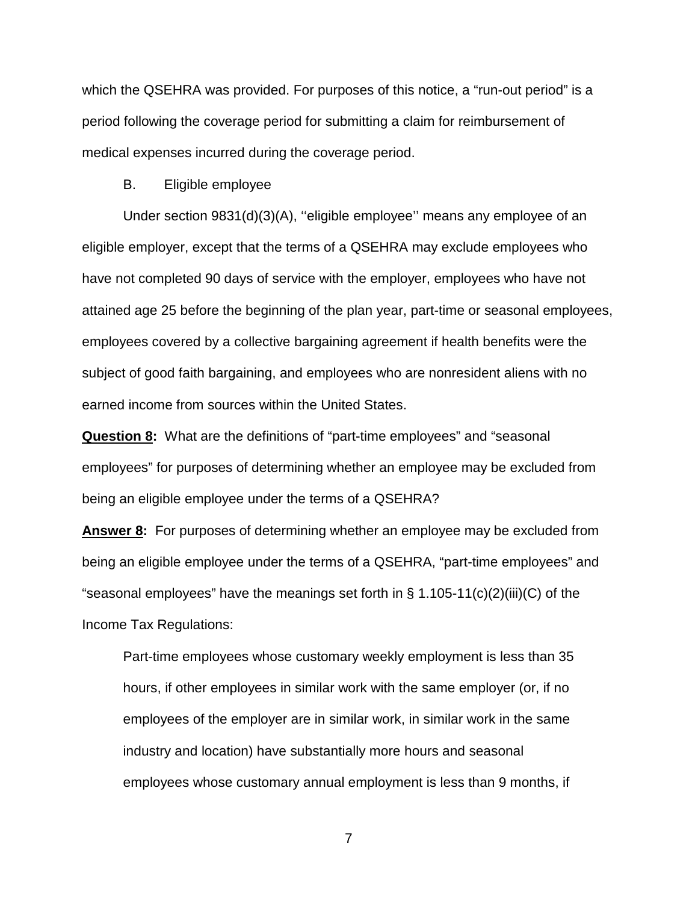which the QSEHRA was provided. For purposes of this notice, a "run-out period" is a period following the coverage period for submitting a claim for reimbursement of medical expenses incurred during the coverage period.

B. Eligible employee

Under section 9831(d)(3)(A), ''eligible employee'' means any employee of an eligible employer, except that the terms of a QSEHRA may exclude employees who have not completed 90 days of service with the employer, employees who have not attained age 25 before the beginning of the plan year, part-time or seasonal employees, employees covered by a collective bargaining agreement if health benefits were the subject of good faith bargaining, and employees who are nonresident aliens with no earned income from sources within the United States.

**Question 8:** What are the definitions of "part-time employees" and "seasonal employees" for purposes of determining whether an employee may be excluded from being an eligible employee under the terms of a QSEHRA?

**Answer 8:** For purposes of determining whether an employee may be excluded from being an eligible employee under the terms of a QSEHRA, "part-time employees" and "seasonal employees" have the meanings set forth in § 1.105-11(c)(2)(iii)(C) of the Income Tax Regulations:

> Part-time employees whose customary weekly employment is less than 35 hours, if other employees in similar work with the same employer (or, if no employees of the employer are in similar work, in similar work in the same industry and location) have substantially more hours and seasonal employees whose customary annual employment is less than 9 months, if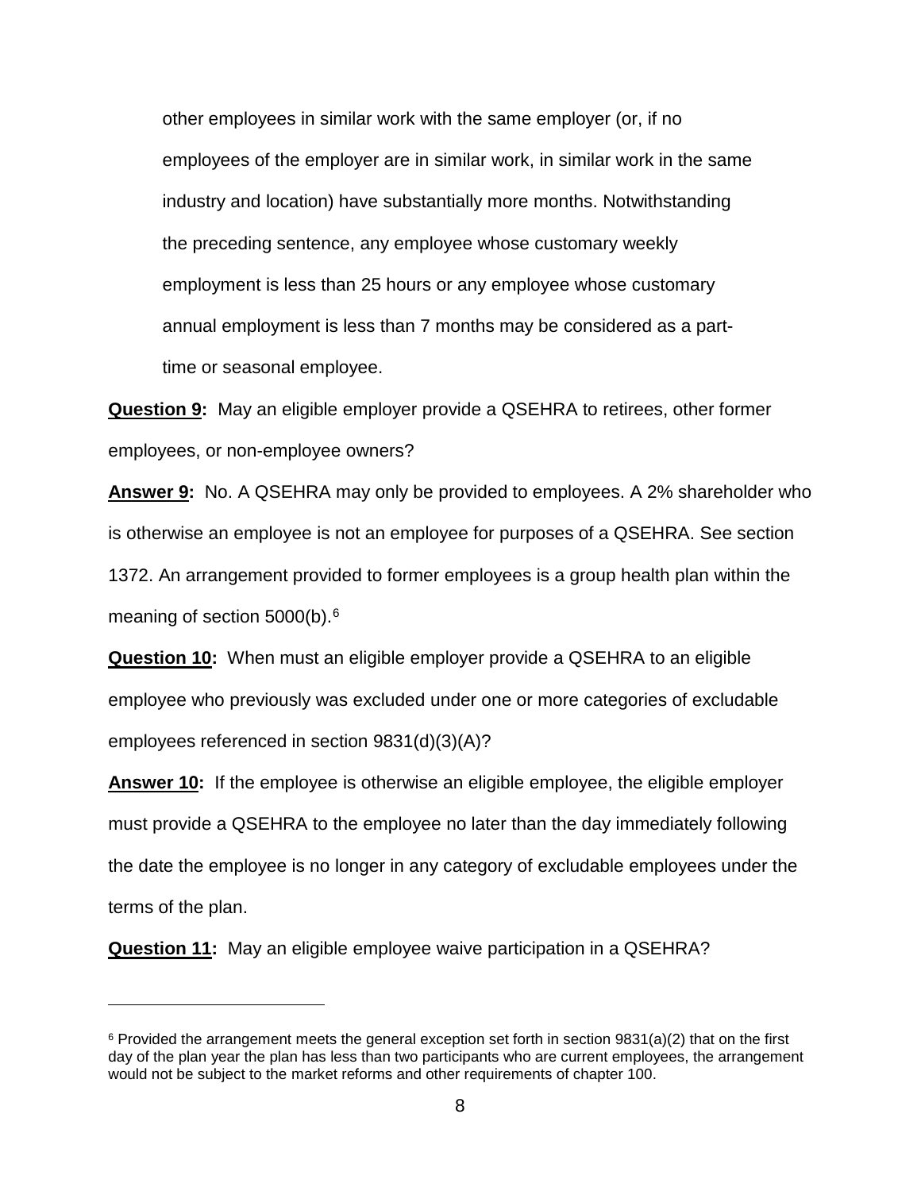> other employees in similar work with the same employer (or, if no employees of the employer are in similar work, in similar work in the same industry and location) have substantially more months. Notwithstanding the preceding sentence, any employee whose customary weekly employment is less than 25 hours or any employee whose customary annual employment is less than 7 months may be considered as a part-time or seasonal employee.

**Question 9:** May an eligible employer provide a QSEHRA to retirees, other former employees, or non-employee owners?

**Answer 9:** No. A QSEHRA may only be provided to employees. A 2% shareholder who is otherwise an employee is not an employee for purposes of a QSEHRA. See section 1372. An arrangement provided to former employees is a group health plan within the meaning of section 5000(b).[6]

**Question 10:** When must an eligible employer provide a QSEHRA to an eligible employee who previously was excluded under one or more categories of excludable employees referenced in section 9831(d)(3)(A)?

**Answer 10:** If the employee is otherwise an eligible employee, the eligible employer must provide a QSEHRA to the employee no later than the day immediately following the date the employee is no longer in any category of excludable employees under the terms of the plan.

**Question 11:** May an eligible employee waive participation in a QSEHRA?

---

[6] Provided the arrangement meets the general exception set forth in section 9831(a)(2) that on the first day of the plan year the plan has less than two participants who are current employees, the arrangement would not be subject to the market reforms and other requirements of chapter 100.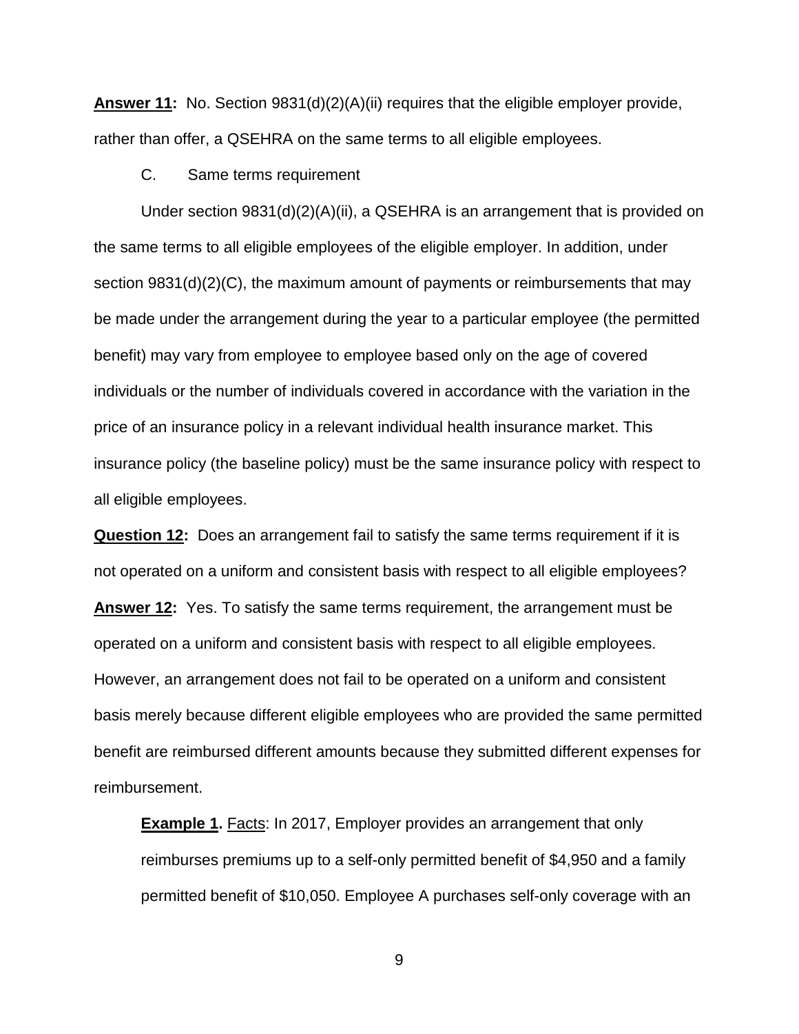**Answer 11:** No. Section 9831(d)(2)(A)(ii) requires that the eligible employer provide, rather than offer, a QSEHRA on the same terms to all eligible employees.

C. Same terms requirement

Under section 9831(d)(2)(A)(ii), a QSEHRA is an arrangement that is provided on the same terms to all eligible employees of the eligible employer. In addition, under section 9831(d)(2)(C), the maximum amount of payments or reimbursements that may be made under the arrangement during the year to a particular employee (the permitted benefit) may vary from employee to employee based only on the age of covered individuals or the number of individuals covered in accordance with the variation in the price of an insurance policy in a relevant individual health insurance market. This insurance policy (the baseline policy) must be the same insurance policy with respect to all eligible employees.

**Question 12:** Does an arrangement fail to satisfy the same terms requirement if it is not operated on a uniform and consistent basis with respect to all eligible employees?

**Answer 12:** Yes. To satisfy the same terms requirement, the arrangement must be operated on a uniform and consistent basis with respect to all eligible employees. However, an arrangement does not fail to be operated on a uniform and consistent basis merely because different eligible employees who are provided the same permitted benefit are reimbursed different amounts because they submitted different expenses for reimbursement.

**Example 1.** Facts: In 2017, Employer provides an arrangement that only reimburses premiums up to a self-only permitted benefit of $4,950 and a family permitted benefit of $10,050. Employee A purchases self-only coverage with an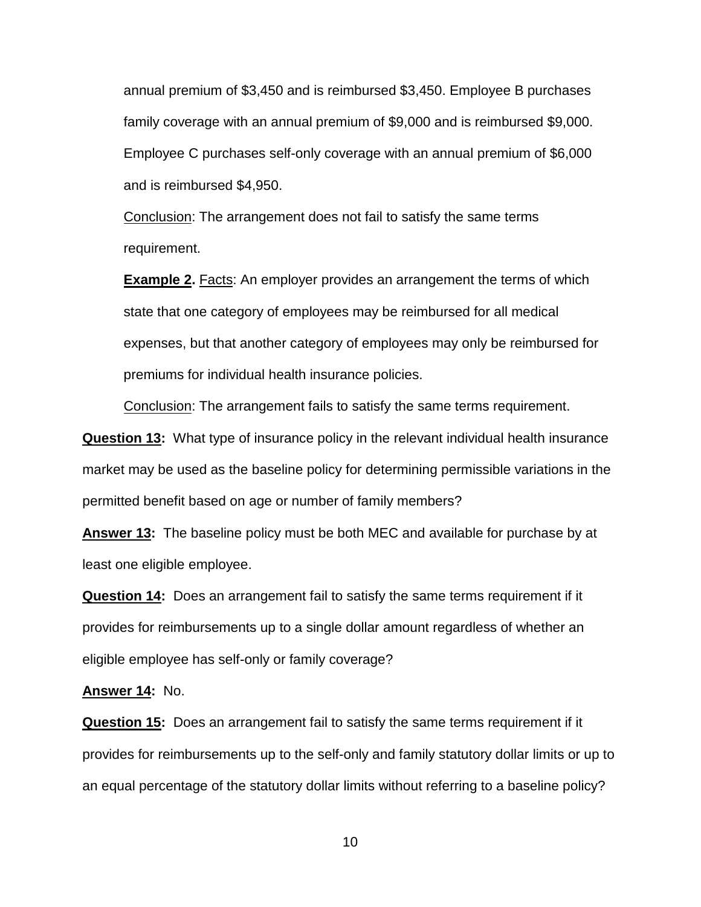annual premium of $3,450 and is reimbursed $3,450. Employee B purchases family coverage with an annual premium of $9,000 and is reimbursed $9,000. Employee C purchases self-only coverage with an annual premium of $6,000 and is reimbursed $4,950.

Conclusion: The arrangement does not fail to satisfy the same terms requirement.

**Example 2.** Facts: An employer provides an arrangement the terms of which state that one category of employees may be reimbursed for all medical expenses, but that another category of employees may only be reimbursed for premiums for individual health insurance policies.

Conclusion: The arrangement fails to satisfy the same terms requirement.

**Question 13:** What type of insurance policy in the relevant individual health insurance market may be used as the baseline policy for determining permissible variations in the permitted benefit based on age or number of family members?

**Answer 13:** The baseline policy must be both MEC and available for purchase by at least one eligible employee.

**Question 14:** Does an arrangement fail to satisfy the same terms requirement if it provides for reimbursements up to a single dollar amount regardless of whether an eligible employee has self-only or family coverage?

**Answer 14:** No.

**Question 15:** Does an arrangement fail to satisfy the same terms requirement if it provides for reimbursements up to the self-only and family statutory dollar limits or up to an equal percentage of the statutory dollar limits without referring to a baseline policy?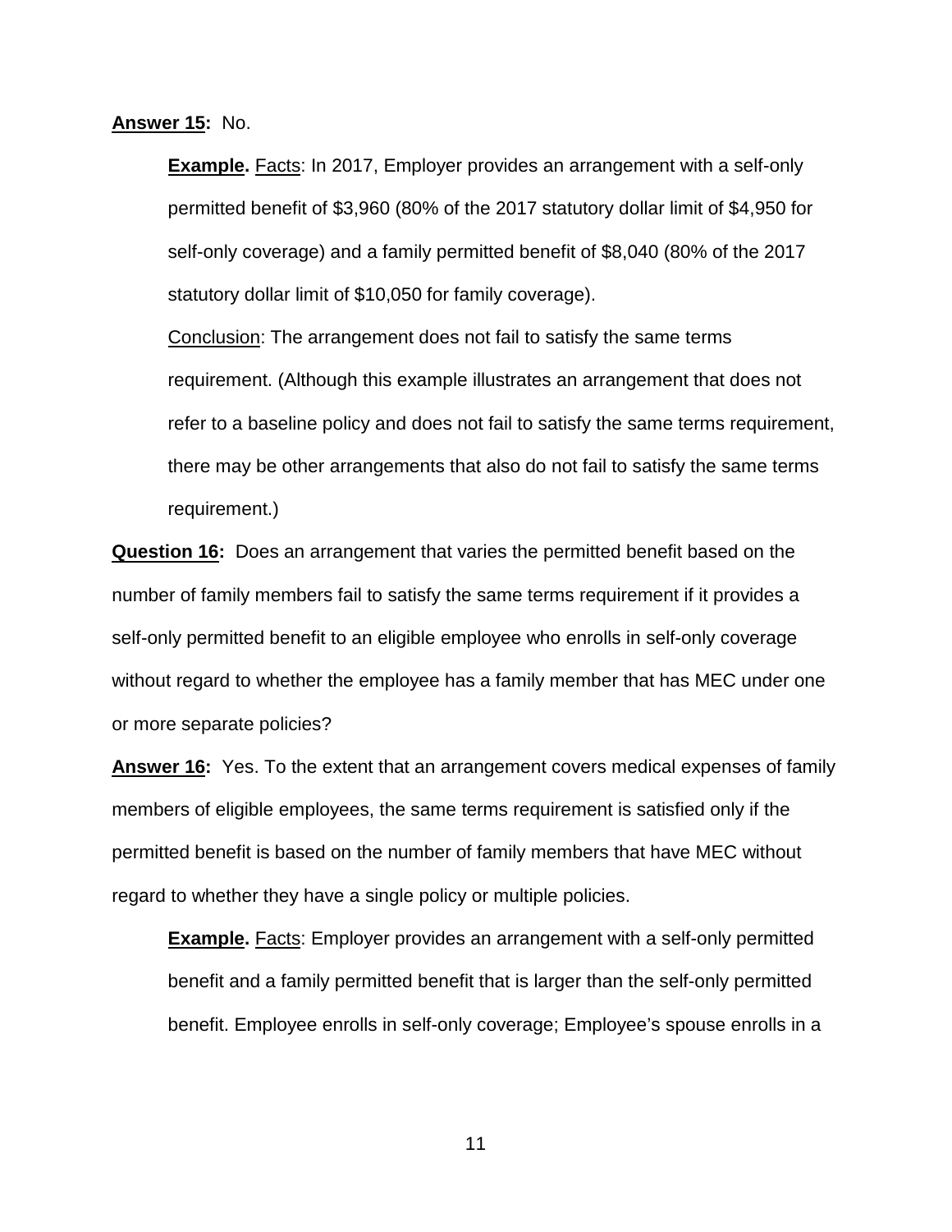**Answer 15:** No.

> **Example.** Facts: In 2017, Employer provides an arrangement with a self-only permitted benefit of $3,960 (80% of the 2017 statutory dollar limit of $4,950 for self-only coverage) and a family permitted benefit of $8,040 (80% of the 2017 statutory dollar limit of $10,050 for family coverage).
>
> Conclusion: The arrangement does not fail to satisfy the same terms requirement. (Although this example illustrates an arrangement that does not refer to a baseline policy and does not fail to satisfy the same terms requirement, there may be other arrangements that also do not fail to satisfy the same terms requirement.)

**Question 16:** Does an arrangement that varies the permitted benefit based on the number of family members fail to satisfy the same terms requirement if it provides a self-only permitted benefit to an eligible employee who enrolls in self-only coverage without regard to whether the employee has a family member that has MEC under one or more separate policies?

**Answer 16:** Yes. To the extent that an arrangement covers medical expenses of family members of eligible employees, the same terms requirement is satisfied only if the permitted benefit is based on the number of family members that have MEC without regard to whether they have a single policy or multiple policies.

> **Example.** Facts: Employer provides an arrangement with a self-only permitted benefit and a family permitted benefit that is larger than the self-only permitted benefit. Employee enrolls in self-only coverage; Employee's spouse enrolls in a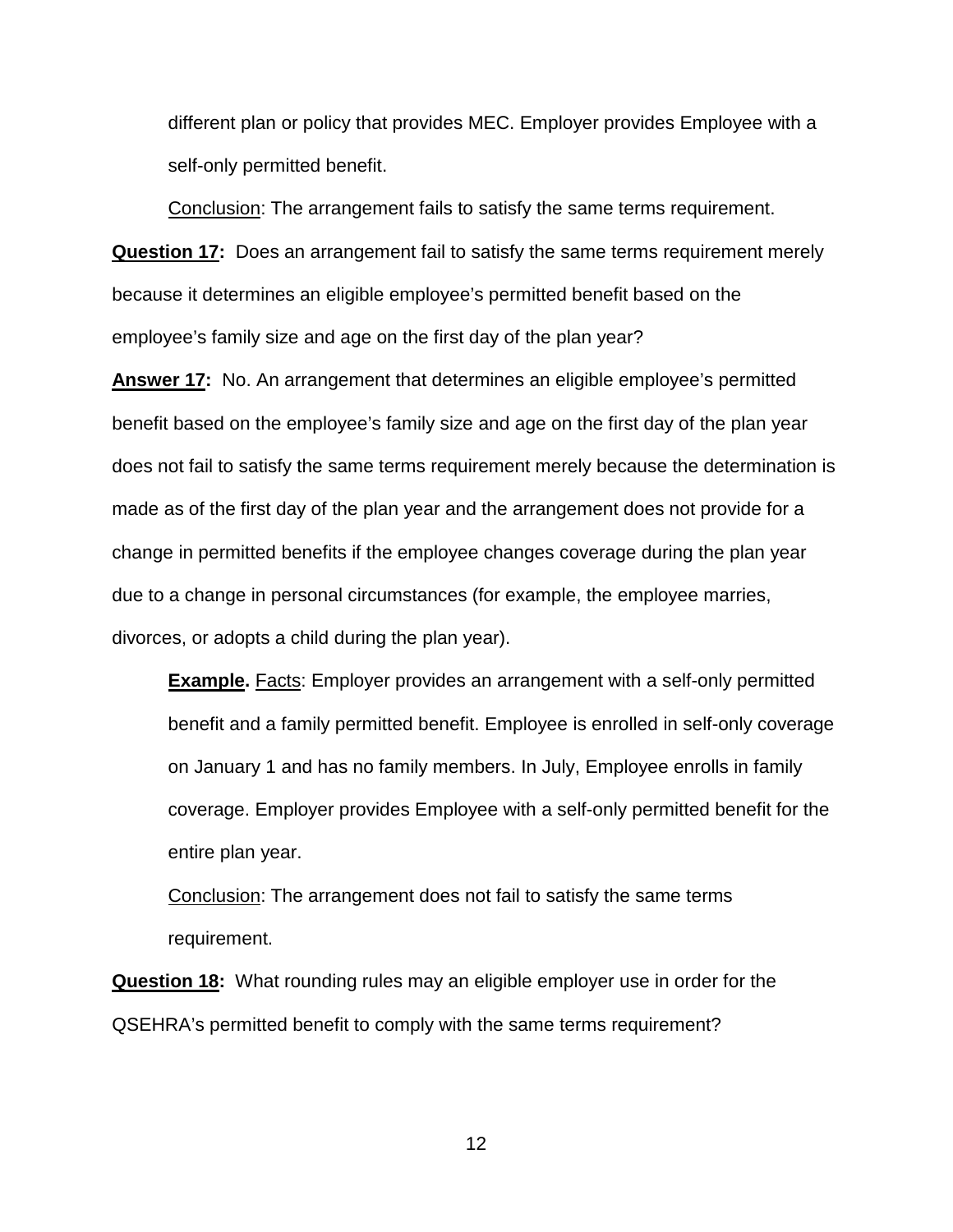different plan or policy that provides MEC. Employer provides Employee with a self-only permitted benefit.

Conclusion: The arrangement fails to satisfy the same terms requirement.

**Question 17:** Does an arrangement fail to satisfy the same terms requirement merely because it determines an eligible employee's permitted benefit based on the employee's family size and age on the first day of the plan year?

**Answer 17:** No. An arrangement that determines an eligible employee's permitted benefit based on the employee's family size and age on the first day of the plan year does not fail to satisfy the same terms requirement merely because the determination is made as of the first day of the plan year and the arrangement does not provide for a change in permitted benefits if the employee changes coverage during the plan year due to a change in personal circumstances (for example, the employee marries, divorces, or adopts a child during the plan year).

> **Example.** Facts: Employer provides an arrangement with a self-only permitted benefit and a family permitted benefit. Employee is enrolled in self-only coverage on January 1 and has no family members. In July, Employee enrolls in family coverage. Employer provides Employee with a self-only permitted benefit for the entire plan year.
>
> Conclusion: The arrangement does not fail to satisfy the same terms requirement.

**Question 18:** What rounding rules may an eligible employer use in order for the QSEHRA's permitted benefit to comply with the same terms requirement?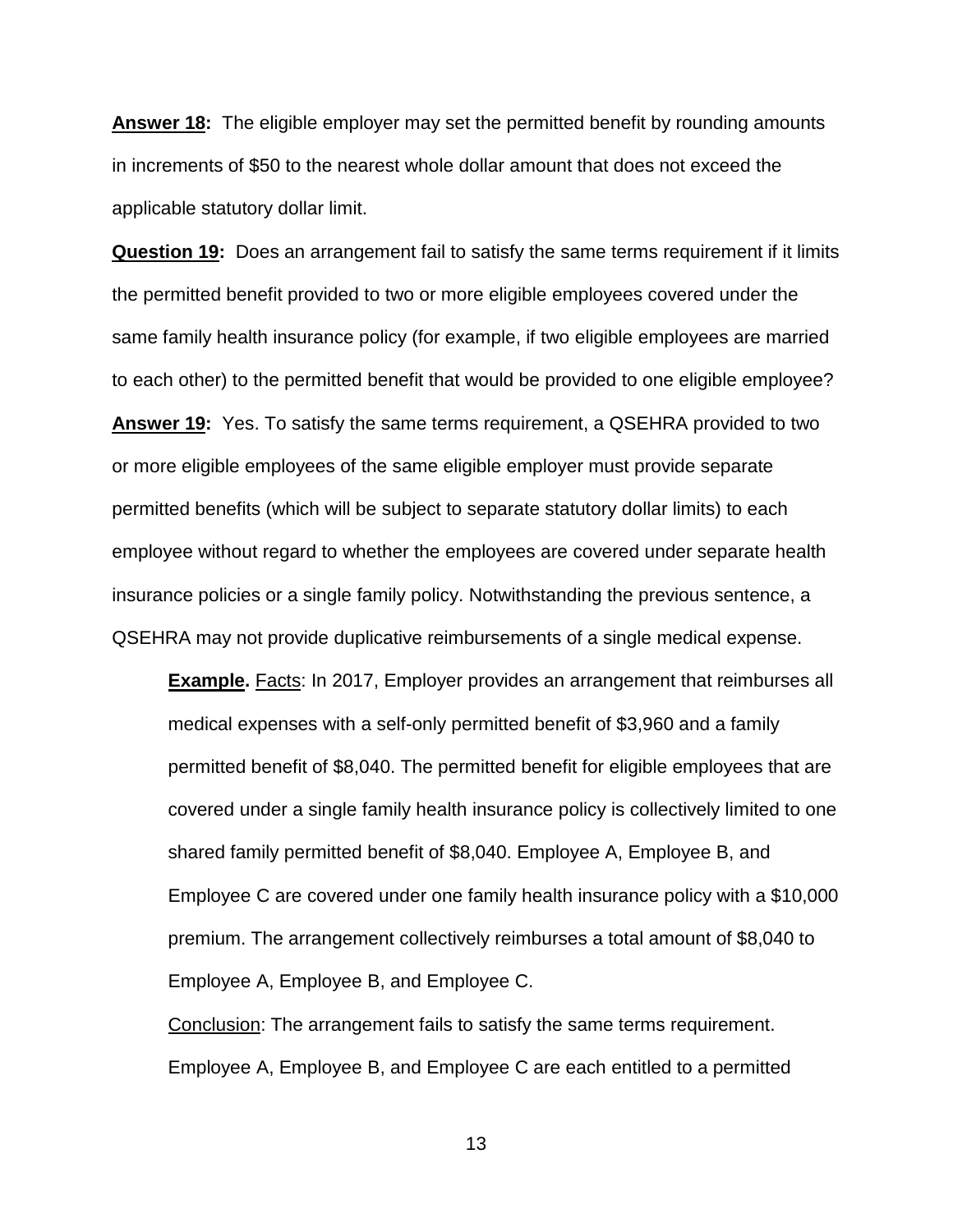**<u>Answer 18</u>:** The eligible employer may set the permitted benefit by rounding amounts in increments of $50 to the nearest whole dollar amount that does not exceed the applicable statutory dollar limit.

**<u>Question 19</u>:** Does an arrangement fail to satisfy the same terms requirement if it limits the permitted benefit provided to two or more eligible employees covered under the same family health insurance policy (for example, if two eligible employees are married to each other) to the permitted benefit that would be provided to one eligible employee?

**<u>Answer 19</u>:** Yes. To satisfy the same terms requirement, a QSEHRA provided to two or more eligible employees of the same eligible employer must provide separate permitted benefits (which will be subject to separate statutory dollar limits) to each employee without regard to whether the employees are covered under separate health insurance policies or a single family policy. Notwithstanding the previous sentence, a QSEHRA may not provide duplicative reimbursements of a single medical expense.

> **<u>Example</u>.** <u>Facts</u>: In 2017, Employer provides an arrangement that reimburses all medical expenses with a self-only permitted benefit of $3,960 and a family permitted benefit of $8,040. The permitted benefit for eligible employees that are covered under a single family health insurance policy is collectively limited to one shared family permitted benefit of $8,040. Employee A, Employee B, and Employee C are covered under one family health insurance policy with a $10,000 premium. The arrangement collectively reimburses a total amount of $8,040 to Employee A, Employee B, and Employee C.
>
> <u>Conclusion</u>: The arrangement fails to satisfy the same terms requirement. Employee A, Employee B, and Employee C are each entitled to a permitted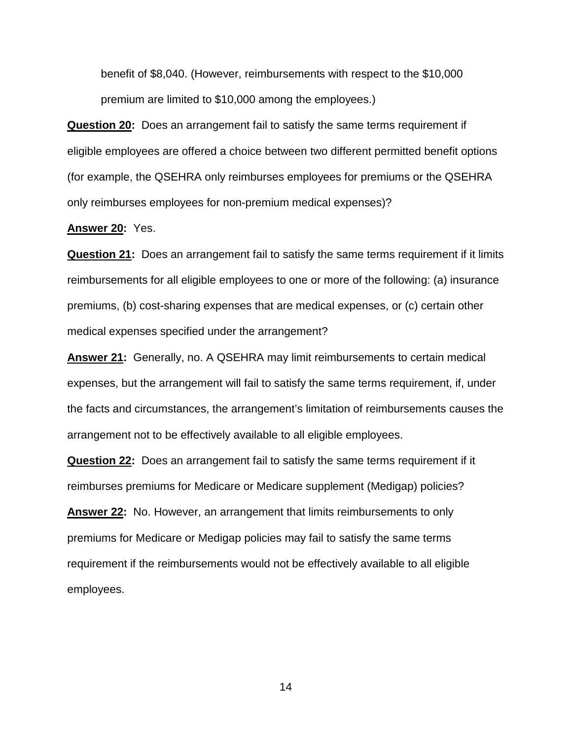benefit of $8,040. (However, reimbursements with respect to the $10,000 premium are limited to $10,000 among the employees.)

**<u>Question 20</u>:** Does an arrangement fail to satisfy the same terms requirement if eligible employees are offered a choice between two different permitted benefit options (for example, the QSEHRA only reimburses employees for premiums or the QSEHRA only reimburses employees for non-premium medical expenses)?

**<u>Answer 20</u>:** Yes.

**<u>Question 21</u>:** Does an arrangement fail to satisfy the same terms requirement if it limits reimbursements for all eligible employees to one or more of the following: (a) insurance premiums, (b) cost-sharing expenses that are medical expenses, or (c) certain other medical expenses specified under the arrangement?

**<u>Answer 21</u>:** Generally, no. A QSEHRA may limit reimbursements to certain medical expenses, but the arrangement will fail to satisfy the same terms requirement, if, under the facts and circumstances, the arrangement's limitation of reimbursements causes the arrangement not to be effectively available to all eligible employees.

**<u>Question 22</u>:** Does an arrangement fail to satisfy the same terms requirement if it reimburses premiums for Medicare or Medicare supplement (Medigap) policies?

**<u>Answer 22</u>:** No. However, an arrangement that limits reimbursements to only premiums for Medicare or Medigap policies may fail to satisfy the same terms requirement if the reimbursements would not be effectively available to all eligible employees.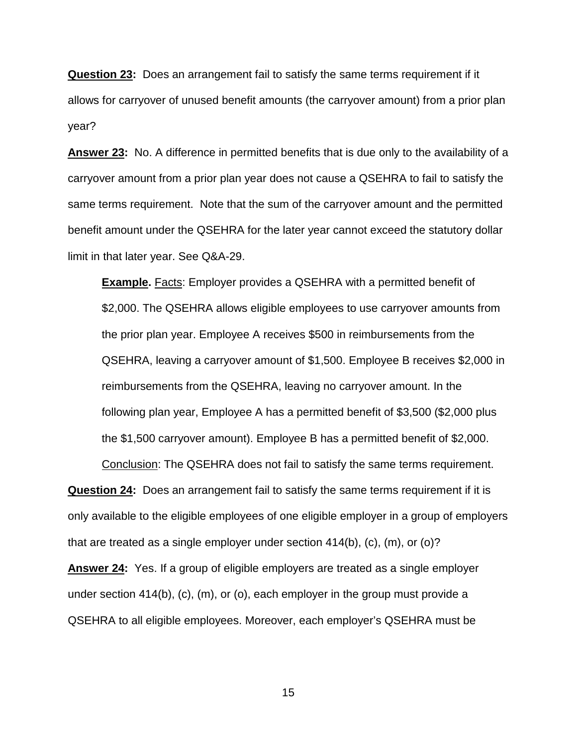**<u>Question 23</u>:** Does an arrangement fail to satisfy the same terms requirement if it allows for carryover of unused benefit amounts (the carryover amount) from a prior plan year?

**<u>Answer 23</u>:** No. A difference in permitted benefits that is due only to the availability of a carryover amount from a prior plan year does not cause a QSEHRA to fail to satisfy the same terms requirement. Note that the sum of the carryover amount and the permitted benefit amount under the QSEHRA for the later year cannot exceed the statutory dollar limit in that later year. See Q&A-29.

> **Example.** <u>Facts</u>: Employer provides a QSEHRA with a permitted benefit of $2,000. The QSEHRA allows eligible employees to use carryover amounts from the prior plan year. Employee A receives $500 in reimbursements from the QSEHRA, leaving a carryover amount of $1,500. Employee B receives $2,000 in reimbursements from the QSEHRA, leaving no carryover amount. In the following plan year, Employee A has a permitted benefit of $3,500 ($2,000 plus the $1,500 carryover amount). Employee B has a permitted benefit of $2,000.
>
> <u>Conclusion</u>: The QSEHRA does not fail to satisfy the same terms requirement.

**<u>Question 24</u>:** Does an arrangement fail to satisfy the same terms requirement if it is only available to the eligible employees of one eligible employer in a group of employers that are treated as a single employer under section 414(b), (c), (m), or (o)?

**<u>Answer 24</u>:** Yes. If a group of eligible employers are treated as a single employer under section 414(b), (c), (m), or (o), each employer in the group must provide a QSEHRA to all eligible employees. Moreover, each employer's QSEHRA must be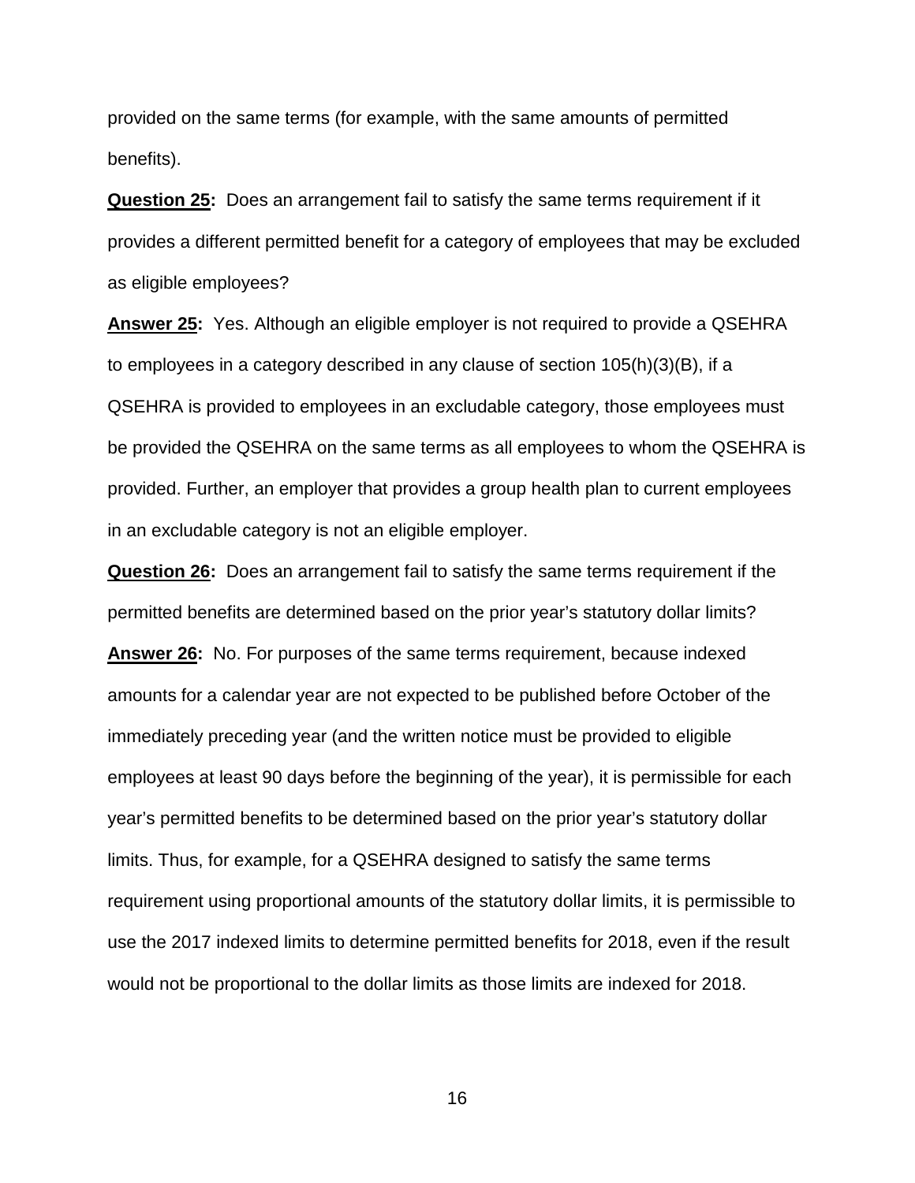provided on the same terms (for example, with the same amounts of permitted benefits).

**<u>Question 25</u>:** Does an arrangement fail to satisfy the same terms requirement if it provides a different permitted benefit for a category of employees that may be excluded as eligible employees?

**<u>Answer 25</u>:** Yes. Although an eligible employer is not required to provide a QSEHRA to employees in a category described in any clause of section 105(h)(3)(B), if a QSEHRA is provided to employees in an excludable category, those employees must be provided the QSEHRA on the same terms as all employees to whom the QSEHRA is provided. Further, an employer that provides a group health plan to current employees in an excludable category is not an eligible employer.

**<u>Question 26</u>:** Does an arrangement fail to satisfy the same terms requirement if the permitted benefits are determined based on the prior year's statutory dollar limits?

**<u>Answer 26</u>:** No. For purposes of the same terms requirement, because indexed amounts for a calendar year are not expected to be published before October of the immediately preceding year (and the written notice must be provided to eligible employees at least 90 days before the beginning of the year), it is permissible for each year's permitted benefits to be determined based on the prior year's statutory dollar limits. Thus, for example, for a QSEHRA designed to satisfy the same terms requirement using proportional amounts of the statutory dollar limits, it is permissible to use the 2017 indexed limits to determine permitted benefits for 2018, even if the result would not be proportional to the dollar limits as those limits are indexed for 2018.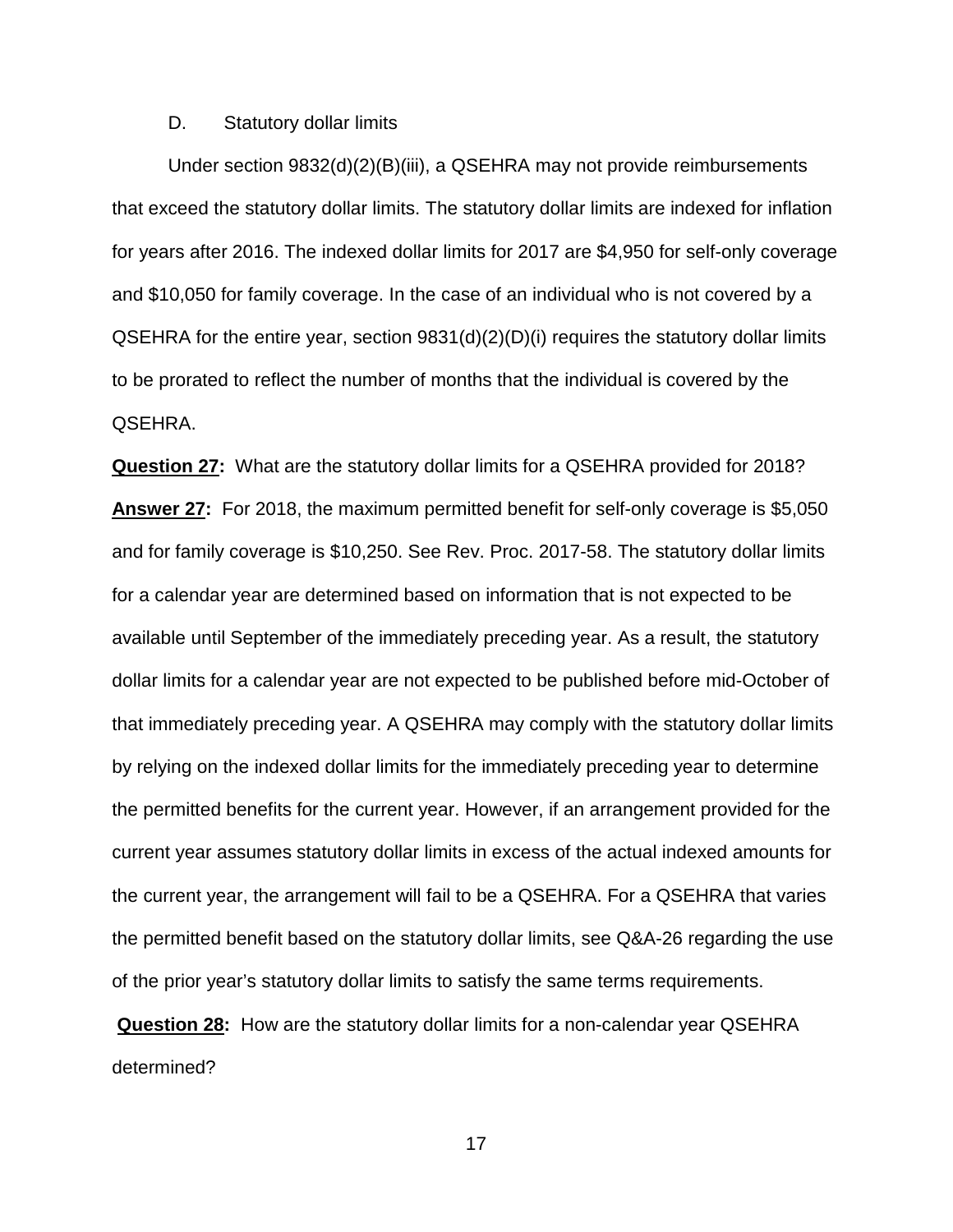### D. Statutory dollar limits

Under section 9832(d)(2)(B)(iii), a QSEHRA may not provide reimbursements that exceed the statutory dollar limits. The statutory dollar limits are indexed for inflation for years after 2016. The indexed dollar limits for 2017 are $4,950 for self-only coverage and $10,050 for family coverage. In the case of an individual who is not covered by a QSEHRA for the entire year, section 9831(d)(2)(D)(i) requires the statutory dollar limits to be prorated to reflect the number of months that the individual is covered by the QSEHRA.

**Question 27:** What are the statutory dollar limits for a QSEHRA provided for 2018?

**Answer 27:** For 2018, the maximum permitted benefit for self-only coverage is $5,050 and for family coverage is $10,250. See Rev. Proc. 2017-58. The statutory dollar limits for a calendar year are determined based on information that is not expected to be available until September of the immediately preceding year. As a result, the statutory dollar limits for a calendar year are not expected to be published before mid-October of that immediately preceding year. A QSEHRA may comply with the statutory dollar limits by relying on the indexed dollar limits for the immediately preceding year to determine the permitted benefits for the current year. However, if an arrangement provided for the current year assumes statutory dollar limits in excess of the actual indexed amounts for the current year, the arrangement will fail to be a QSEHRA. For a QSEHRA that varies the permitted benefit based on the statutory dollar limits, see Q&A-26 regarding the use of the prior year's statutory dollar limits to satisfy the same terms requirements.

**Question 28:** How are the statutory dollar limits for a non-calendar year QSEHRA determined?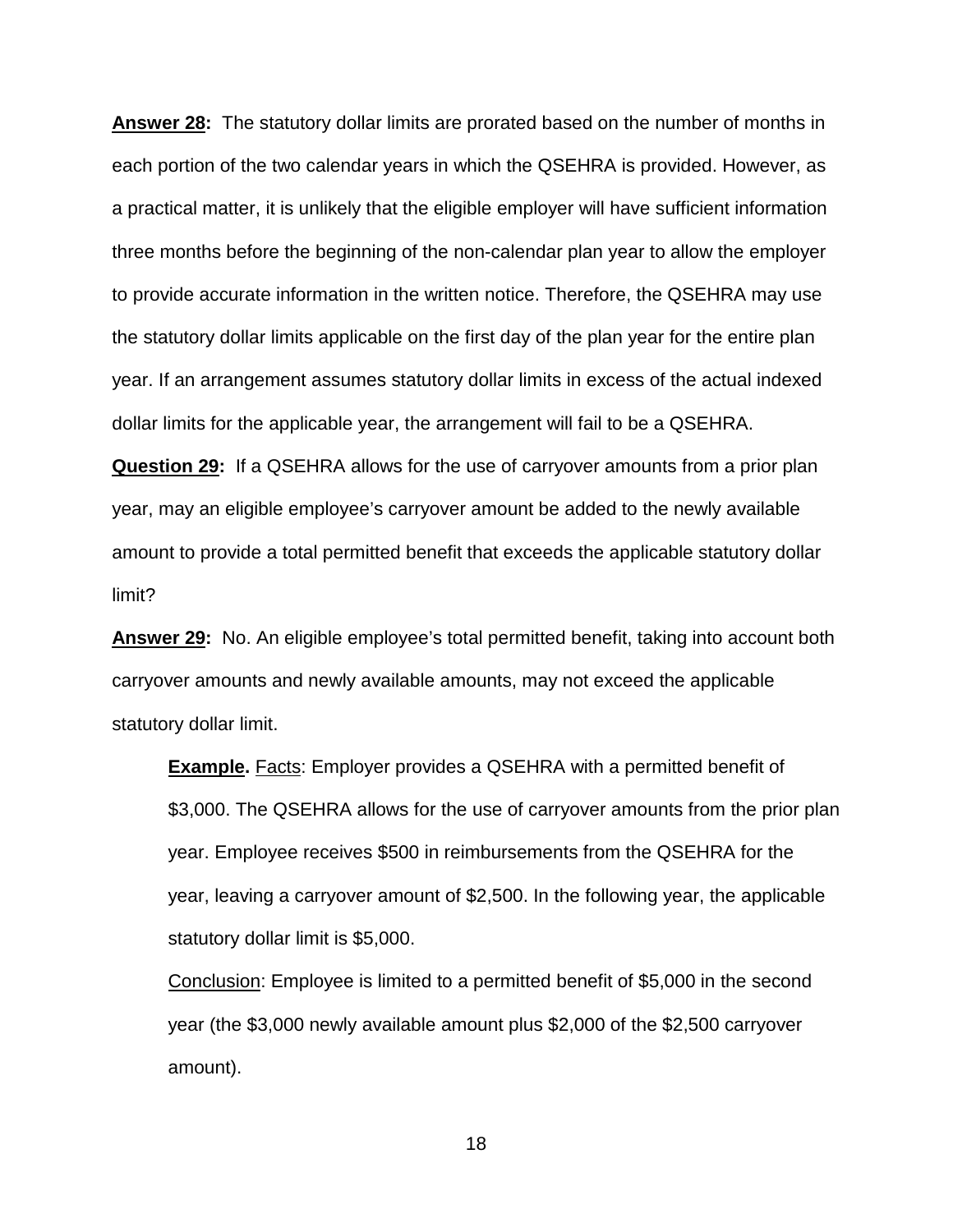**Answer 28:** The statutory dollar limits are prorated based on the number of months in each portion of the two calendar years in which the QSEHRA is provided. However, as a practical matter, it is unlikely that the eligible employer will have sufficient information three months before the beginning of the non-calendar plan year to allow the employer to provide accurate information in the written notice. Therefore, the QSEHRA may use the statutory dollar limits applicable on the first day of the plan year for the entire plan year. If an arrangement assumes statutory dollar limits in excess of the actual indexed dollar limits for the applicable year, the arrangement will fail to be a QSEHRA.

**Question 29:** If a QSEHRA allows for the use of carryover amounts from a prior plan year, may an eligible employee's carryover amount be added to the newly available amount to provide a total permitted benefit that exceeds the applicable statutory dollar limit?

**Answer 29:** No. An eligible employee's total permitted benefit, taking into account both carryover amounts and newly available amounts, may not exceed the applicable statutory dollar limit.

> **Example.** Facts: Employer provides a QSEHRA with a permitted benefit of $3,000. The QSEHRA allows for the use of carryover amounts from the prior plan year. Employee receives $500 in reimbursements from the QSEHRA for the year, leaving a carryover amount of $2,500. In the following year, the applicable statutory dollar limit is $5,000.
>
> Conclusion: Employee is limited to a permitted benefit of $5,000 in the second year (the $3,000 newly available amount plus $2,000 of the $2,500 carryover amount).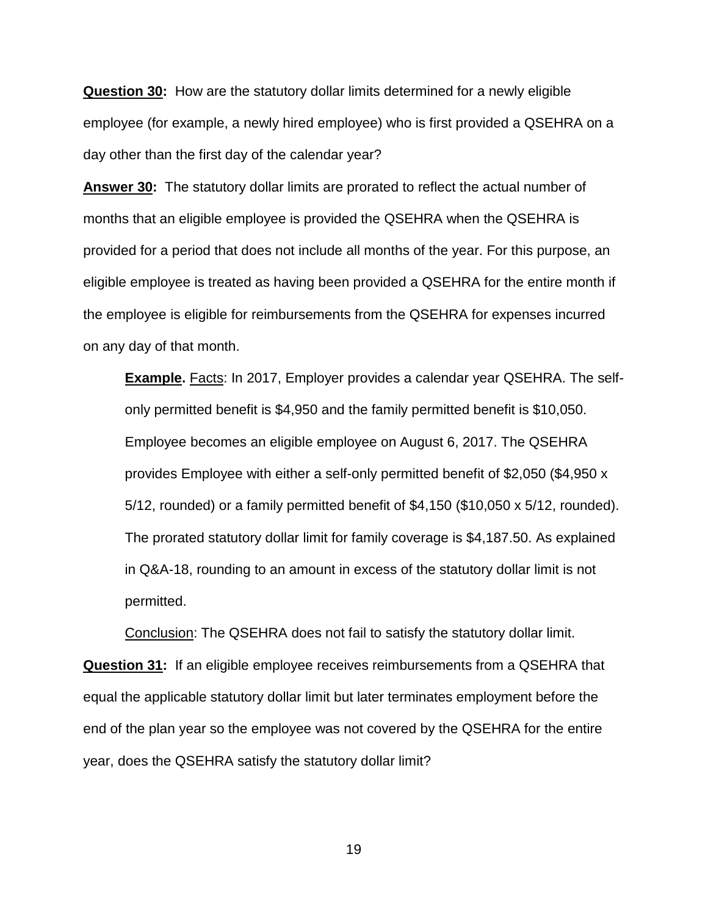**<u>Question 30</u>:** How are the statutory dollar limits determined for a newly eligible employee (for example, a newly hired employee) who is first provided a QSEHRA on a day other than the first day of the calendar year?

**<u>Answer 30</u>:** The statutory dollar limits are prorated to reflect the actual number of months that an eligible employee is provided the QSEHRA when the QSEHRA is provided for a period that does not include all months of the year. For this purpose, an eligible employee is treated as having been provided a QSEHRA for the entire month if the employee is eligible for reimbursements from the QSEHRA for expenses incurred on any day of that month.

> **<u>Example</u>.** <u>Facts</u>: In 2017, Employer provides a calendar year QSEHRA. The self-only permitted benefit is $4,950 and the family permitted benefit is $10,050. Employee becomes an eligible employee on August 6, 2017. The QSEHRA provides Employee with either a self-only permitted benefit of $2,050 ($4,950 x 5/12, rounded) or a family permitted benefit of $4,150 ($10,050 x 5/12, rounded). The prorated statutory dollar limit for family coverage is $4,187.50. As explained in Q&A-18, rounding to an amount in excess of the statutory dollar limit is not permitted.
>
> <u>Conclusion</u>: The QSEHRA does not fail to satisfy the statutory dollar limit.

**<u>Question 31</u>:** If an eligible employee receives reimbursements from a QSEHRA that equal the applicable statutory dollar limit but later terminates employment before the end of the plan year so the employee was not covered by the QSEHRA for the entire year, does the QSEHRA satisfy the statutory dollar limit?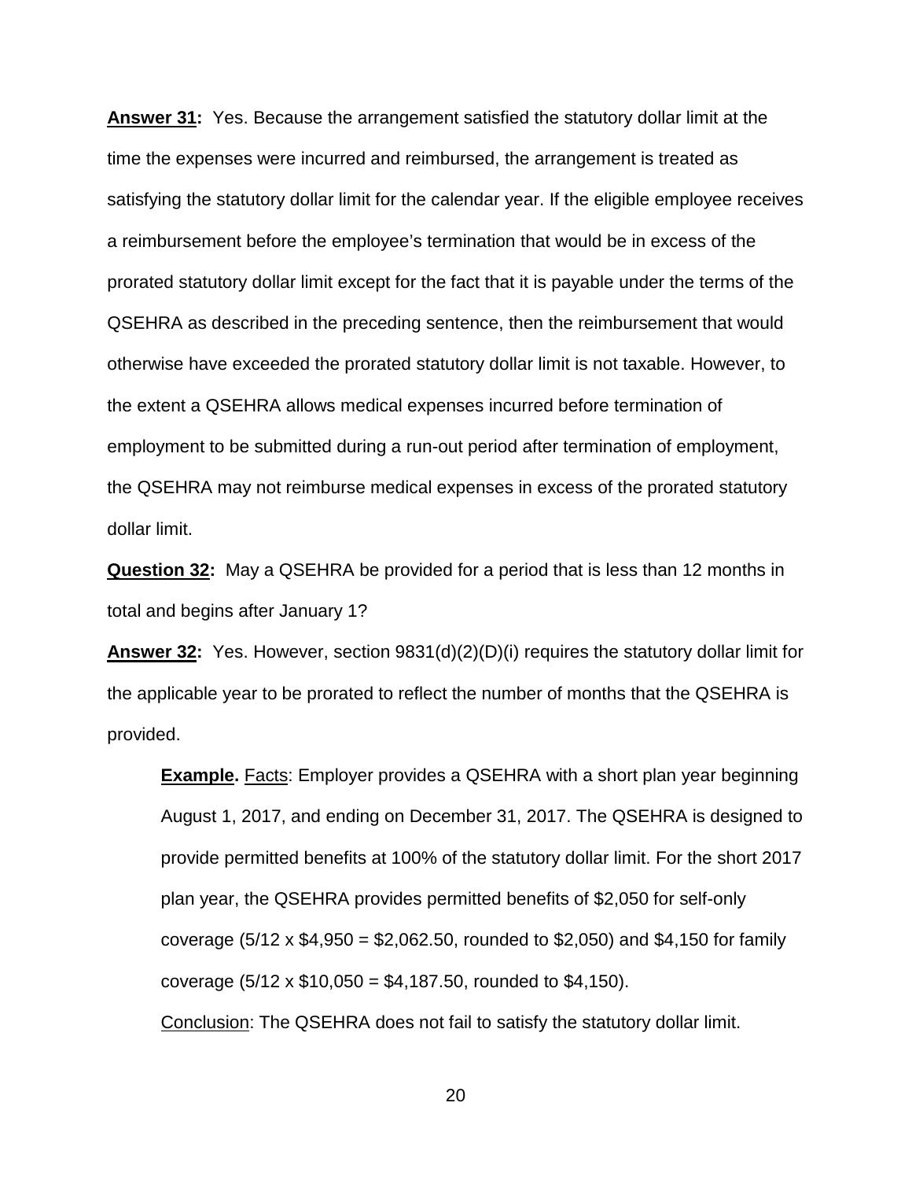**Answer 31:** Yes. Because the arrangement satisfied the statutory dollar limit at the time the expenses were incurred and reimbursed, the arrangement is treated as satisfying the statutory dollar limit for the calendar year. If the eligible employee receives a reimbursement before the employee's termination that would be in excess of the prorated statutory dollar limit except for the fact that it is payable under the terms of the QSEHRA as described in the preceding sentence, then the reimbursement that would otherwise have exceeded the prorated statutory dollar limit is not taxable. However, to the extent a QSEHRA allows medical expenses incurred before termination of employment to be submitted during a run-out period after termination of employment, the QSEHRA may not reimburse medical expenses in excess of the prorated statutory dollar limit.

**Question 32:** May a QSEHRA be provided for a period that is less than 12 months in total and begins after January 1?

**Answer 32:** Yes. However, section 9831(d)(2)(D)(i) requires the statutory dollar limit for the applicable year to be prorated to reflect the number of months that the QSEHRA is provided.

> **Example.** Facts: Employer provides a QSEHRA with a short plan year beginning August 1, 2017, and ending on December 31, 2017. The QSEHRA is designed to provide permitted benefits at 100% of the statutory dollar limit. For the short 2017 plan year, the QSEHRA provides permitted benefits of $2,050 for self-only coverage (5/12 x $4,950 = $2,062.50, rounded to $2,050) and $4,150 for family coverage (5/12 x $10,050 = $4,187.50, rounded to $4,150).
>
> Conclusion: The QSEHRA does not fail to satisfy the statutory dollar limit.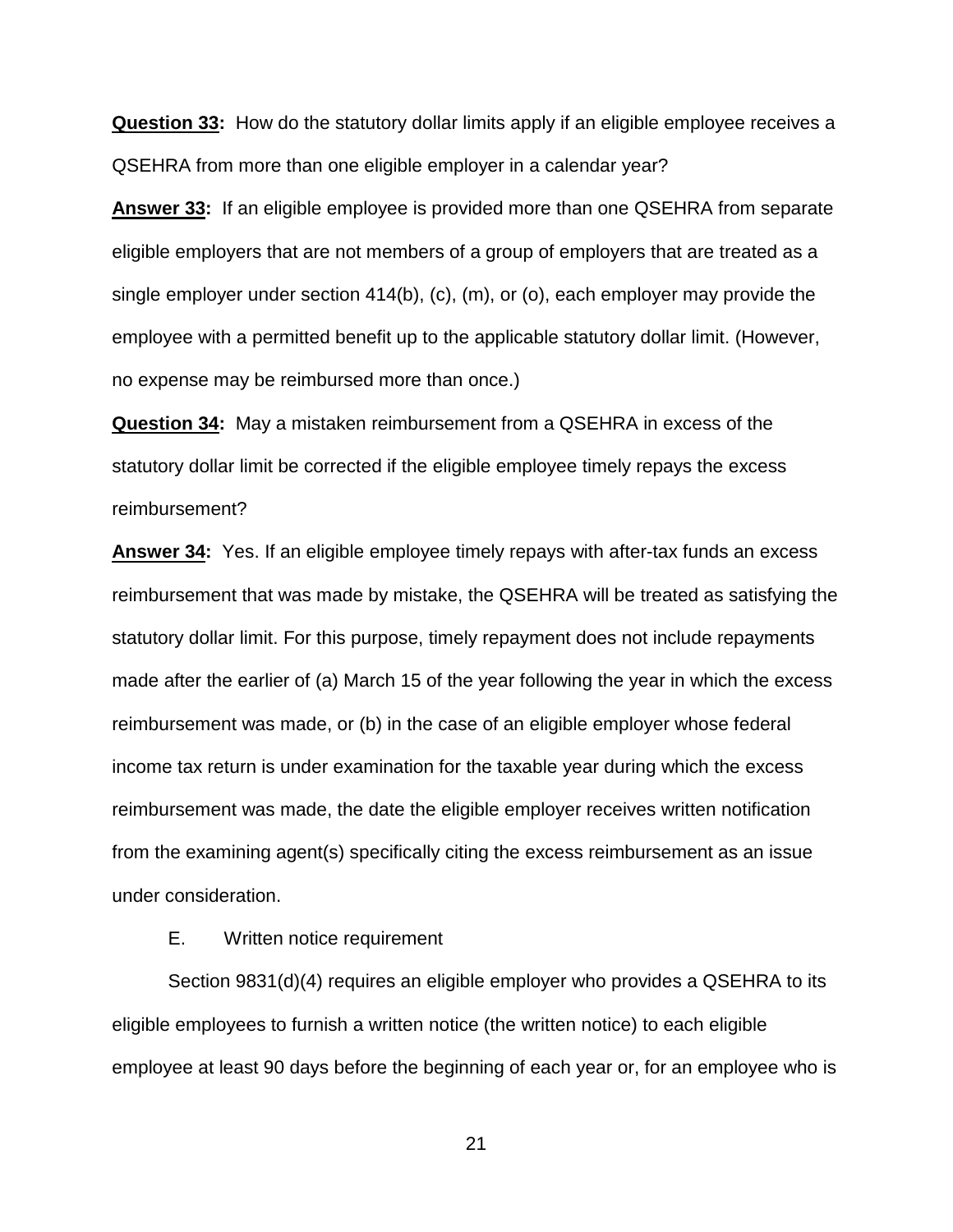**Question 33:** How do the statutory dollar limits apply if an eligible employee receives a QSEHRA from more than one eligible employer in a calendar year?

**Answer 33:** If an eligible employee is provided more than one QSEHRA from separate eligible employers that are not members of a group of employers that are treated as a single employer under section 414(b), (c), (m), or (o), each employer may provide the employee with a permitted benefit up to the applicable statutory dollar limit. (However, no expense may be reimbursed more than once.)

**Question 34:** May a mistaken reimbursement from a QSEHRA in excess of the statutory dollar limit be corrected if the eligible employee timely repays the excess reimbursement?

**Answer 34:** Yes. If an eligible employee timely repays with after-tax funds an excess reimbursement that was made by mistake, the QSEHRA will be treated as satisfying the statutory dollar limit. For this purpose, timely repayment does not include repayments made after the earlier of (a) March 15 of the year following the year in which the excess reimbursement was made, or (b) in the case of an eligible employer whose federal income tax return is under examination for the taxable year during which the excess reimbursement was made, the date the eligible employer receives written notification from the examining agent(s) specifically citing the excess reimbursement as an issue under consideration.

E. Written notice requirement

Section 9831(d)(4) requires an eligible employer who provides a QSEHRA to its eligible employees to furnish a written notice (the written notice) to each eligible employee at least 90 days before the beginning of each year or, for an employee who is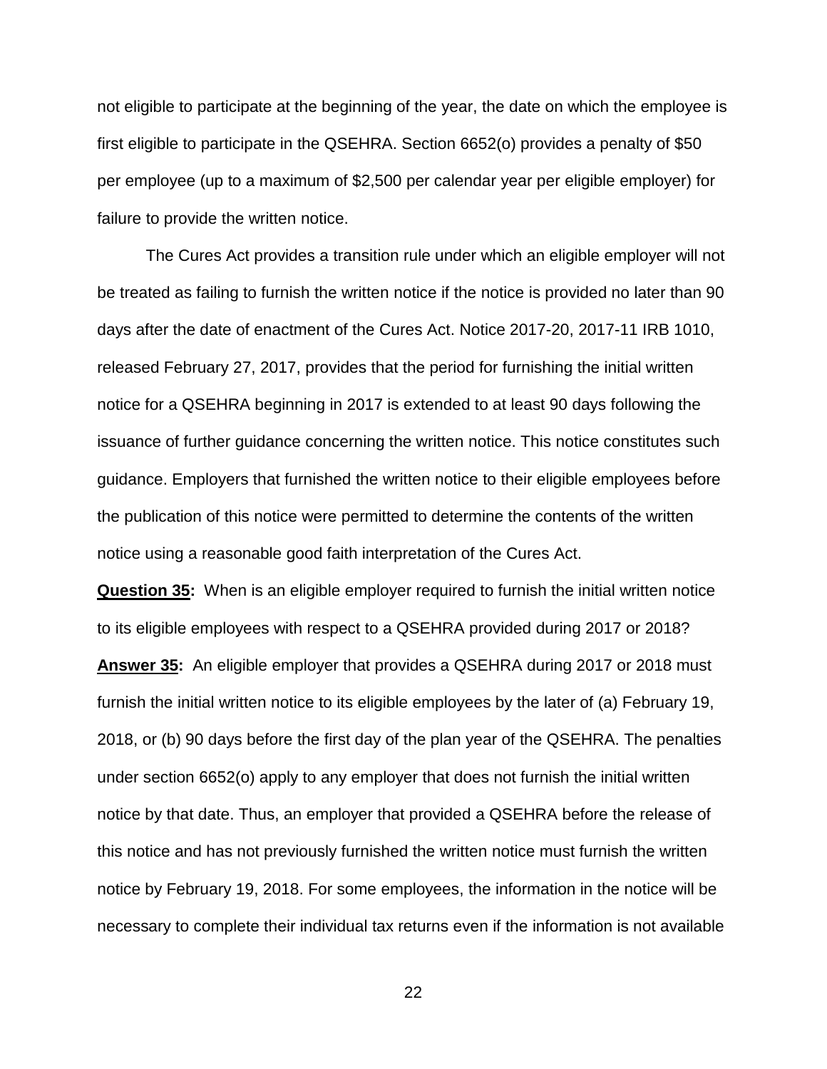not eligible to participate at the beginning of the year, the date on which the employee is first eligible to participate in the QSEHRA. Section 6652(o) provides a penalty of $50 per employee (up to a maximum of $2,500 per calendar year per eligible employer) for failure to provide the written notice.

The Cures Act provides a transition rule under which an eligible employer will not be treated as failing to furnish the written notice if the notice is provided no later than 90 days after the date of enactment of the Cures Act. Notice 2017-20, 2017-11 IRB 1010, released February 27, 2017, provides that the period for furnishing the initial written notice for a QSEHRA beginning in 2017 is extended to at least 90 days following the issuance of further guidance concerning the written notice. This notice constitutes such guidance. Employers that furnished the written notice to their eligible employees before the publication of this notice were permitted to determine the contents of the written notice using a reasonable good faith interpretation of the Cures Act.

**Question 35:** When is an eligible employer required to furnish the initial written notice to its eligible employees with respect to a QSEHRA provided during 2017 or 2018?

**Answer 35:** An eligible employer that provides a QSEHRA during 2017 or 2018 must furnish the initial written notice to its eligible employees by the later of (a) February 19, 2018, or (b) 90 days before the first day of the plan year of the QSEHRA. The penalties under section 6652(o) apply to any employer that does not furnish the initial written notice by that date. Thus, an employer that provided a QSEHRA before the release of this notice and has not previously furnished the written notice must furnish the written notice by February 19, 2018. For some employees, the information in the notice will be necessary to complete their individual tax returns even if the information is not available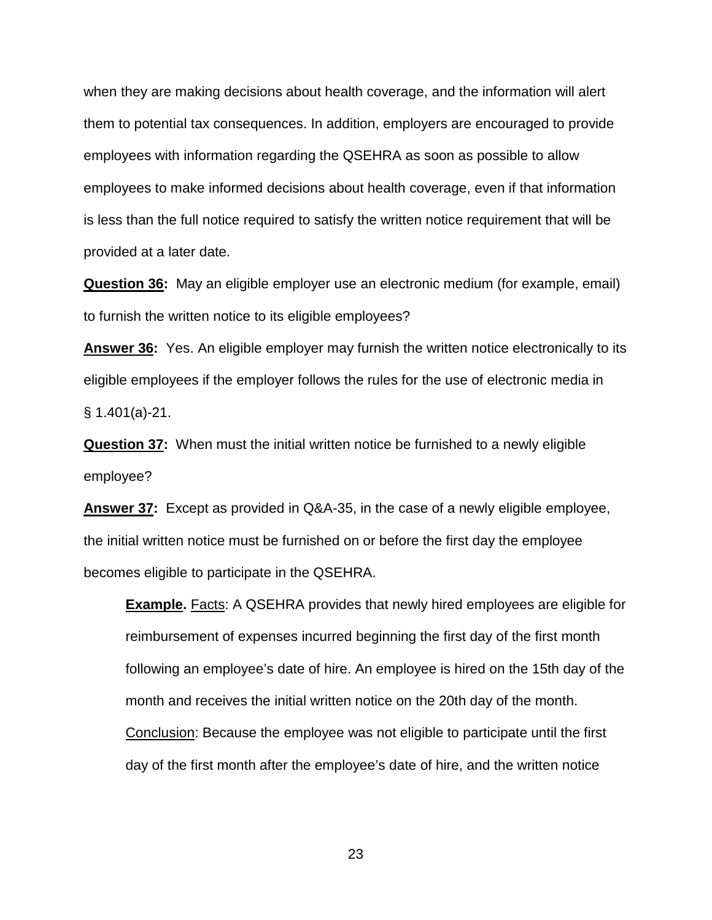when they are making decisions about health coverage, and the information will alert them to potential tax consequences. In addition, employers are encouraged to provide employees with information regarding the QSEHRA as soon as possible to allow employees to make informed decisions about health coverage, even if that information is less than the full notice required to satisfy the written notice requirement that will be provided at a later date.

**Question 36:** May an eligible employer use an electronic medium (for example, email) to furnish the written notice to its eligible employees?

**Answer 36:** Yes. An eligible employer may furnish the written notice electronically to its eligible employees if the employer follows the rules for the use of electronic media in § 1.401(a)-21.

**Question 37:** When must the initial written notice be furnished to a newly eligible employee?

**Answer 37:** Except as provided in Q&A-35, in the case of a newly eligible employee, the initial written notice must be furnished on or before the first day the employee becomes eligible to participate in the QSEHRA.

> **Example.** Facts: A QSEHRA provides that newly hired employees are eligible for reimbursement of expenses incurred beginning the first day of the first month following an employee's date of hire. An employee is hired on the 15th day of the month and receives the initial written notice on the 20th day of the month.
>
> Conclusion: Because the employee was not eligible to participate until the first day of the first month after the employee's date of hire, and the written notice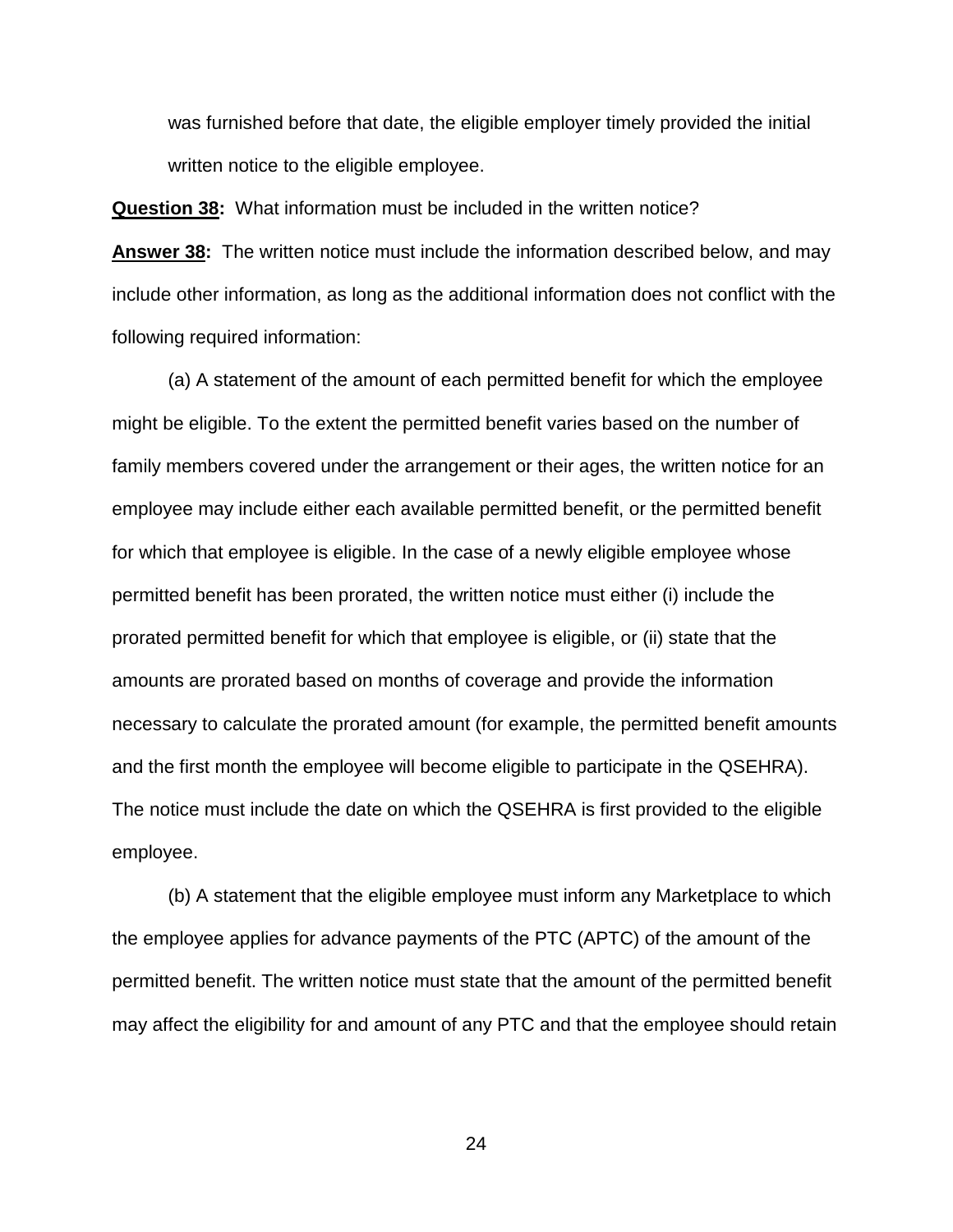was furnished before that date, the eligible employer timely provided the initial written notice to the eligible employee.

**Question 38:** What information must be included in the written notice?

**Answer 38:** The written notice must include the information described below, and may include other information, as long as the additional information does not conflict with the following required information:

(a) A statement of the amount of each permitted benefit for which the employee might be eligible. To the extent the permitted benefit varies based on the number of family members covered under the arrangement or their ages, the written notice for an employee may include either each available permitted benefit, or the permitted benefit for which that employee is eligible. In the case of a newly eligible employee whose permitted benefit has been prorated, the written notice must either (i) include the prorated permitted benefit for which that employee is eligible, or (ii) state that the amounts are prorated based on months of coverage and provide the information necessary to calculate the prorated amount (for example, the permitted benefit amounts and the first month the employee will become eligible to participate in the QSEHRA). The notice must include the date on which the QSEHRA is first provided to the eligible employee.

(b) A statement that the eligible employee must inform any Marketplace to which the employee applies for advance payments of the PTC (APTC) of the amount of the permitted benefit. The written notice must state that the amount of the permitted benefit may affect the eligibility for and amount of any PTC and that the employee should retain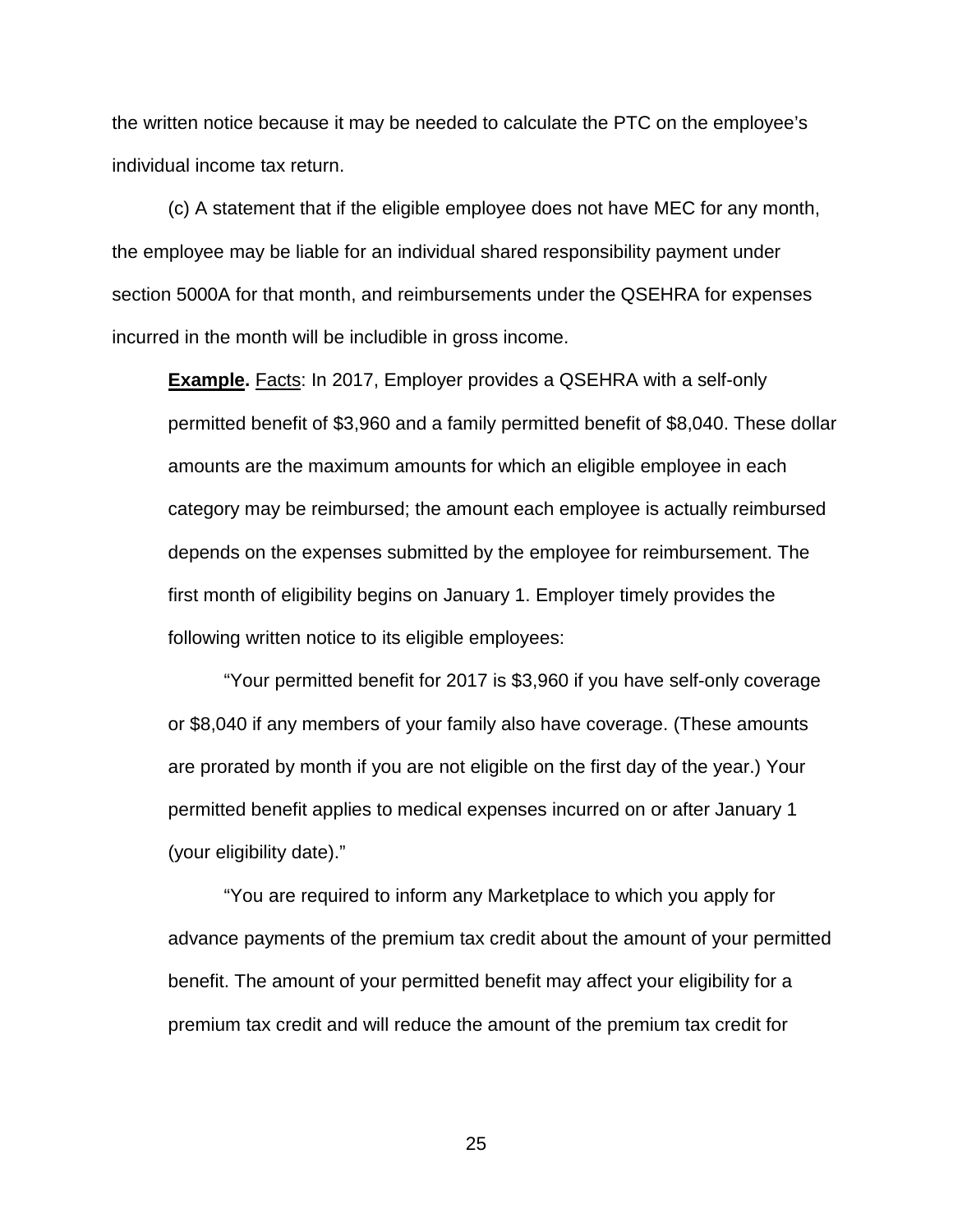the written notice because it may be needed to calculate the PTC on the employee's individual income tax return.

(c) A statement that if the eligible employee does not have MEC for any month, the employee may be liable for an individual shared responsibility payment under section 5000A for that month, and reimbursements under the QSEHRA for expenses incurred in the month will be includible in gross income.

> **Example.** Facts: In 2017, Employer provides a QSEHRA with a self-only permitted benefit of $3,960 and a family permitted benefit of $8,040. These dollar amounts are the maximum amounts for which an eligible employee in each category may be reimbursed; the amount each employee is actually reimbursed depends on the expenses submitted by the employee for reimbursement. The first month of eligibility begins on January 1. Employer timely provides the following written notice to its eligible employees:
>
> "Your permitted benefit for 2017 is $3,960 if you have self-only coverage or $8,040 if any members of your family also have coverage. (These amounts are prorated by month if you are not eligible on the first day of the year.) Your permitted benefit applies to medical expenses incurred on or after January 1 (your eligibility date)."
>
> "You are required to inform any Marketplace to which you apply for advance payments of the premium tax credit about the amount of your permitted benefit. The amount of your permitted benefit may affect your eligibility for a premium tax credit and will reduce the amount of the premium tax credit for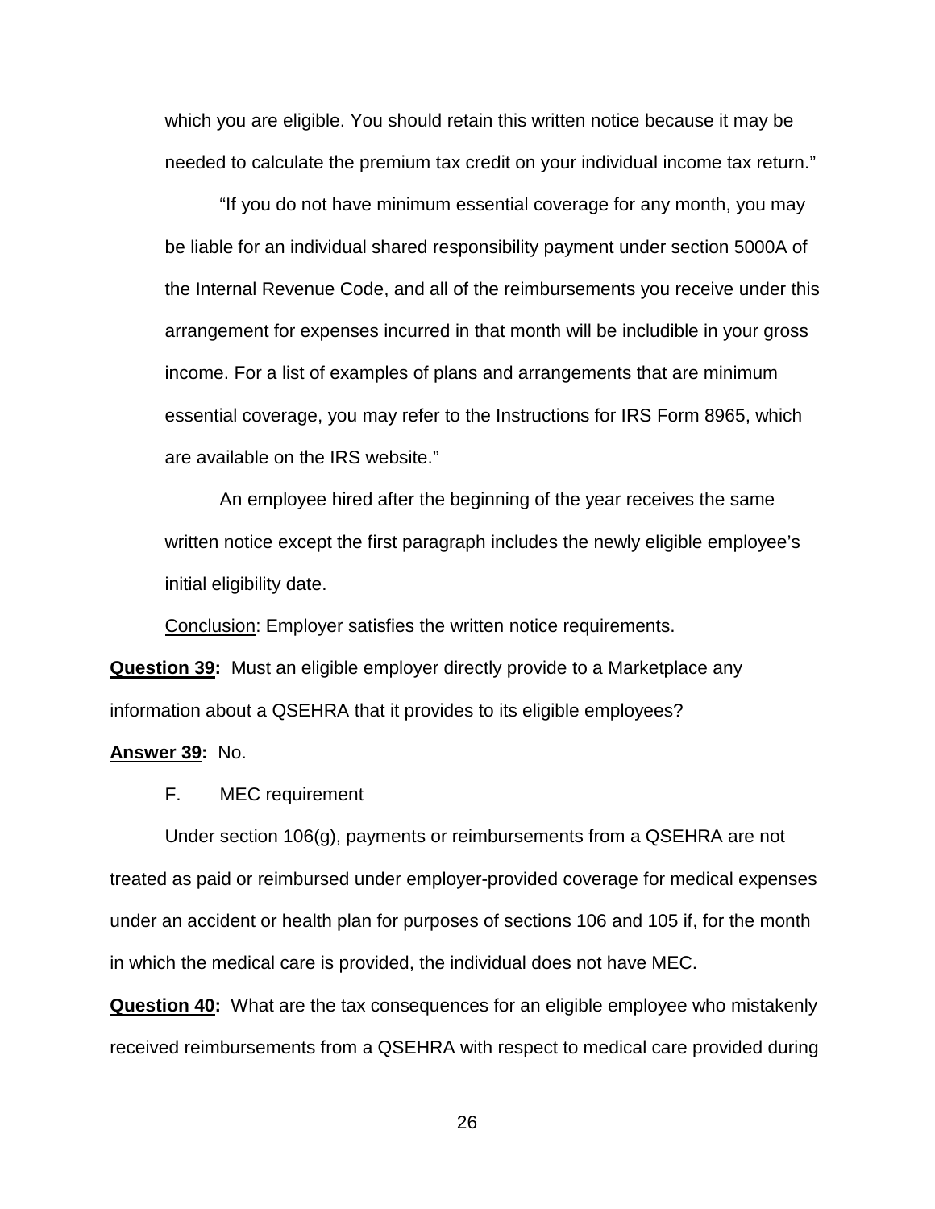which you are eligible. You should retain this written notice because it may be needed to calculate the premium tax credit on your individual income tax return."

"If you do not have minimum essential coverage for any month, you may be liable for an individual shared responsibility payment under section 5000A of the Internal Revenue Code, and all of the reimbursements you receive under this arrangement for expenses incurred in that month will be includible in your gross income. For a list of examples of plans and arrangements that are minimum essential coverage, you may refer to the Instructions for IRS Form 8965, which are available on the IRS website."

An employee hired after the beginning of the year receives the same written notice except the first paragraph includes the newly eligible employee's initial eligibility date.

Conclusion: Employer satisfies the written notice requirements.

**Question 39:** Must an eligible employer directly provide to a Marketplace any information about a QSEHRA that it provides to its eligible employees?

**Answer 39:** No.

F. MEC requirement

Under section 106(g), payments or reimbursements from a QSEHRA are not treated as paid or reimbursed under employer-provided coverage for medical expenses under an accident or health plan for purposes of sections 106 and 105 if, for the month in which the medical care is provided, the individual does not have MEC.

**Question 40:** What are the tax consequences for an eligible employee who mistakenly received reimbursements from a QSEHRA with respect to medical care provided during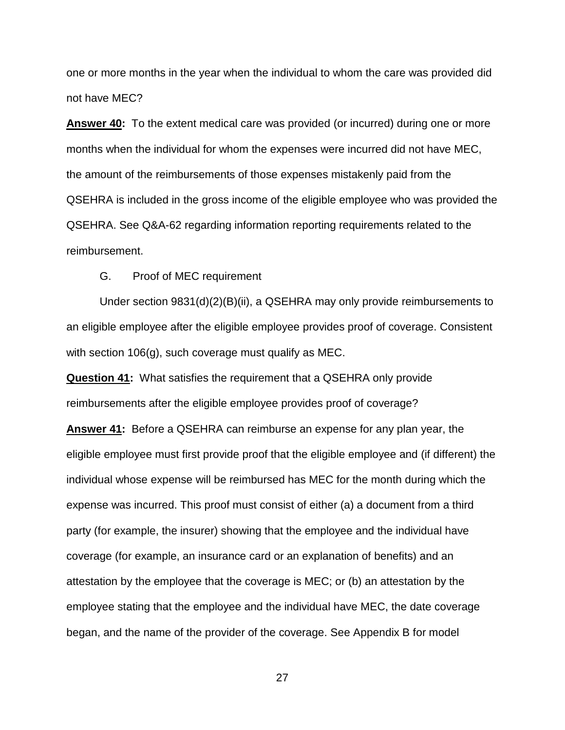one or more months in the year when the individual to whom the care was provided did not have MEC?

**Answer 40:** To the extent medical care was provided (or incurred) during one or more months when the individual for whom the expenses were incurred did not have MEC, the amount of the reimbursements of those expenses mistakenly paid from the QSEHRA is included in the gross income of the eligible employee who was provided the QSEHRA. See Q&A-62 regarding information reporting requirements related to the reimbursement.

G. Proof of MEC requirement

Under section 9831(d)(2)(B)(ii), a QSEHRA may only provide reimbursements to an eligible employee after the eligible employee provides proof of coverage. Consistent with section 106(g), such coverage must qualify as MEC.

**Question 41:** What satisfies the requirement that a QSEHRA only provide reimbursements after the eligible employee provides proof of coverage?

**Answer 41:** Before a QSEHRA can reimburse an expense for any plan year, the eligible employee must first provide proof that the eligible employee and (if different) the individual whose expense will be reimbursed has MEC for the month during which the expense was incurred. This proof must consist of either (a) a document from a third party (for example, the insurer) showing that the employee and the individual have coverage (for example, an insurance card or an explanation of benefits) and an attestation by the employee that the coverage is MEC; or (b) an attestation by the employee stating that the employee and the individual have MEC, the date coverage began, and the name of the provider of the coverage. See Appendix B for model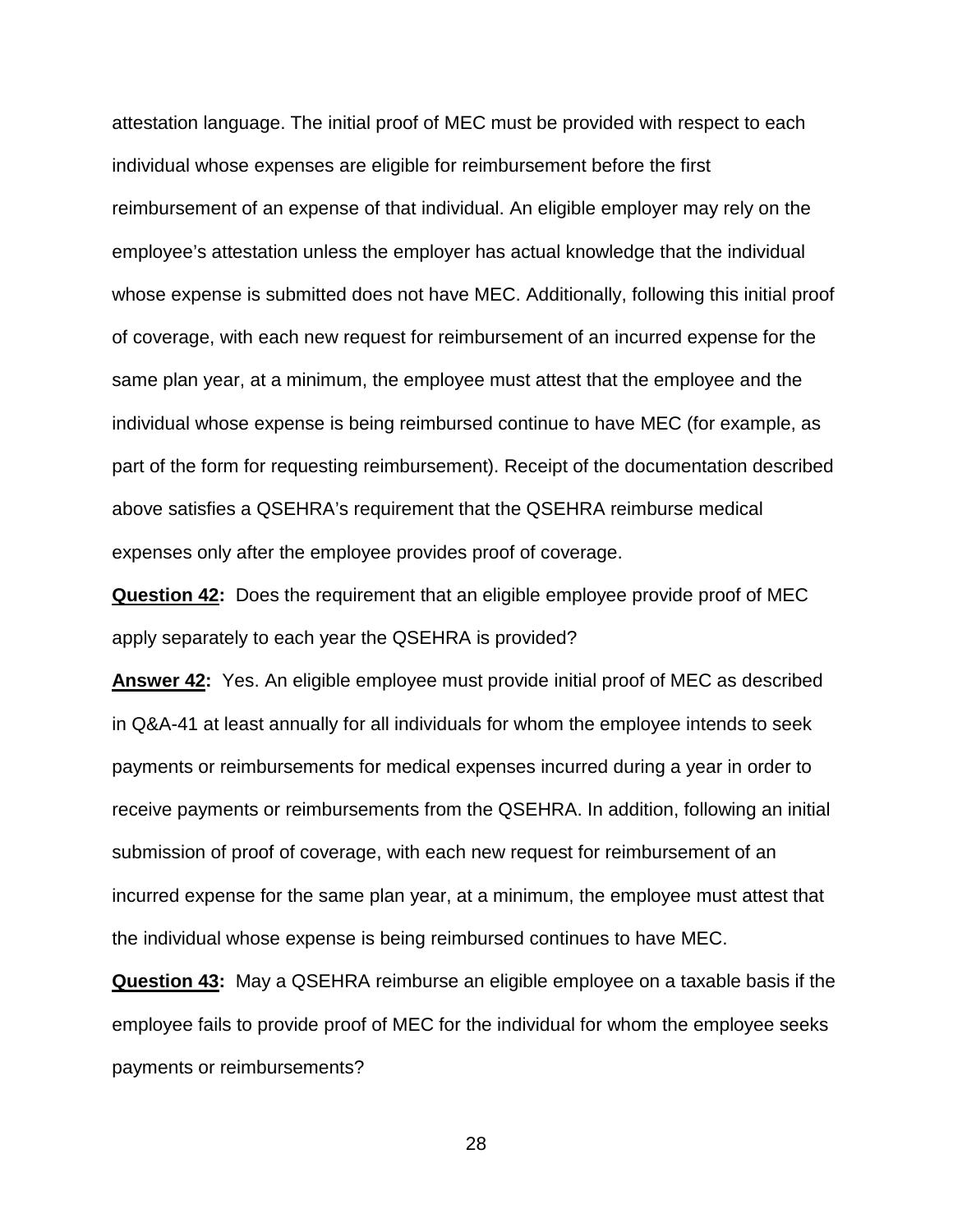attestation language. The initial proof of MEC must be provided with respect to each individual whose expenses are eligible for reimbursement before the first reimbursement of an expense of that individual. An eligible employer may rely on the employee's attestation unless the employer has actual knowledge that the individual whose expense is submitted does not have MEC. Additionally, following this initial proof of coverage, with each new request for reimbursement of an incurred expense for the same plan year, at a minimum, the employee must attest that the employee and the individual whose expense is being reimbursed continue to have MEC (for example, as part of the form for requesting reimbursement). Receipt of the documentation described above satisfies a QSEHRA's requirement that the QSEHRA reimburse medical expenses only after the employee provides proof of coverage.

**Question 42:** Does the requirement that an eligible employee provide proof of MEC apply separately to each year the QSEHRA is provided?

**Answer 42:** Yes. An eligible employee must provide initial proof of MEC as described in Q&A-41 at least annually for all individuals for whom the employee intends to seek payments or reimbursements for medical expenses incurred during a year in order to receive payments or reimbursements from the QSEHRA. In addition, following an initial submission of proof of coverage, with each new request for reimbursement of an incurred expense for the same plan year, at a minimum, the employee must attest that the individual whose expense is being reimbursed continues to have MEC.

**Question 43:** May a QSEHRA reimburse an eligible employee on a taxable basis if the employee fails to provide proof of MEC for the individual for whom the employee seeks payments or reimbursements?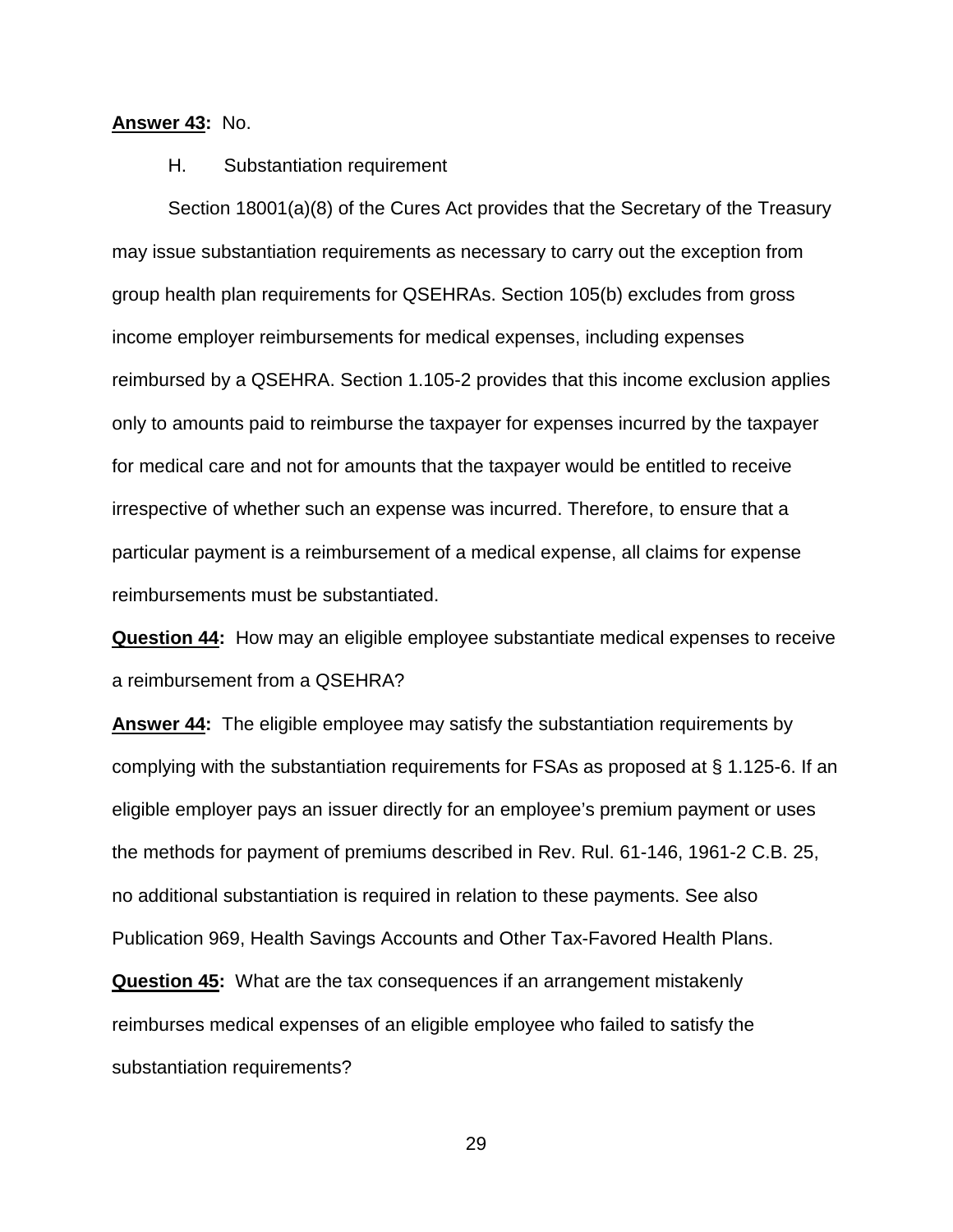**Answer 43:** No.

H. Substantiation requirement

Section 18001(a)(8) of the Cures Act provides that the Secretary of the Treasury may issue substantiation requirements as necessary to carry out the exception from group health plan requirements for QSEHRAs. Section 105(b) excludes from gross income employer reimbursements for medical expenses, including expenses reimbursed by a QSEHRA. Section 1.105-2 provides that this income exclusion applies only to amounts paid to reimburse the taxpayer for expenses incurred by the taxpayer for medical care and not for amounts that the taxpayer would be entitled to receive irrespective of whether such an expense was incurred. Therefore, to ensure that a particular payment is a reimbursement of a medical expense, all claims for expense reimbursements must be substantiated.

**Question 44:** How may an eligible employee substantiate medical expenses to receive a reimbursement from a QSEHRA?

**Answer 44:** The eligible employee may satisfy the substantiation requirements by complying with the substantiation requirements for FSAs as proposed at § 1.125-6. If an eligible employer pays an issuer directly for an employee's premium payment or uses the methods for payment of premiums described in Rev. Rul. 61-146, 1961-2 C.B. 25, no additional substantiation is required in relation to these payments. See also Publication 969, Health Savings Accounts and Other Tax-Favored Health Plans.

**Question 45:** What are the tax consequences if an arrangement mistakenly reimburses medical expenses of an eligible employee who failed to satisfy the substantiation requirements?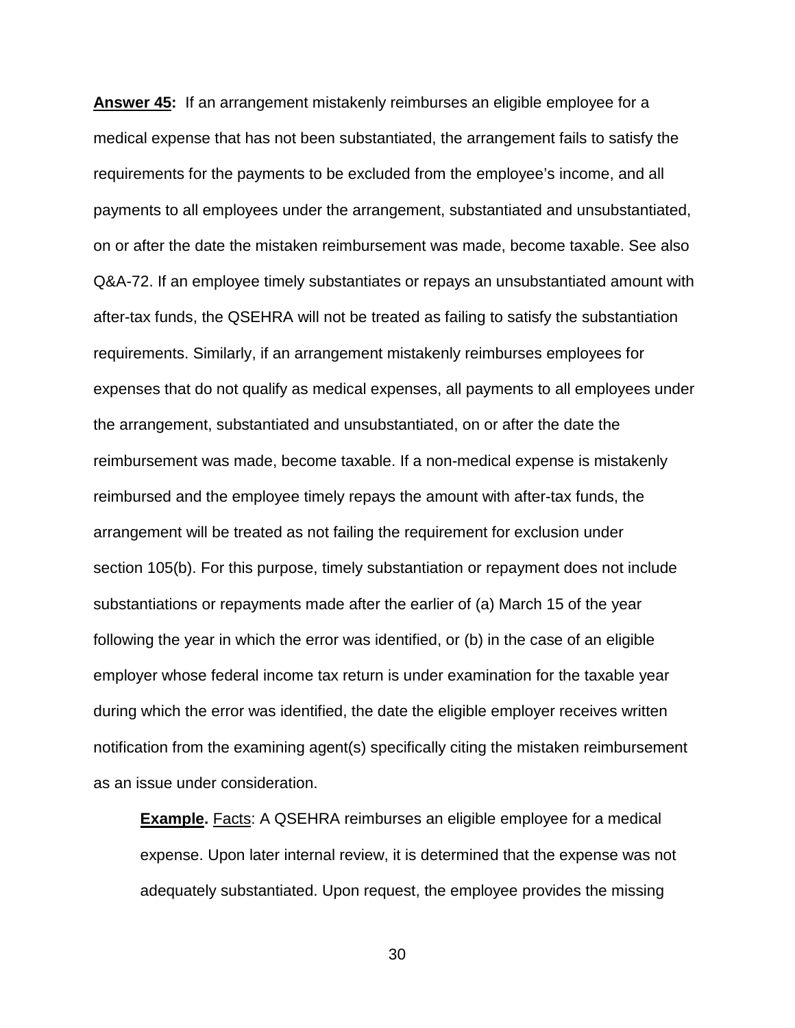**Answer 45:** If an arrangement mistakenly reimburses an eligible employee for a medical expense that has not been substantiated, the arrangement fails to satisfy the requirements for the payments to be excluded from the employee's income, and all payments to all employees under the arrangement, substantiated and unsubstantiated, on or after the date the mistaken reimbursement was made, become taxable. See also Q&A-72. If an employee timely substantiates or repays an unsubstantiated amount with after-tax funds, the QSEHRA will not be treated as failing to satisfy the substantiation requirements. Similarly, if an arrangement mistakenly reimburses employees for expenses that do not qualify as medical expenses, all payments to all employees under the arrangement, substantiated and unsubstantiated, on or after the date the reimbursement was made, become taxable. If a non-medical expense is mistakenly reimbursed and the employee timely repays the amount with after-tax funds, the arrangement will be treated as not failing the requirement for exclusion under section 105(b). For this purpose, timely substantiation or repayment does not include substantiations or repayments made after the earlier of (a) March 15 of the year following the year in which the error was identified, or (b) in the case of an eligible employer whose federal income tax return is under examination for the taxable year during which the error was identified, the date the eligible employer receives written notification from the examining agent(s) specifically citing the mistaken reimbursement as an issue under consideration.

**Example.** Facts: A QSEHRA reimburses an eligible employee for a medical expense. Upon later internal review, it is determined that the expense was not adequately substantiated. Upon request, the employee provides the missing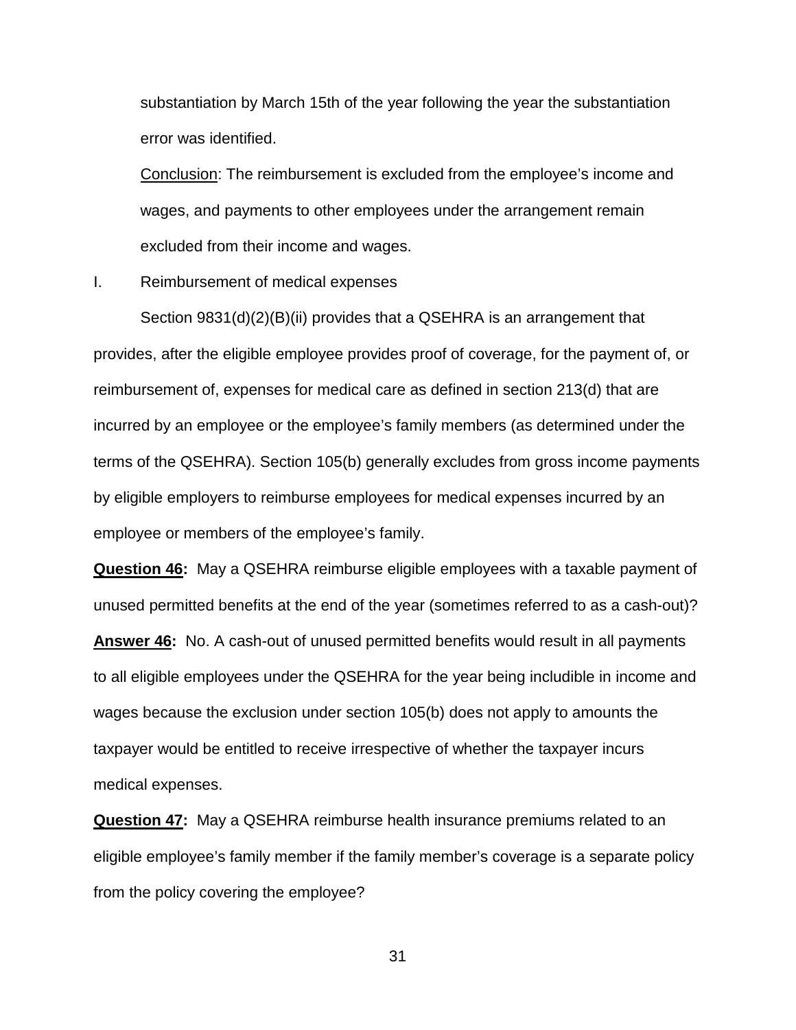substantiation by March 15th of the year following the year the substantiation error was identified.

Conclusion: The reimbursement is excluded from the employee's income and wages, and payments to other employees under the arrangement remain excluded from their income and wages.

## I. Reimbursement of medical expenses

Section 9831(d)(2)(B)(ii) provides that a QSEHRA is an arrangement that provides, after the eligible employee provides proof of coverage, for the payment of, or reimbursement of, expenses for medical care as defined in section 213(d) that are incurred by an employee or the employee's family members (as determined under the terms of the QSEHRA). Section 105(b) generally excludes from gross income payments by eligible employers to reimburse employees for medical expenses incurred by an employee or members of the employee's family.

**Question 46:** May a QSEHRA reimburse eligible employees with a taxable payment of unused permitted benefits at the end of the year (sometimes referred to as a cash-out)?

**Answer 46:** No. A cash-out of unused permitted benefits would result in all payments to all eligible employees under the QSEHRA for the year being includible in income and wages because the exclusion under section 105(b) does not apply to amounts the taxpayer would be entitled to receive irrespective of whether the taxpayer incurs medical expenses.

**Question 47:** May a QSEHRA reimburse health insurance premiums related to an eligible employee's family member if the family member's coverage is a separate policy from the policy covering the employee?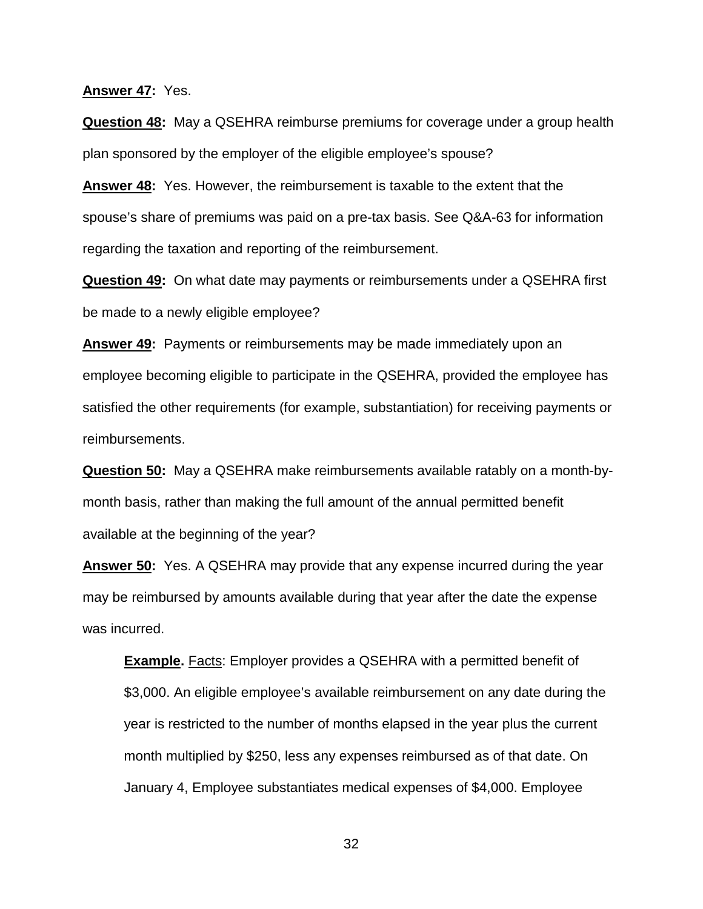**Answer 47:** Yes.

**Question 48:** May a QSEHRA reimburse premiums for coverage under a group health plan sponsored by the employer of the eligible employee's spouse?

**Answer 48:** Yes. However, the reimbursement is taxable to the extent that the spouse's share of premiums was paid on a pre-tax basis. See Q&A-63 for information regarding the taxation and reporting of the reimbursement.

**Question 49:** On what date may payments or reimbursements under a QSEHRA first be made to a newly eligible employee?

**Answer 49:** Payments or reimbursements may be made immediately upon an employee becoming eligible to participate in the QSEHRA, provided the employee has satisfied the other requirements (for example, substantiation) for receiving payments or reimbursements.

**Question 50:** May a QSEHRA make reimbursements available ratably on a month-by-month basis, rather than making the full amount of the annual permitted benefit available at the beginning of the year?

**Answer 50:** Yes. A QSEHRA may provide that any expense incurred during the year may be reimbursed by amounts available during that year after the date the expense was incurred.

> **Example.** Facts: Employer provides a QSEHRA with a permitted benefit of $3,000. An eligible employee's available reimbursement on any date during the year is restricted to the number of months elapsed in the year plus the current month multiplied by $250, less any expenses reimbursed as of that date. On January 4, Employee substantiates medical expenses of $4,000. Employee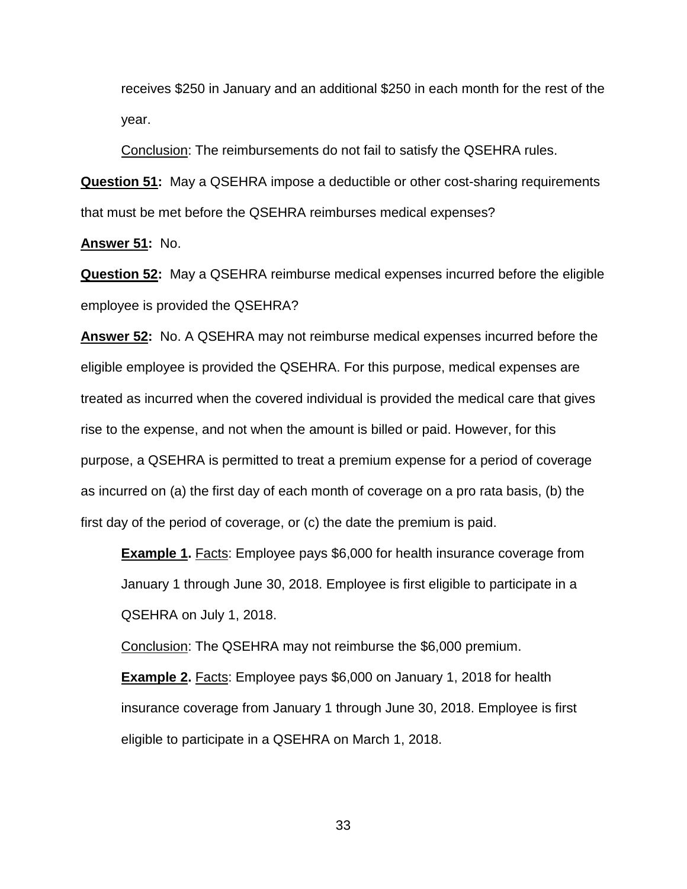receives $250 in January and an additional $250 in each month for the rest of the year.

Conclusion: The reimbursements do not fail to satisfy the QSEHRA rules.

**Question 51:** May a QSEHRA impose a deductible or other cost-sharing requirements that must be met before the QSEHRA reimburses medical expenses?

**Answer 51:** No.

**Question 52:** May a QSEHRA reimburse medical expenses incurred before the eligible employee is provided the QSEHRA?

**Answer 52:** No. A QSEHRA may not reimburse medical expenses incurred before the eligible employee is provided the QSEHRA. For this purpose, medical expenses are treated as incurred when the covered individual is provided the medical care that gives rise to the expense, and not when the amount is billed or paid. However, for this purpose, a QSEHRA is permitted to treat a premium expense for a period of coverage as incurred on (a) the first day of each month of coverage on a pro rata basis, (b) the first day of the period of coverage, or (c) the date the premium is paid.

**Example 1.** Facts: Employee pays $6,000 for health insurance coverage from January 1 through June 30, 2018. Employee is first eligible to participate in a QSEHRA on July 1, 2018.

Conclusion: The QSEHRA may not reimburse the $6,000 premium.

**Example 2.** Facts: Employee pays $6,000 on January 1, 2018 for health insurance coverage from January 1 through June 30, 2018. Employee is first eligible to participate in a QSEHRA on March 1, 2018.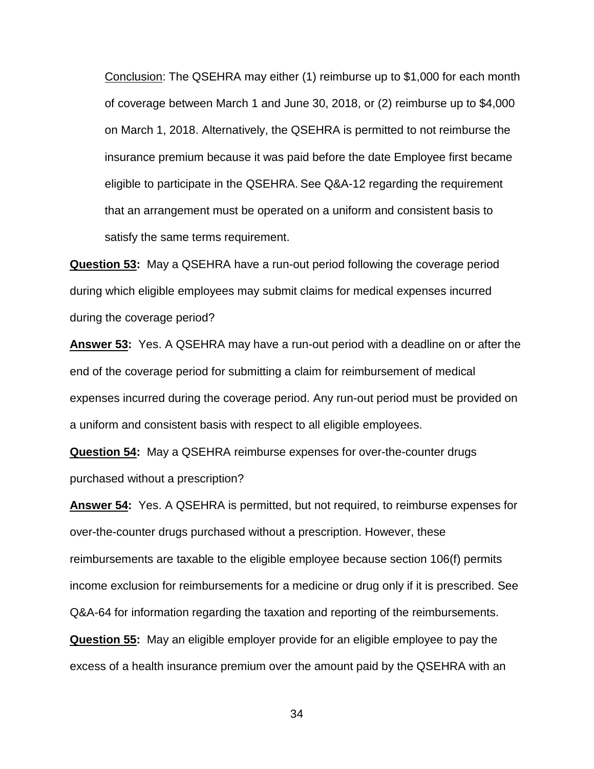Conclusion: The QSEHRA may either (1) reimburse up to $1,000 for each month of coverage between March 1 and June 30, 2018, or (2) reimburse up to $4,000 on March 1, 2018. Alternatively, the QSEHRA is permitted to not reimburse the insurance premium because it was paid before the date Employee first became eligible to participate in the QSEHRA. See Q&A-12 regarding the requirement that an arrangement must be operated on a uniform and consistent basis to satisfy the same terms requirement.

**Question 53:** May a QSEHRA have a run-out period following the coverage period during which eligible employees may submit claims for medical expenses incurred during the coverage period?

**Answer 53:** Yes. A QSEHRA may have a run-out period with a deadline on or after the end of the coverage period for submitting a claim for reimbursement of medical expenses incurred during the coverage period. Any run-out period must be provided on a uniform and consistent basis with respect to all eligible employees.

**Question 54:** May a QSEHRA reimburse expenses for over-the-counter drugs purchased without a prescription?

**Answer 54:** Yes. A QSEHRA is permitted, but not required, to reimburse expenses for over-the-counter drugs purchased without a prescription. However, these reimbursements are taxable to the eligible employee because section 106(f) permits income exclusion for reimbursements for a medicine or drug only if it is prescribed. See Q&A-64 for information regarding the taxation and reporting of the reimbursements.

**Question 55:** May an eligible employer provide for an eligible employee to pay the excess of a health insurance premium over the amount paid by the QSEHRA with an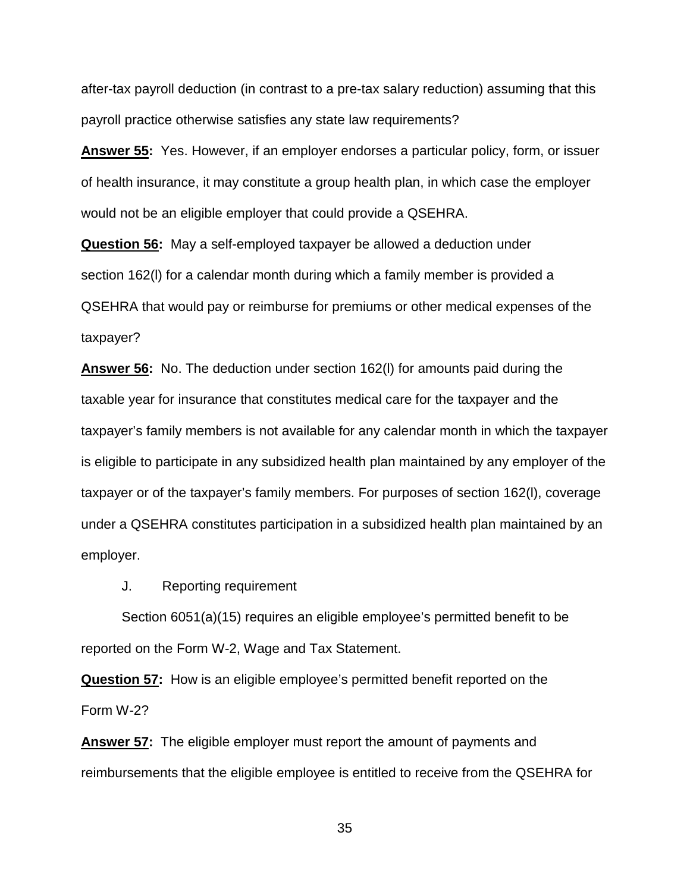after-tax payroll deduction (in contrast to a pre-tax salary reduction) assuming that this payroll practice otherwise satisfies any state law requirements?

**Answer 55:** Yes. However, if an employer endorses a particular policy, form, or issuer of health insurance, it may constitute a group health plan, in which case the employer would not be an eligible employer that could provide a QSEHRA.

**Question 56:** May a self-employed taxpayer be allowed a deduction under section 162(l) for a calendar month during which a family member is provided a QSEHRA that would pay or reimburse for premiums or other medical expenses of the taxpayer?

**Answer 56:** No. The deduction under section 162(l) for amounts paid during the taxable year for insurance that constitutes medical care for the taxpayer and the taxpayer's family members is not available for any calendar month in which the taxpayer is eligible to participate in any subsidized health plan maintained by any employer of the taxpayer or of the taxpayer's family members. For purposes of section 162(l), coverage under a QSEHRA constitutes participation in a subsidized health plan maintained by an employer.

J. Reporting requirement

Section 6051(a)(15) requires an eligible employee's permitted benefit to be reported on the Form W-2, Wage and Tax Statement.

**Question 57:** How is an eligible employee's permitted benefit reported on the Form W-2?

**Answer 57:** The eligible employer must report the amount of payments and reimbursements that the eligible employee is entitled to receive from the QSEHRA for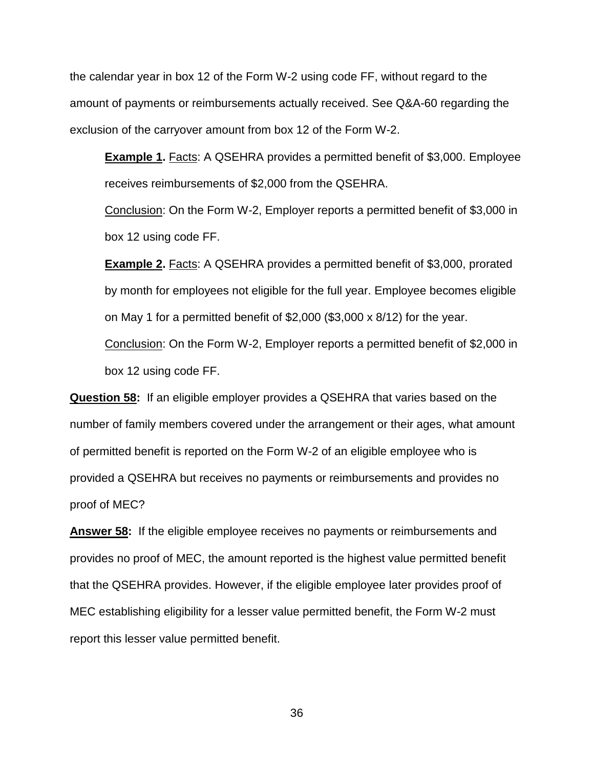the calendar year in box 12 of the Form W-2 using code FF, without regard to the amount of payments or reimbursements actually received. See Q&A-60 regarding the exclusion of the carryover amount from box 12 of the Form W-2.

> **Example 1.** Facts: A QSEHRA provides a permitted benefit of $3,000. Employee receives reimbursements of $2,000 from the QSEHRA.
>
> Conclusion: On the Form W-2, Employer reports a permitted benefit of $3,000 in box 12 using code FF.
>
> **Example 2.** Facts: A QSEHRA provides a permitted benefit of $3,000, prorated by month for employees not eligible for the full year. Employee becomes eligible on May 1 for a permitted benefit of $2,000 ($3,000 x 8/12) for the year.
>
> Conclusion: On the Form W-2, Employer reports a permitted benefit of $2,000 in box 12 using code FF.

**Question 58:** If an eligible employer provides a QSEHRA that varies based on the number of family members covered under the arrangement or their ages, what amount of permitted benefit is reported on the Form W-2 of an eligible employee who is provided a QSEHRA but receives no payments or reimbursements and provides no proof of MEC?

**Answer 58:** If the eligible employee receives no payments or reimbursements and provides no proof of MEC, the amount reported is the highest value permitted benefit that the QSEHRA provides. However, if the eligible employee later provides proof of MEC establishing eligibility for a lesser value permitted benefit, the Form W-2 must report this lesser value permitted benefit.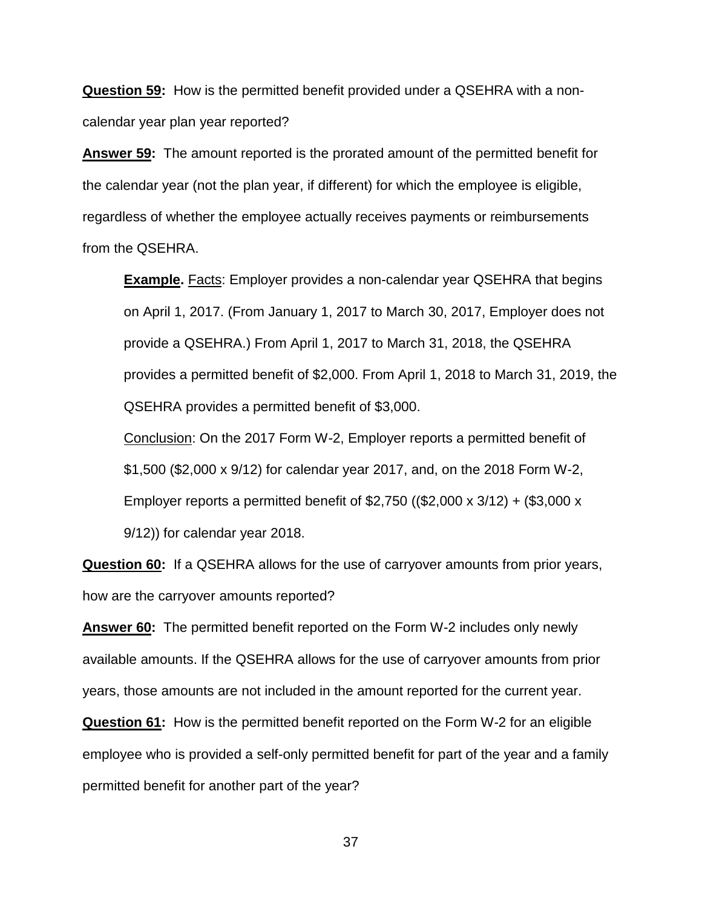**<u>Question 59</u>:** How is the permitted benefit provided under a QSEHRA with a non-calendar year plan year reported?

**<u>Answer 59</u>:** The amount reported is the prorated amount of the permitted benefit for the calendar year (not the plan year, if different) for which the employee is eligible, regardless of whether the employee actually receives payments or reimbursements from the QSEHRA.

> **<u>Example</u>.** <u>Facts</u>: Employer provides a non-calendar year QSEHRA that begins on April 1, 2017. (From January 1, 2017 to March 30, 2017, Employer does not provide a QSEHRA.) From April 1, 2017 to March 31, 2018, the QSEHRA provides a permitted benefit of $2,000. From April 1, 2018 to March 31, 2019, the QSEHRA provides a permitted benefit of $3,000.
>
> <u>Conclusion</u>: On the 2017 Form W-2, Employer reports a permitted benefit of $1,500 ($2,000 x 9/12) for calendar year 2017, and, on the 2018 Form W-2, Employer reports a permitted benefit of $2,750 (($2,000 x 3/12) + ($3,000 x 9/12)) for calendar year 2018.

**<u>Question 60</u>:** If a QSEHRA allows for the use of carryover amounts from prior years, how are the carryover amounts reported?

**<u>Answer 60</u>:** The permitted benefit reported on the Form W-2 includes only newly available amounts. If the QSEHRA allows for the use of carryover amounts from prior years, those amounts are not included in the amount reported for the current year.

**<u>Question 61</u>:** How is the permitted benefit reported on the Form W-2 for an eligible employee who is provided a self-only permitted benefit for part of the year and a family permitted benefit for another part of the year?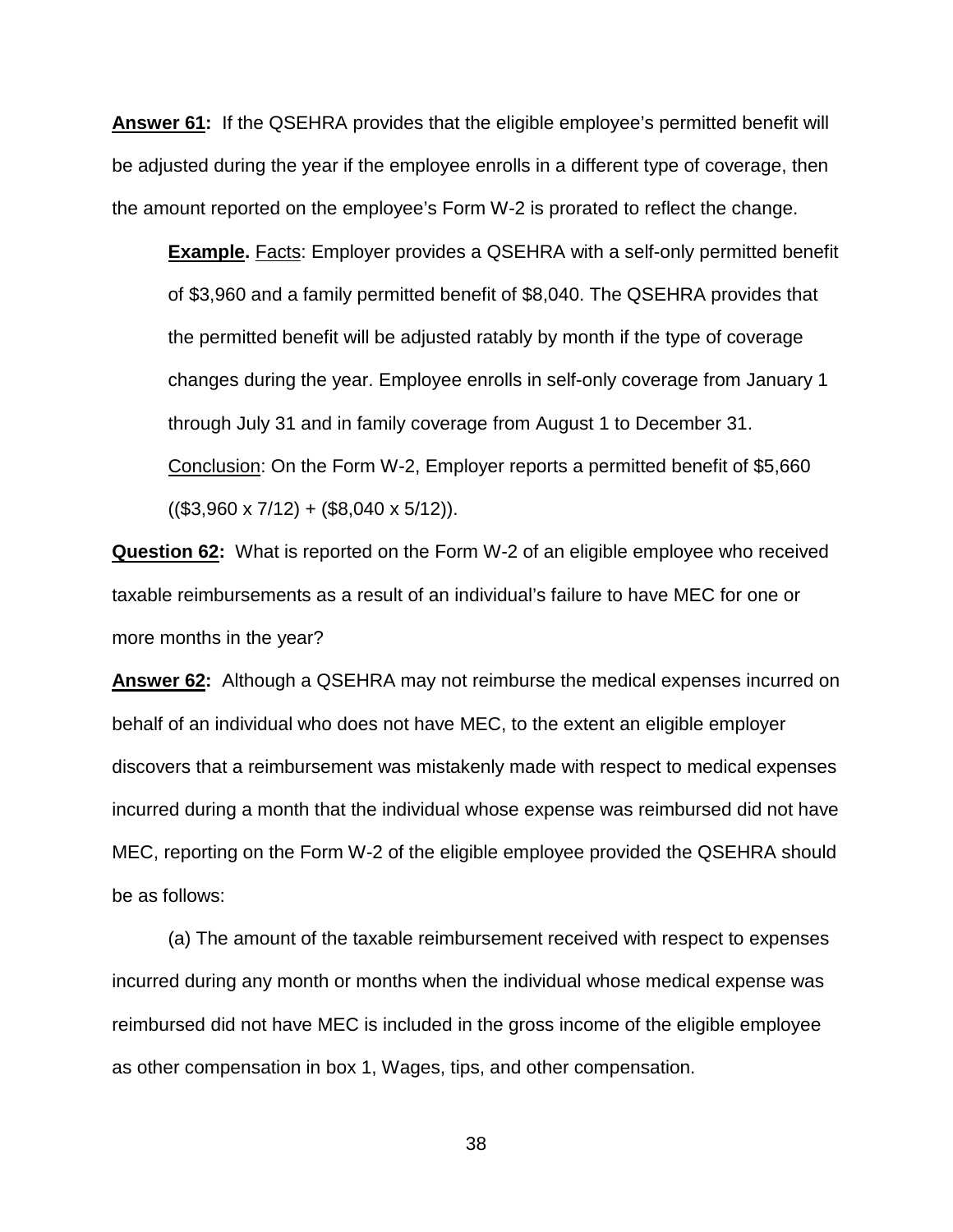**Answer 61:** If the QSEHRA provides that the eligible employee's permitted benefit will be adjusted during the year if the employee enrolls in a different type of coverage, then the amount reported on the employee's Form W-2 is prorated to reflect the change.

> **Example.** Facts: Employer provides a QSEHRA with a self-only permitted benefit of $3,960 and a family permitted benefit of $8,040. The QSEHRA provides that the permitted benefit will be adjusted ratably by month if the type of coverage changes during the year. Employee enrolls in self-only coverage from January 1 through July 31 and in family coverage from August 1 to December 31.
>
> Conclusion: On the Form W-2, Employer reports a permitted benefit of $5,660 (($3,960 x 7/12) + ($8,040 x 5/12)).

**Question 62:** What is reported on the Form W-2 of an eligible employee who received taxable reimbursements as a result of an individual's failure to have MEC for one or more months in the year?

**Answer 62:** Although a QSEHRA may not reimburse the medical expenses incurred on behalf of an individual who does not have MEC, to the extent an eligible employer discovers that a reimbursement was mistakenly made with respect to medical expenses incurred during a month that the individual whose expense was reimbursed did not have MEC, reporting on the Form W-2 of the eligible employee provided the QSEHRA should be as follows:

(a) The amount of the taxable reimbursement received with respect to expenses incurred during any month or months when the individual whose medical expense was reimbursed did not have MEC is included in the gross income of the eligible employee as other compensation in box 1, Wages, tips, and other compensation.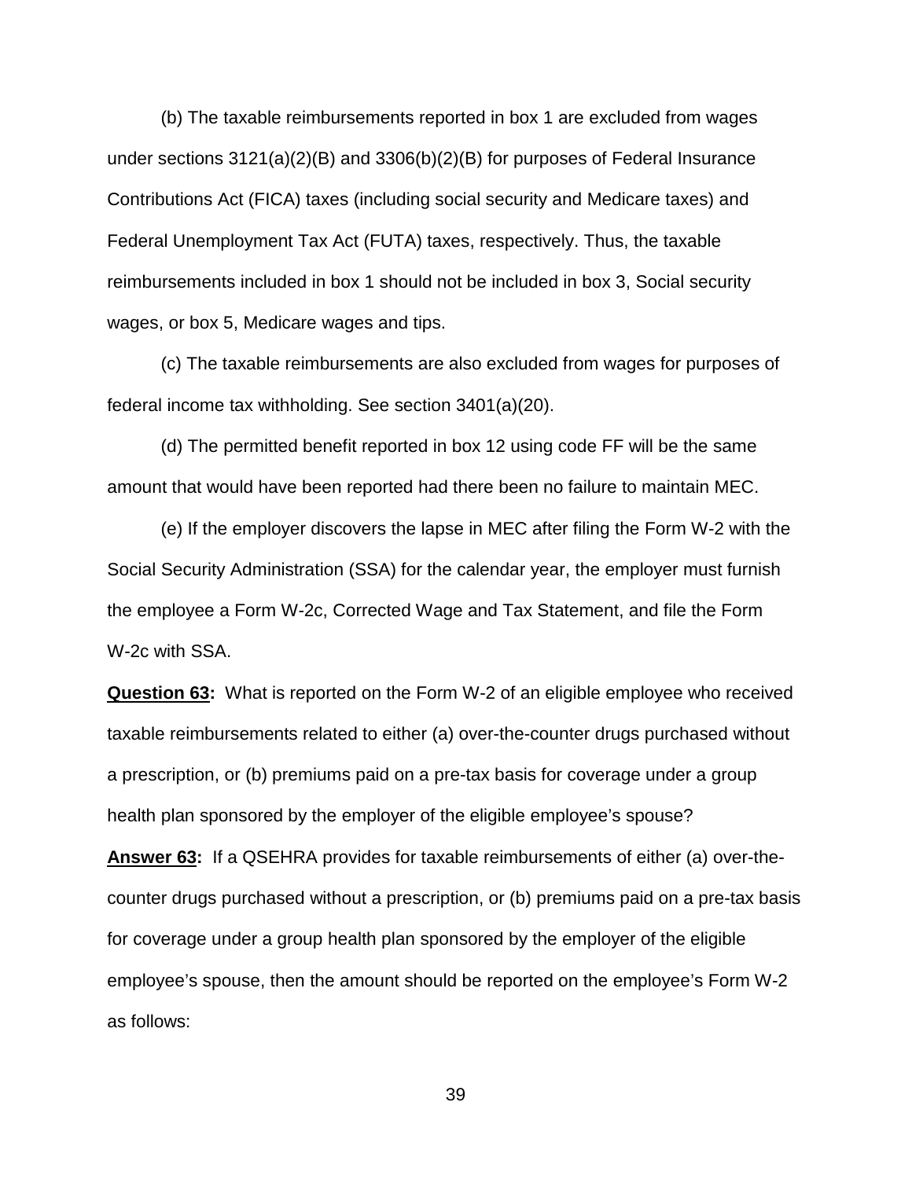(b) The taxable reimbursements reported in box 1 are excluded from wages under sections 3121(a)(2)(B) and 3306(b)(2)(B) for purposes of Federal Insurance Contributions Act (FICA) taxes (including social security and Medicare taxes) and Federal Unemployment Tax Act (FUTA) taxes, respectively. Thus, the taxable reimbursements included in box 1 should not be included in box 3, Social security wages, or box 5, Medicare wages and tips.

(c) The taxable reimbursements are also excluded from wages for purposes of federal income tax withholding. See section 3401(a)(20).

(d) The permitted benefit reported in box 12 using code FF will be the same amount that would have been reported had there been no failure to maintain MEC.

(e) If the employer discovers the lapse in MEC after filing the Form W-2 with the Social Security Administration (SSA) for the calendar year, the employer must furnish the employee a Form W-2c, Corrected Wage and Tax Statement, and file the Form W-2c with SSA.

**Question 63:** What is reported on the Form W-2 of an eligible employee who received taxable reimbursements related to either (a) over-the-counter drugs purchased without a prescription, or (b) premiums paid on a pre-tax basis for coverage under a group health plan sponsored by the employer of the eligible employee's spouse?

**Answer 63:** If a QSEHRA provides for taxable reimbursements of either (a) over-the-counter drugs purchased without a prescription, or (b) premiums paid on a pre-tax basis for coverage under a group health plan sponsored by the employer of the eligible employee's spouse, then the amount should be reported on the employee's Form W-2 as follows: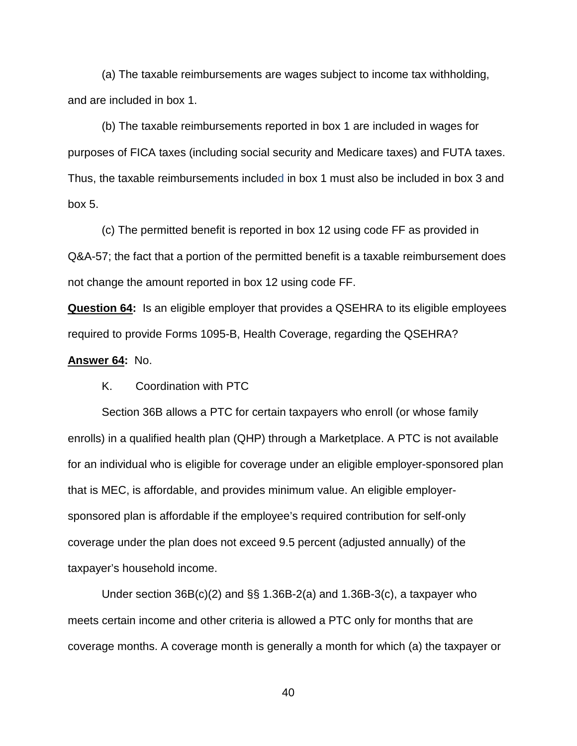(a) The taxable reimbursements are wages subject to income tax withholding, and are included in box 1.

(b) The taxable reimbursements reported in box 1 are included in wages for purposes of FICA taxes (including social security and Medicare taxes) and FUTA taxes. Thus, the taxable reimbursements included in box 1 must also be included in box 3 and box 5.

(c) The permitted benefit is reported in box 12 using code FF as provided in Q&A-57; the fact that a portion of the permitted benefit is a taxable reimbursement does not change the amount reported in box 12 using code FF.

**Question 64:** Is an eligible employer that provides a QSEHRA to its eligible employees required to provide Forms 1095-B, Health Coverage, regarding the QSEHRA?

**Answer 64:** No.

K. Coordination with PTC

Section 36B allows a PTC for certain taxpayers who enroll (or whose family enrolls) in a qualified health plan (QHP) through a Marketplace. A PTC is not available for an individual who is eligible for coverage under an eligible employer-sponsored plan that is MEC, is affordable, and provides minimum value. An eligible employer-sponsored plan is affordable if the employee's required contribution for self-only coverage under the plan does not exceed 9.5 percent (adjusted annually) of the taxpayer's household income.

Under section 36B(c)(2) and §§ 1.36B-2(a) and 1.36B-3(c), a taxpayer who meets certain income and other criteria is allowed a PTC only for months that are coverage months. A coverage month is generally a month for which (a) the taxpayer or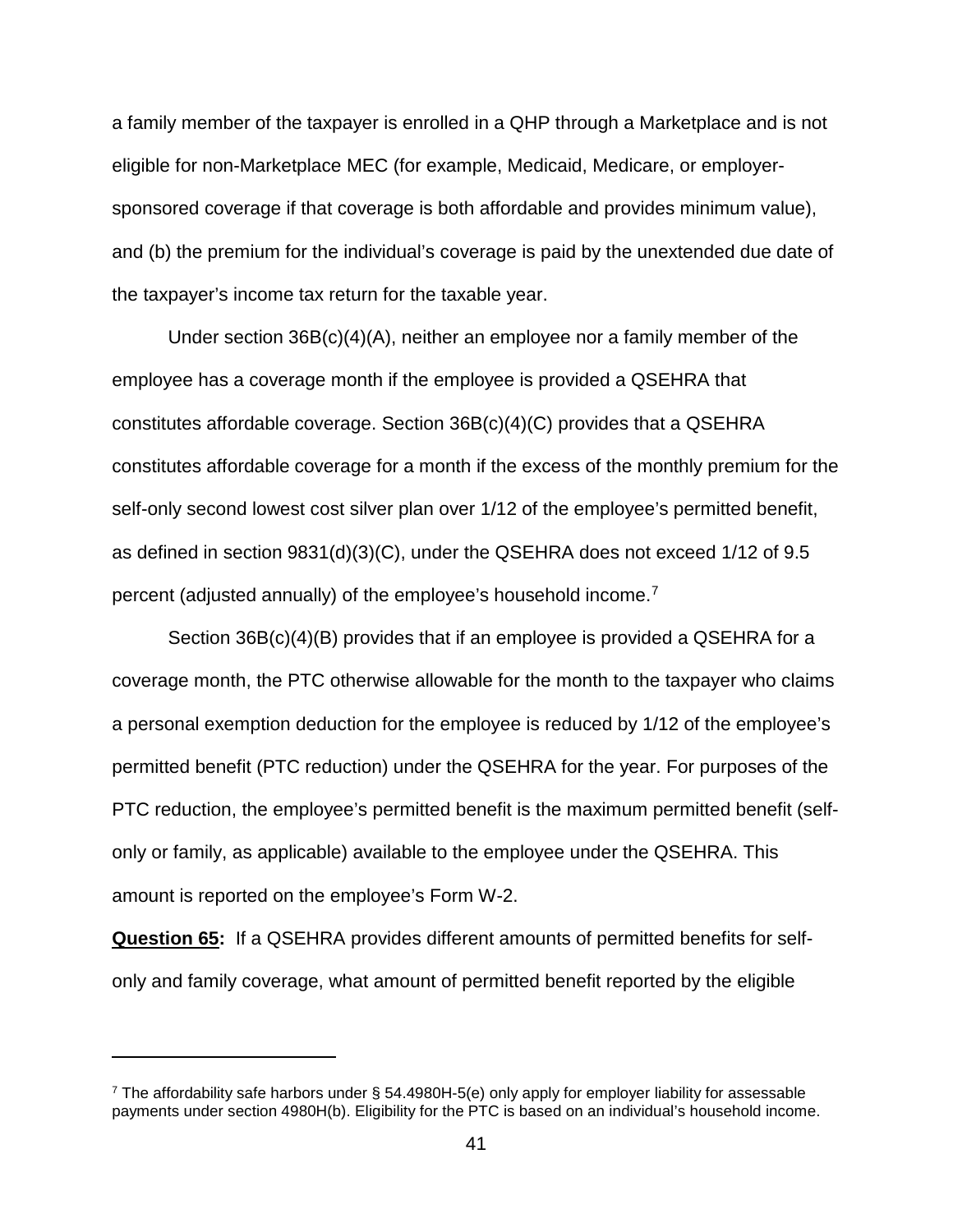a family member of the taxpayer is enrolled in a QHP through a Marketplace and is not eligible for non-Marketplace MEC (for example, Medicaid, Medicare, or employer-sponsored coverage if that coverage is both affordable and provides minimum value), and (b) the premium for the individual's coverage is paid by the unextended due date of the taxpayer's income tax return for the taxable year.

Under section 36B(c)(4)(A), neither an employee nor a family member of the employee has a coverage month if the employee is provided a QSEHRA that constitutes affordable coverage. Section 36B(c)(4)(C) provides that a QSEHRA constitutes affordable coverage for a month if the excess of the monthly premium for the self-only second lowest cost silver plan over 1/12 of the employee's permitted benefit, as defined in section 9831(d)(3)(C), under the QSEHRA does not exceed 1/12 of 9.5 percent (adjusted annually) of the employee's household income.[7]

Section 36B(c)(4)(B) provides that if an employee is provided a QSEHRA for a coverage month, the PTC otherwise allowable for the month to the taxpayer who claims a personal exemption deduction for the employee is reduced by 1/12 of the employee's permitted benefit (PTC reduction) under the QSEHRA for the year. For purposes of the PTC reduction, the employee's permitted benefit is the maximum permitted benefit (self-only or family, as applicable) available to the employee under the QSEHRA. This amount is reported on the employee's Form W-2.

**Question 65:** If a QSEHRA provides different amounts of permitted benefits for self-only and family coverage, what amount of permitted benefit reported by the eligible

[7] The affordability safe harbors under § 54.4980H-5(e) only apply for employer liability for assessable payments under section 4980H(b). Eligibility for the PTC is based on an individual's household income.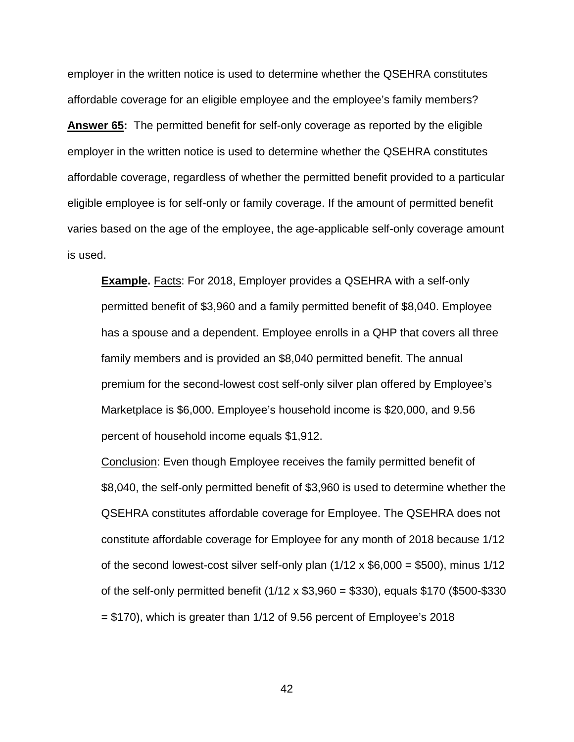employer in the written notice is used to determine whether the QSEHRA constitutes affordable coverage for an eligible employee and the employee's family members?

**Answer 65:** The permitted benefit for self-only coverage as reported by the eligible employer in the written notice is used to determine whether the QSEHRA constitutes affordable coverage, regardless of whether the permitted benefit provided to a particular eligible employee is for self-only or family coverage. If the amount of permitted benefit varies based on the age of the employee, the age-applicable self-only coverage amount is used.

> **Example.** Facts: For 2018, Employer provides a QSEHRA with a self-only permitted benefit of $3,960 and a family permitted benefit of $8,040. Employee has a spouse and a dependent. Employee enrolls in a QHP that covers all three family members and is provided an $8,040 permitted benefit. The annual premium for the second-lowest cost self-only silver plan offered by Employee's Marketplace is $6,000. Employee's household income is $20,000, and 9.56 percent of household income equals $1,912.
>
> Conclusion: Even though Employee receives the family permitted benefit of $8,040, the self-only permitted benefit of $3,960 is used to determine whether the QSEHRA constitutes affordable coverage for Employee. The QSEHRA does not constitute affordable coverage for Employee for any month of 2018 because 1/12 of the second lowest-cost silver self-only plan (1/12 x $6,000 = $500), minus 1/12 of the self-only permitted benefit (1/12 x $3,960 = $330), equals $170 ($500-$330 = $170), which is greater than 1/12 of 9.56 percent of Employee's 2018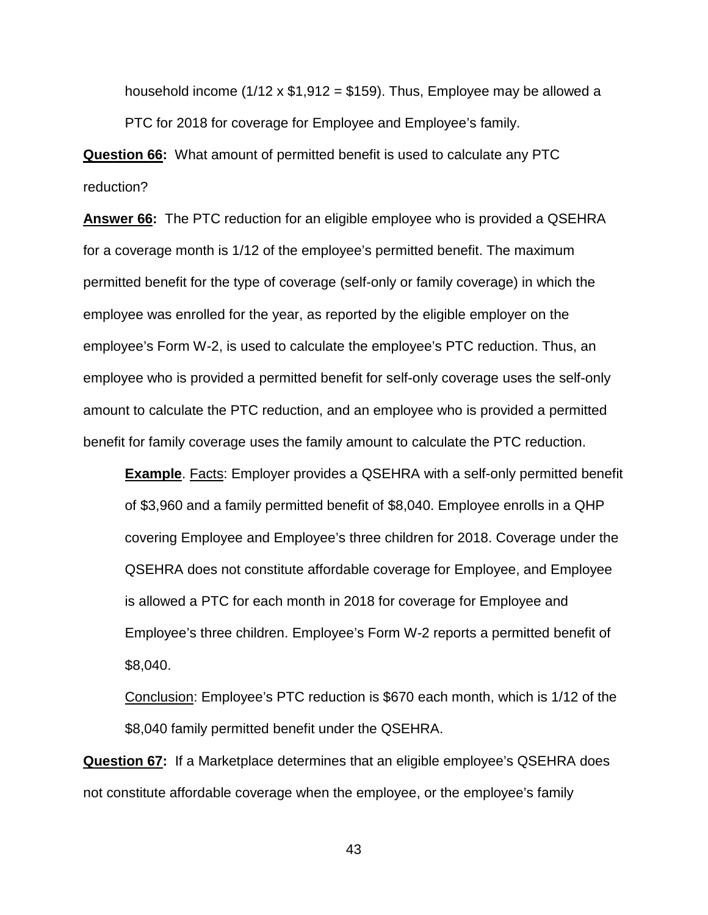household income (1/12 x $1,912 = $159). Thus, Employee may be allowed a PTC for 2018 for coverage for Employee and Employee's family.

**Question 66:** What amount of permitted benefit is used to calculate any PTC reduction?

**Answer 66:** The PTC reduction for an eligible employee who is provided a QSEHRA for a coverage month is 1/12 of the employee's permitted benefit. The maximum permitted benefit for the type of coverage (self-only or family coverage) in which the employee was enrolled for the year, as reported by the eligible employer on the employee's Form W-2, is used to calculate the employee's PTC reduction. Thus, an employee who is provided a permitted benefit for self-only coverage uses the self-only amount to calculate the PTC reduction, and an employee who is provided a permitted benefit for family coverage uses the family amount to calculate the PTC reduction.

> **Example**. Facts: Employer provides a QSEHRA with a self-only permitted benefit of $3,960 and a family permitted benefit of $8,040. Employee enrolls in a QHP covering Employee and Employee's three children for 2018. Coverage under the QSEHRA does not constitute affordable coverage for Employee, and Employee is allowed a PTC for each month in 2018 for coverage for Employee and Employee's three children. Employee's Form W-2 reports a permitted benefit of $8,040.
>
> Conclusion: Employee's PTC reduction is $670 each month, which is 1/12 of the $8,040 family permitted benefit under the QSEHRA.

**Question 67:** If a Marketplace determines that an eligible employee's QSEHRA does not constitute affordable coverage when the employee, or the employee's family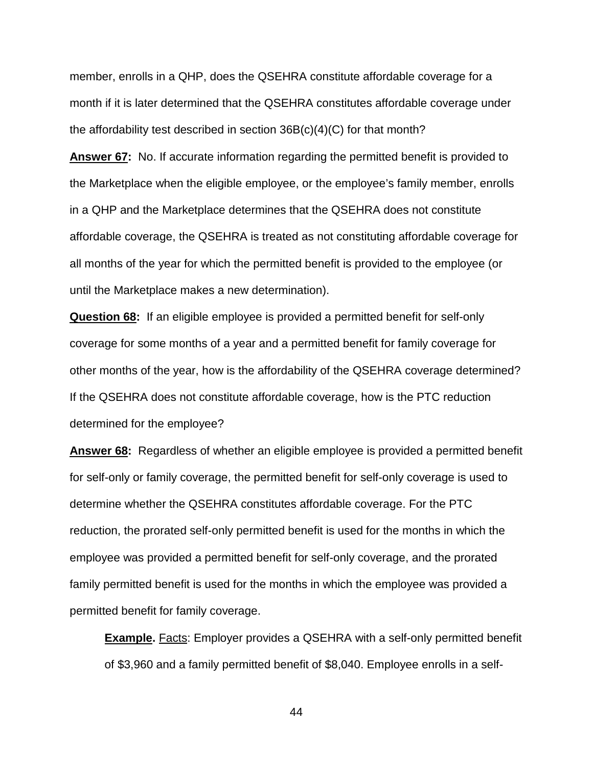member, enrolls in a QHP, does the QSEHRA constitute affordable coverage for a month if it is later determined that the QSEHRA constitutes affordable coverage under the affordability test described in section 36B(c)(4)(C) for that month?

**Answer 67:** No. If accurate information regarding the permitted benefit is provided to the Marketplace when the eligible employee, or the employee's family member, enrolls in a QHP and the Marketplace determines that the QSEHRA does not constitute affordable coverage, the QSEHRA is treated as not constituting affordable coverage for all months of the year for which the permitted benefit is provided to the employee (or until the Marketplace makes a new determination).

**Question 68:** If an eligible employee is provided a permitted benefit for self-only coverage for some months of a year and a permitted benefit for family coverage for other months of the year, how is the affordability of the QSEHRA coverage determined? If the QSEHRA does not constitute affordable coverage, how is the PTC reduction determined for the employee?

**Answer 68:** Regardless of whether an eligible employee is provided a permitted benefit for self-only or family coverage, the permitted benefit for self-only coverage is used to determine whether the QSEHRA constitutes affordable coverage. For the PTC reduction, the prorated self-only permitted benefit is used for the months in which the employee was provided a permitted benefit for self-only coverage, and the prorated family permitted benefit is used for the months in which the employee was provided a permitted benefit for family coverage.

**Example.** Facts: Employer provides a QSEHRA with a self-only permitted benefit of $3,960 and a family permitted benefit of $8,040. Employee enrolls in a self-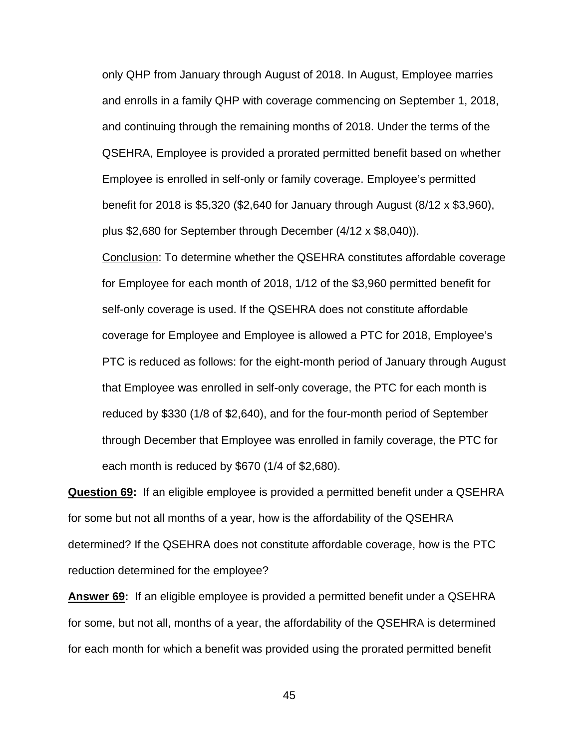only QHP from January through August of 2018. In August, Employee marries and enrolls in a family QHP with coverage commencing on September 1, 2018, and continuing through the remaining months of 2018. Under the terms of the QSEHRA, Employee is provided a prorated permitted benefit based on whether Employee is enrolled in self-only or family coverage. Employee's permitted benefit for 2018 is $5,320 ($2,640 for January through August (8/12 x $3,960), plus $2,680 for September through December (4/12 x $8,040)).

Conclusion: To determine whether the QSEHRA constitutes affordable coverage for Employee for each month of 2018, 1/12 of the $3,960 permitted benefit for self-only coverage is used. If the QSEHRA does not constitute affordable coverage for Employee and Employee is allowed a PTC for 2018, Employee's PTC is reduced as follows: for the eight-month period of January through August that Employee was enrolled in self-only coverage, the PTC for each month is reduced by $330 (1/8 of $2,640), and for the four-month period of September through December that Employee was enrolled in family coverage, the PTC for each month is reduced by $670 (1/4 of $2,680).

**Question 69:** If an eligible employee is provided a permitted benefit under a QSEHRA for some but not all months of a year, how is the affordability of the QSEHRA determined? If the QSEHRA does not constitute affordable coverage, how is the PTC reduction determined for the employee?

**Answer 69:** If an eligible employee is provided a permitted benefit under a QSEHRA for some, but not all, months of a year, the affordability of the QSEHRA is determined for each month for which a benefit was provided using the prorated permitted benefit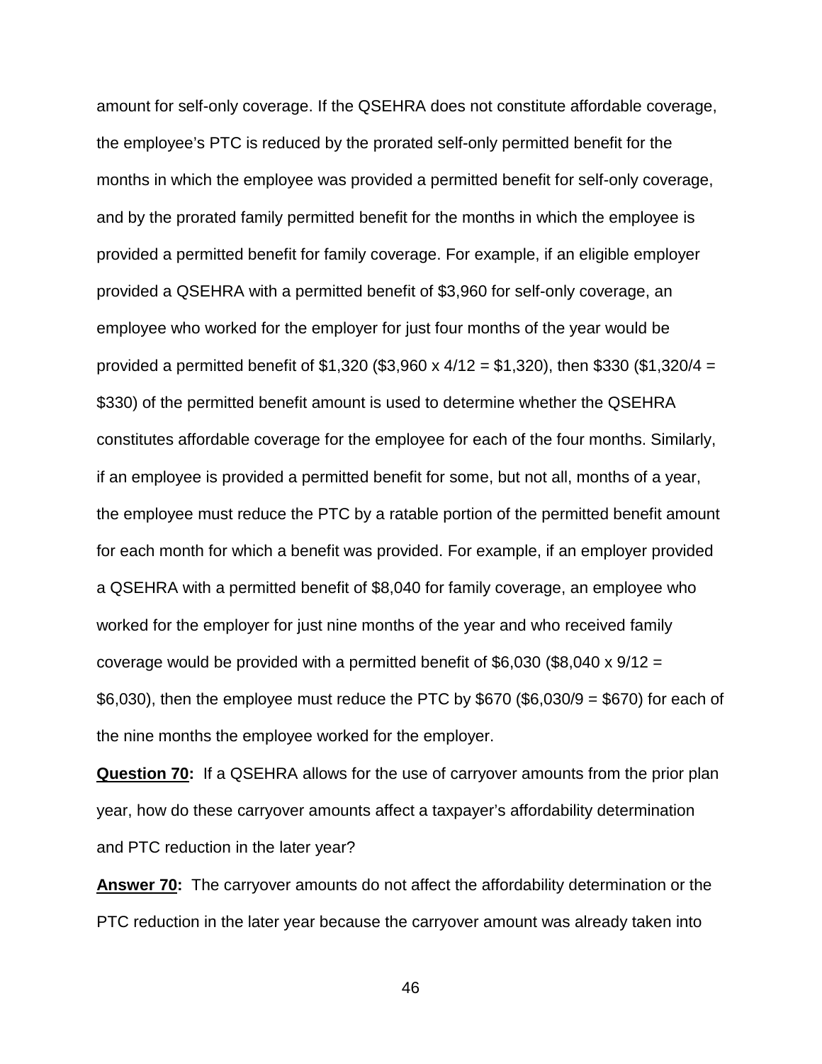amount for self-only coverage. If the QSEHRA does not constitute affordable coverage, the employee's PTC is reduced by the prorated self-only permitted benefit for the months in which the employee was provided a permitted benefit for self-only coverage, and by the prorated family permitted benefit for the months in which the employee is provided a permitted benefit for family coverage. For example, if an eligible employer provided a QSEHRA with a permitted benefit of $3,960 for self-only coverage, an employee who worked for the employer for just four months of the year would be provided a permitted benefit of $1,320 ($3,960 x 4/12 = $1,320), then $330 ($1,320/4 = $330) of the permitted benefit amount is used to determine whether the QSEHRA constitutes affordable coverage for the employee for each of the four months. Similarly, if an employee is provided a permitted benefit for some, but not all, months of a year, the employee must reduce the PTC by a ratable portion of the permitted benefit amount for each month for which a benefit was provided. For example, if an employer provided a QSEHRA with a permitted benefit of $8,040 for family coverage, an employee who worked for the employer for just nine months of the year and who received family coverage would be provided with a permitted benefit of $6,030 ($8,040 x 9/12 = $6,030), then the employee must reduce the PTC by $670 ($6,030/9 = $670) for each of the nine months the employee worked for the employer.

**Question 70:** If a QSEHRA allows for the use of carryover amounts from the prior plan year, how do these carryover amounts affect a taxpayer's affordability determination and PTC reduction in the later year?

**Answer 70:** The carryover amounts do not affect the affordability determination or the PTC reduction in the later year because the carryover amount was already taken into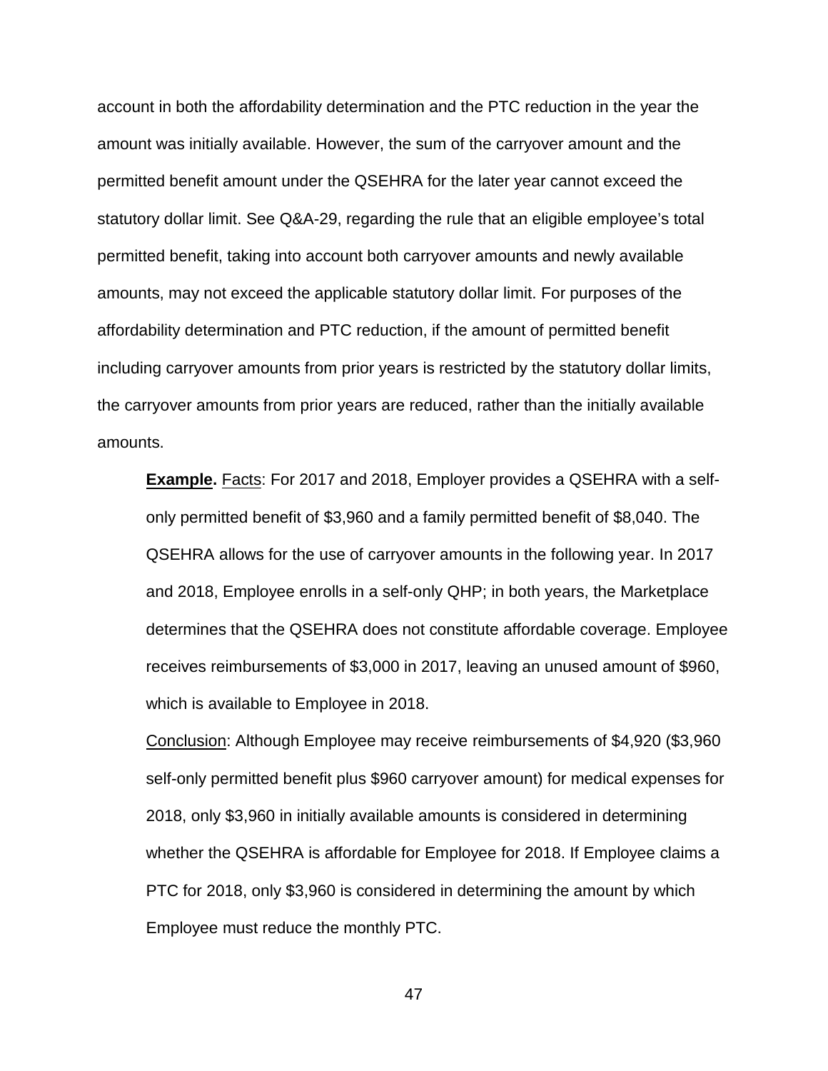account in both the affordability determination and the PTC reduction in the year the amount was initially available. However, the sum of the carryover amount and the permitted benefit amount under the QSEHRA for the later year cannot exceed the statutory dollar limit. See Q&A-29, regarding the rule that an eligible employee's total permitted benefit, taking into account both carryover amounts and newly available amounts, may not exceed the applicable statutory dollar limit. For purposes of the affordability determination and PTC reduction, if the amount of permitted benefit including carryover amounts from prior years is restricted by the statutory dollar limits, the carryover amounts from prior years are reduced, rather than the initially available amounts.

> **Example.** Facts: For 2017 and 2018, Employer provides a QSEHRA with a self-only permitted benefit of $3,960 and a family permitted benefit of $8,040. The QSEHRA allows for the use of carryover amounts in the following year. In 2017 and 2018, Employee enrolls in a self-only QHP; in both years, the Marketplace determines that the QSEHRA does not constitute affordable coverage. Employee receives reimbursements of $3,000 in 2017, leaving an unused amount of $960, which is available to Employee in 2018.
>
> Conclusion: Although Employee may receive reimbursements of $4,920 ($3,960 self-only permitted benefit plus $960 carryover amount) for medical expenses for 2018, only $3,960 in initially available amounts is considered in determining whether the QSEHRA is affordable for Employee for 2018. If Employee claims a PTC for 2018, only $3,960 is considered in determining the amount by which Employee must reduce the monthly PTC.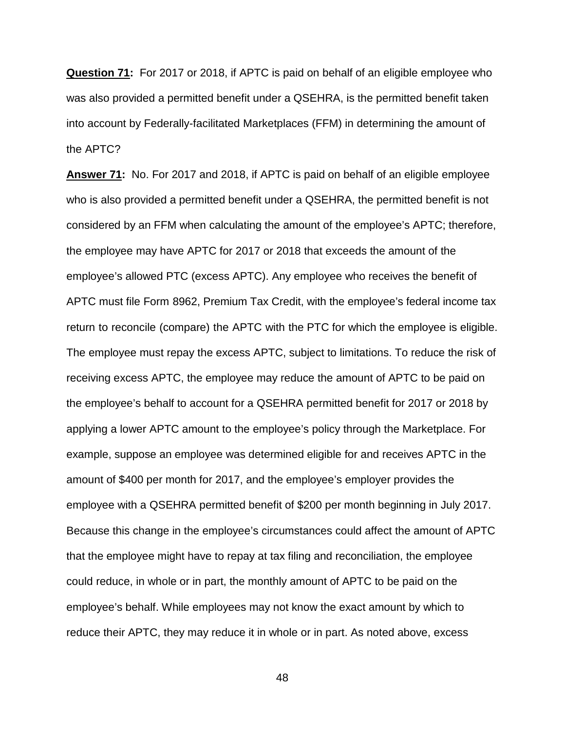**Question 71:** For 2017 or 2018, if APTC is paid on behalf of an eligible employee who was also provided a permitted benefit under a QSEHRA, is the permitted benefit taken into account by Federally-facilitated Marketplaces (FFM) in determining the amount of the APTC?

**Answer 71:** No. For 2017 and 2018, if APTC is paid on behalf of an eligible employee who is also provided a permitted benefit under a QSEHRA, the permitted benefit is not considered by an FFM when calculating the amount of the employee's APTC; therefore, the employee may have APTC for 2017 or 2018 that exceeds the amount of the employee's allowed PTC (excess APTC). Any employee who receives the benefit of APTC must file Form 8962, Premium Tax Credit, with the employee's federal income tax return to reconcile (compare) the APTC with the PTC for which the employee is eligible. The employee must repay the excess APTC, subject to limitations. To reduce the risk of receiving excess APTC, the employee may reduce the amount of APTC to be paid on the employee's behalf to account for a QSEHRA permitted benefit for 2017 or 2018 by applying a lower APTC amount to the employee's policy through the Marketplace. For example, suppose an employee was determined eligible for and receives APTC in the amount of $400 per month for 2017, and the employee's employer provides the employee with a QSEHRA permitted benefit of $200 per month beginning in July 2017. Because this change in the employee's circumstances could affect the amount of APTC that the employee might have to repay at tax filing and reconciliation, the employee could reduce, in whole or in part, the monthly amount of APTC to be paid on the employee's behalf. While employees may not know the exact amount by which to reduce their APTC, they may reduce it in whole or in part. As noted above, excess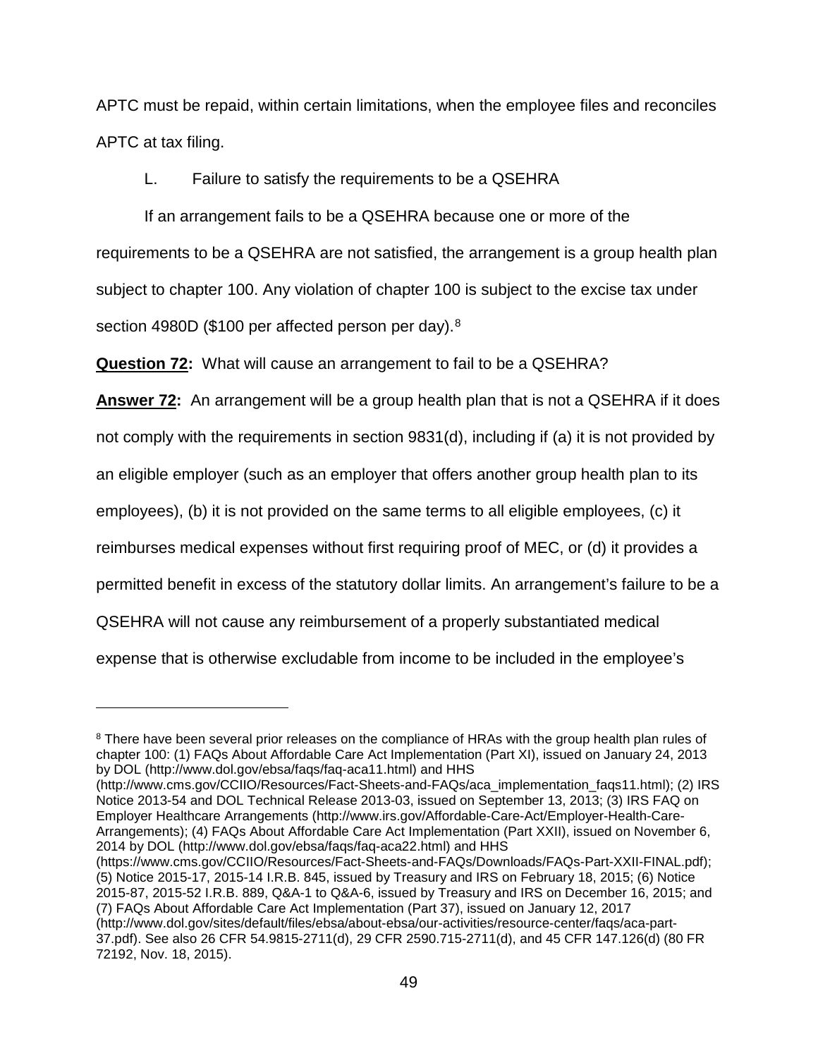APTC must be repaid, within certain limitations, when the employee files and reconciles APTC at tax filing.

### L. Failure to satisfy the requirements to be a QSEHRA

If an arrangement fails to be a QSEHRA because one or more of the requirements to be a QSEHRA are not satisfied, the arrangement is a group health plan subject to chapter 100. Any violation of chapter 100 is subject to the excise tax under section 4980D ($100 per affected person per day).[8]

**Question 72:** What will cause an arrangement to fail to be a QSEHRA?

**Answer 72:** An arrangement will be a group health plan that is not a QSEHRA if it does not comply with the requirements in section 9831(d), including if (a) it is not provided by an eligible employer (such as an employer that offers another group health plan to its employees), (b) it is not provided on the same terms to all eligible employees, (c) it reimburses medical expenses without first requiring proof of MEC, or (d) it provides a permitted benefit in excess of the statutory dollar limits. An arrangement's failure to be a QSEHRA will not cause any reimbursement of a properly substantiated medical expense that is otherwise excludable from income to be included in the employee's

---

[8] There have been several prior releases on the compliance of HRAs with the group health plan rules of chapter 100: (1) FAQs About Affordable Care Act Implementation (Part XI), issued on January 24, 2013 by DOL (http://www.dol.gov/ebsa/faqs/faq-aca11.html) and HHS (http://www.cms.gov/CCIIO/Resources/Fact-Sheets-and-FAQs/aca_implementation_faqs11.html); (2) IRS Notice 2013-54 and DOL Technical Release 2013-03, issued on September 13, 2013; (3) IRS FAQ on Employer Healthcare Arrangements (http://www.irs.gov/Affordable-Care-Act/Employer-Health-Care-Arrangements); (4) FAQs About Affordable Care Act Implementation (Part XXII), issued on November 6, 2014 by DOL (http://www.dol.gov/ebsa/faqs/faq-aca22.html) and HHS (https://www.cms.gov/CCIIO/Resources/Fact-Sheets-and-FAQs/Downloads/FAQs-Part-XXII-FINAL.pdf); (5) Notice 2015-17, 2015-14 I.R.B. 845, issued by Treasury and IRS on February 18, 2015; (6) Notice 2015-87, 2015-52 I.R.B. 889, Q&A-1 to Q&A-6, issued by Treasury and IRS on December 16, 2015; and (7) FAQs About Affordable Care Act Implementation (Part 37), issued on January 12, 2017 (http://www.dol.gov/sites/default/files/ebsa/about-ebsa/our-activities/resource-center/faqs/aca-part-37.pdf). See also 26 CFR 54.9815-2711(d), 29 CFR 2590.715-2711(d), and 45 CFR 147.126(d) (80 FR 72192, Nov. 18, 2015).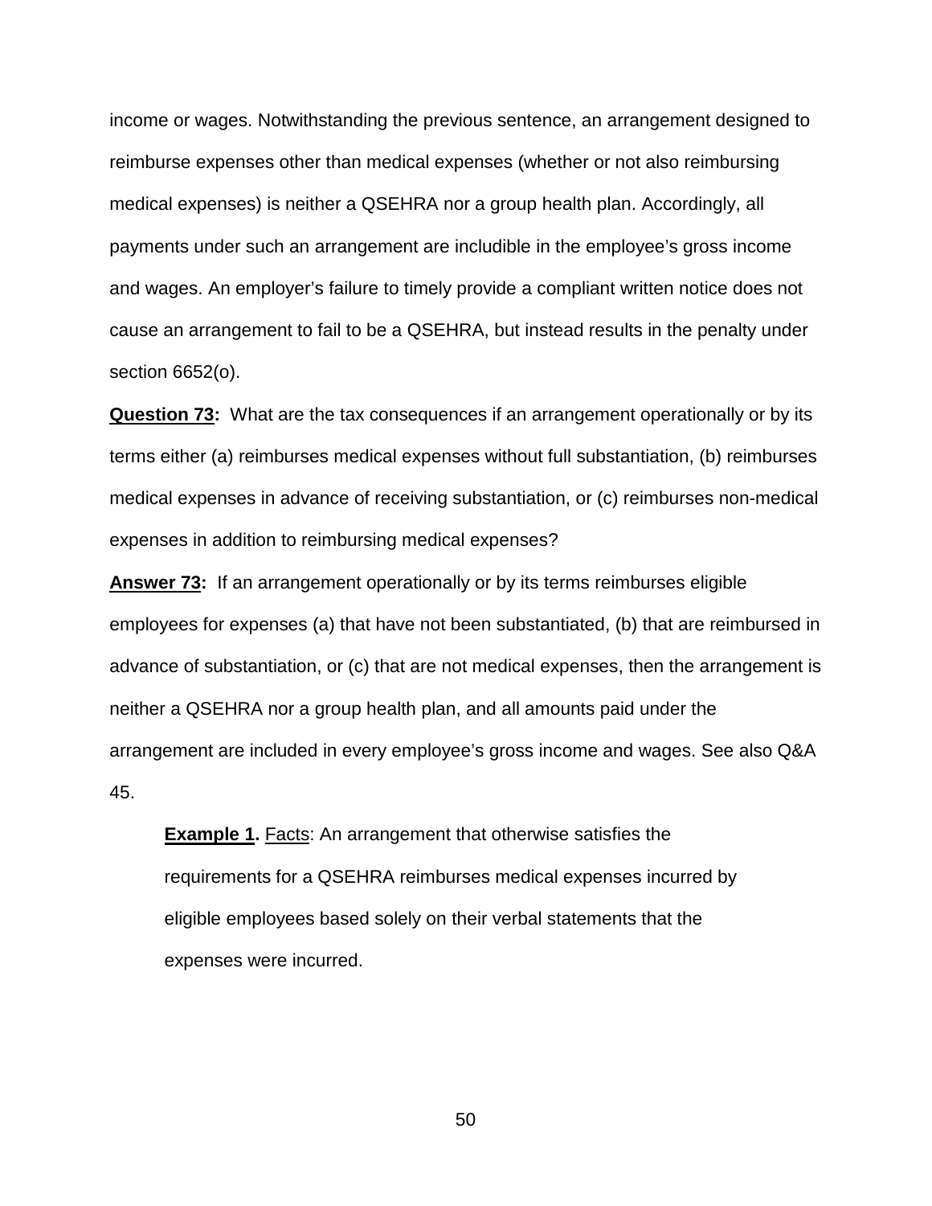income or wages. Notwithstanding the previous sentence, an arrangement designed to reimburse expenses other than medical expenses (whether or not also reimbursing medical expenses) is neither a QSEHRA nor a group health plan. Accordingly, all payments under such an arrangement are includible in the employee's gross income and wages. An employer's failure to timely provide a compliant written notice does not cause an arrangement to fail to be a QSEHRA, but instead results in the penalty under section 6652(o).

**Question 73:** What are the tax consequences if an arrangement operationally or by its terms either (a) reimburses medical expenses without full substantiation, (b) reimburses medical expenses in advance of receiving substantiation, or (c) reimburses non-medical expenses in addition to reimbursing medical expenses?

**Answer 73:** If an arrangement operationally or by its terms reimburses eligible employees for expenses (a) that have not been substantiated, (b) that are reimbursed in advance of substantiation, or (c) that are not medical expenses, then the arrangement is neither a QSEHRA nor a group health plan, and all amounts paid under the arrangement are included in every employee's gross income and wages. See also Q&A 45.

> **Example 1.** Facts: An arrangement that otherwise satisfies the requirements for a QSEHRA reimburses medical expenses incurred by eligible employees based solely on their verbal statements that the expenses were incurred.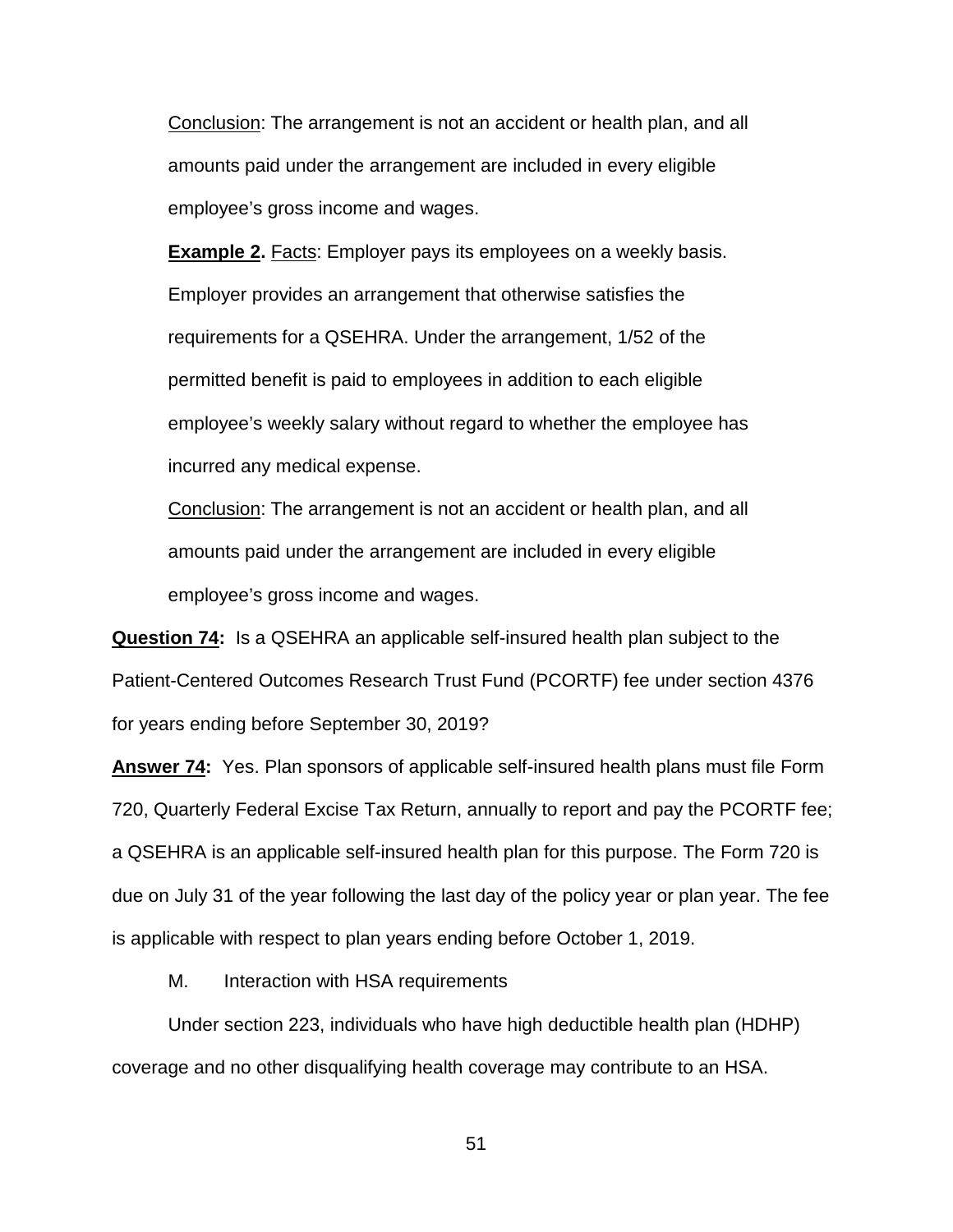Conclusion: The arrangement is not an accident or health plan, and all amounts paid under the arrangement are included in every eligible employee's gross income and wages.

**Example 2.** Facts: Employer pays its employees on a weekly basis. Employer provides an arrangement that otherwise satisfies the requirements for a QSEHRA. Under the arrangement, 1/52 of the permitted benefit is paid to employees in addition to each eligible employee's weekly salary without regard to whether the employee has incurred any medical expense.

Conclusion: The arrangement is not an accident or health plan, and all amounts paid under the arrangement are included in every eligible employee's gross income and wages.

**Question 74:** Is a QSEHRA an applicable self-insured health plan subject to the Patient-Centered Outcomes Research Trust Fund (PCORTF) fee under section 4376 for years ending before September 30, 2019?

**Answer 74:** Yes. Plan sponsors of applicable self-insured health plans must file Form 720, Quarterly Federal Excise Tax Return, annually to report and pay the PCORTF fee; a QSEHRA is an applicable self-insured health plan for this purpose. The Form 720 is due on July 31 of the year following the last day of the policy year or plan year. The fee is applicable with respect to plan years ending before October 1, 2019.

M. Interaction with HSA requirements

Under section 223, individuals who have high deductible health plan (HDHP) coverage and no other disqualifying health coverage may contribute to an HSA.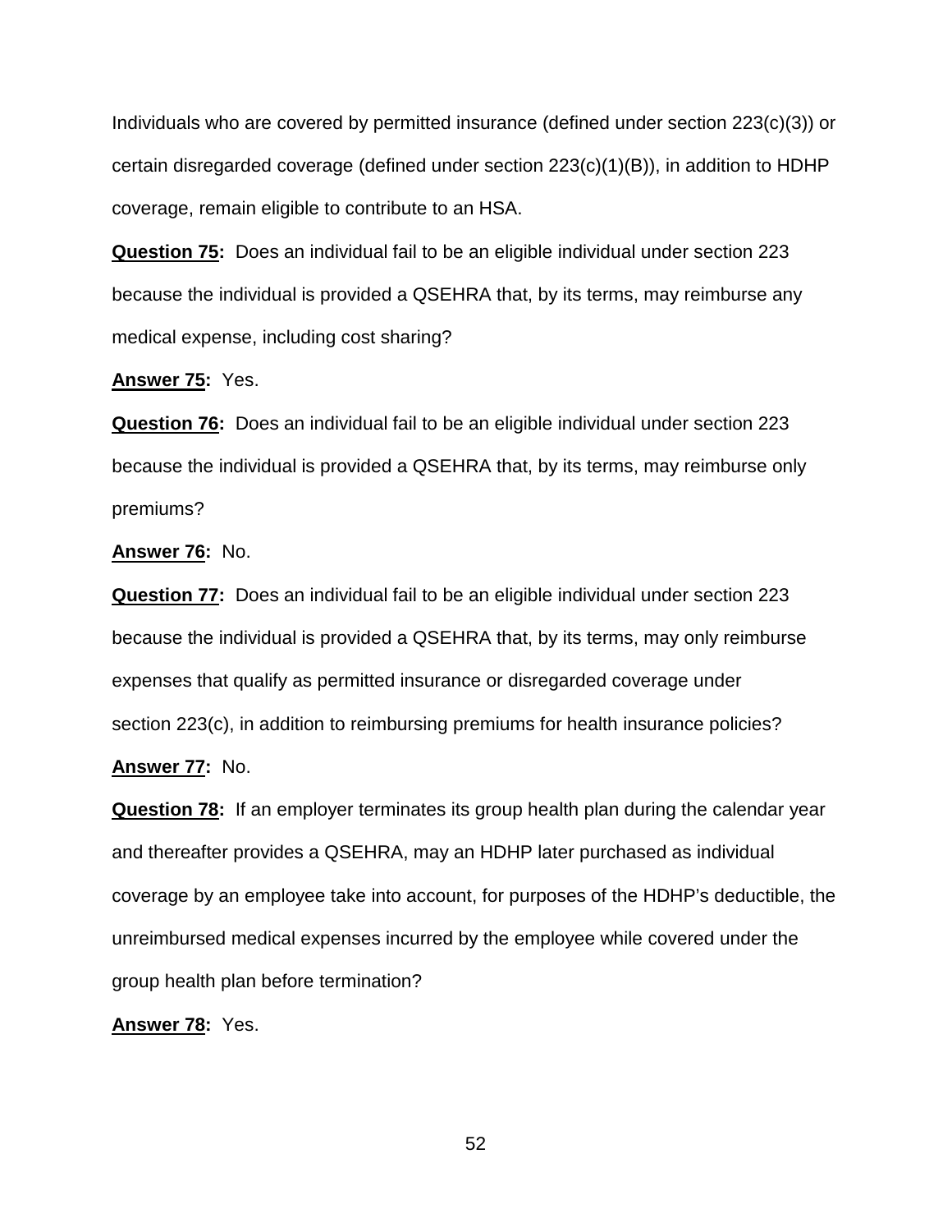Individuals who are covered by permitted insurance (defined under section 223(c)(3)) or certain disregarded coverage (defined under section 223(c)(1)(B)), in addition to HDHP coverage, remain eligible to contribute to an HSA.

**Question 75:** Does an individual fail to be an eligible individual under section 223 because the individual is provided a QSEHRA that, by its terms, may reimburse any medical expense, including cost sharing?

**Answer 75:** Yes.

**Question 76:** Does an individual fail to be an eligible individual under section 223 because the individual is provided a QSEHRA that, by its terms, may reimburse only premiums?

**Answer 76:** No.

**Question 77:** Does an individual fail to be an eligible individual under section 223 because the individual is provided a QSEHRA that, by its terms, may only reimburse expenses that qualify as permitted insurance or disregarded coverage under section 223(c), in addition to reimbursing premiums for health insurance policies?

**Answer 77:** No.

**Question 78:** If an employer terminates its group health plan during the calendar year and thereafter provides a QSEHRA, may an HDHP later purchased as individual coverage by an employee take into account, for purposes of the HDHP's deductible, the unreimbursed medical expenses incurred by the employee while covered under the group health plan before termination?

**Answer 78:** Yes.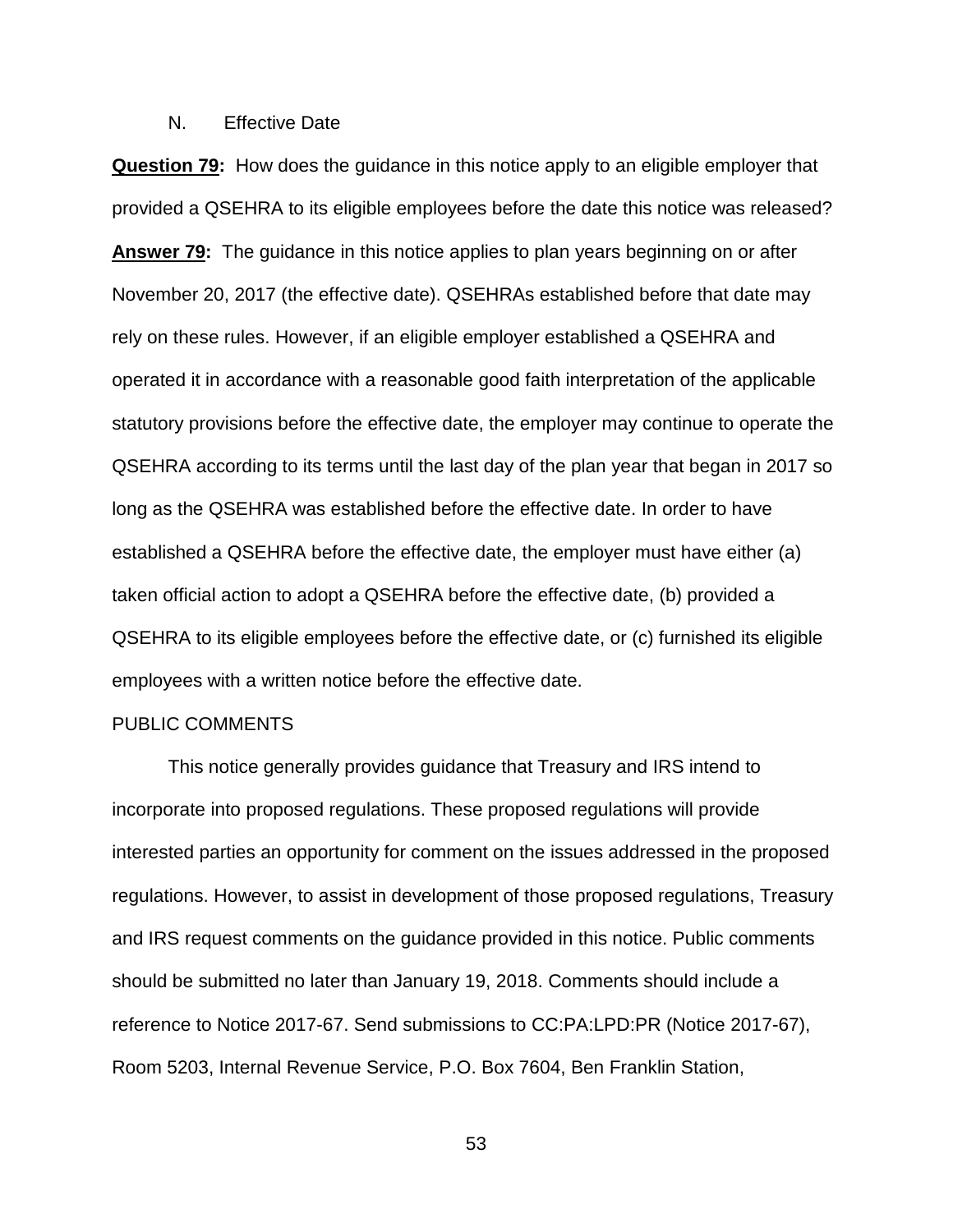## N. Effective Date

**Question 79:** How does the guidance in this notice apply to an eligible employer that provided a QSEHRA to its eligible employees before the date this notice was released?

**Answer 79:** The guidance in this notice applies to plan years beginning on or after November 20, 2017 (the effective date). QSEHRAs established before that date may rely on these rules. However, if an eligible employer established a QSEHRA and operated it in accordance with a reasonable good faith interpretation of the applicable statutory provisions before the effective date, the employer may continue to operate the QSEHRA according to its terms until the last day of the plan year that began in 2017 so long as the QSEHRA was established before the effective date. In order to have established a QSEHRA before the effective date, the employer must have either (a) taken official action to adopt a QSEHRA before the effective date, (b) provided a QSEHRA to its eligible employees before the effective date, or (c) furnished its eligible employees with a written notice before the effective date.

## PUBLIC COMMENTS

This notice generally provides guidance that Treasury and IRS intend to incorporate into proposed regulations. These proposed regulations will provide interested parties an opportunity for comment on the issues addressed in the proposed regulations. However, to assist in development of those proposed regulations, Treasury and IRS request comments on the guidance provided in this notice. Public comments should be submitted no later than January 19, 2018. Comments should include a reference to Notice 2017-67. Send submissions to CC:PA:LPD:PR (Notice 2017-67), Room 5203, Internal Revenue Service, P.O. Box 7604, Ben Franklin Station,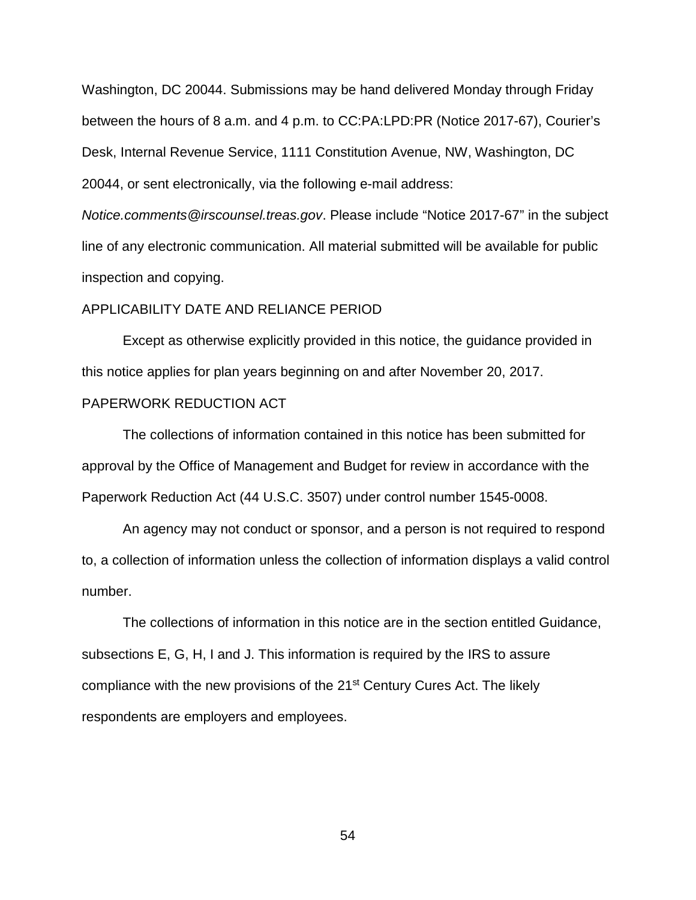Washington, DC 20044. Submissions may be hand delivered Monday through Friday between the hours of 8 a.m. and 4 p.m. to CC:PA:LPD:PR (Notice 2017-67), Courier's Desk, Internal Revenue Service, 1111 Constitution Avenue, NW, Washington, DC 20044, or sent electronically, via the following e-mail address: *Notice.comments@irscounsel.treas.gov*. Please include "Notice 2017-67" in the subject line of any electronic communication. All material submitted will be available for public inspection and copying.

APPLICABILITY DATE AND RELIANCE PERIOD

Except as otherwise explicitly provided in this notice, the guidance provided in this notice applies for plan years beginning on and after November 20, 2017.

PAPERWORK REDUCTION ACT

The collections of information contained in this notice has been submitted for approval by the Office of Management and Budget for review in accordance with the Paperwork Reduction Act (44 U.S.C. 3507) under control number 1545-0008.

An agency may not conduct or sponsor, and a person is not required to respond to, a collection of information unless the collection of information displays a valid control number.

The collections of information in this notice are in the section entitled Guidance, subsections E, G, H, I and J. This information is required by the IRS to assure compliance with the new provisions of the 21st Century Cures Act. The likely respondents are employers and employees.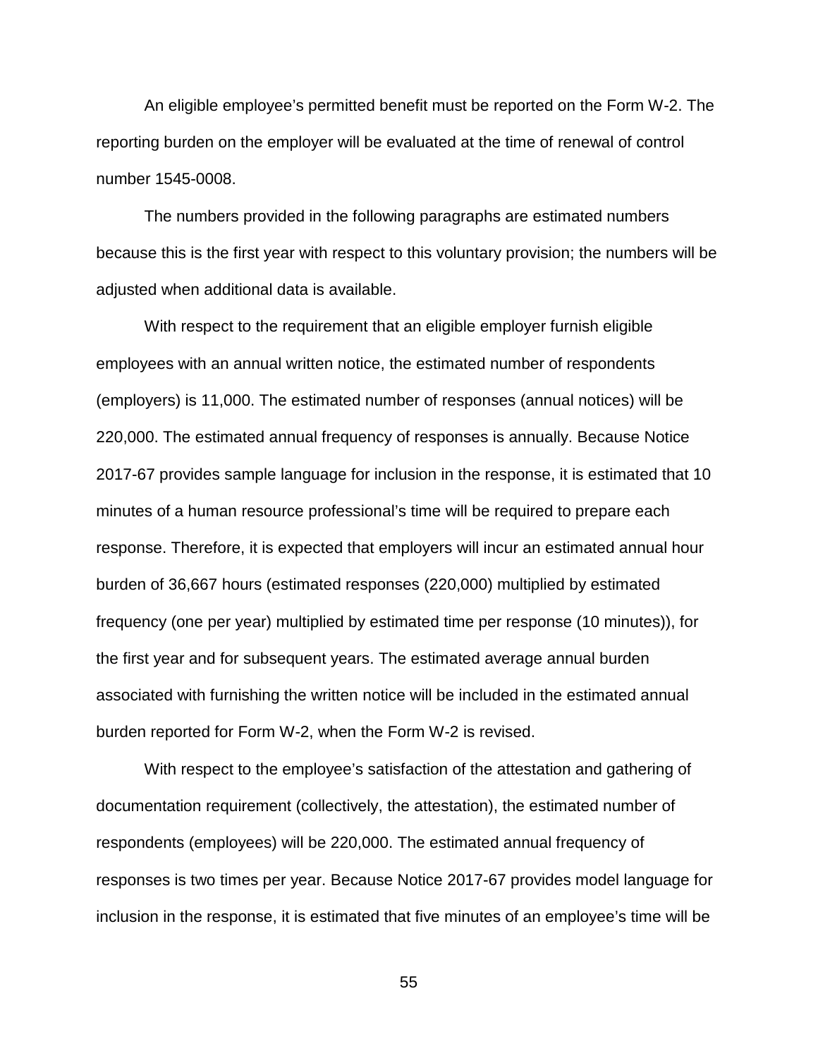An eligible employee's permitted benefit must be reported on the Form W-2. The reporting burden on the employer will be evaluated at the time of renewal of control number 1545-0008.

The numbers provided in the following paragraphs are estimated numbers because this is the first year with respect to this voluntary provision; the numbers will be adjusted when additional data is available.

With respect to the requirement that an eligible employer furnish eligible employees with an annual written notice, the estimated number of respondents (employers) is 11,000. The estimated number of responses (annual notices) will be 220,000. The estimated annual frequency of responses is annually. Because Notice 2017-67 provides sample language for inclusion in the response, it is estimated that 10 minutes of a human resource professional's time will be required to prepare each response. Therefore, it is expected that employers will incur an estimated annual hour burden of 36,667 hours (estimated responses (220,000) multiplied by estimated frequency (one per year) multiplied by estimated time per response (10 minutes)), for the first year and for subsequent years. The estimated average annual burden associated with furnishing the written notice will be included in the estimated annual burden reported for Form W-2, when the Form W-2 is revised.

With respect to the employee's satisfaction of the attestation and gathering of documentation requirement (collectively, the attestation), the estimated number of respondents (employees) will be 220,000. The estimated annual frequency of responses is two times per year. Because Notice 2017-67 provides model language for inclusion in the response, it is estimated that five minutes of an employee's time will be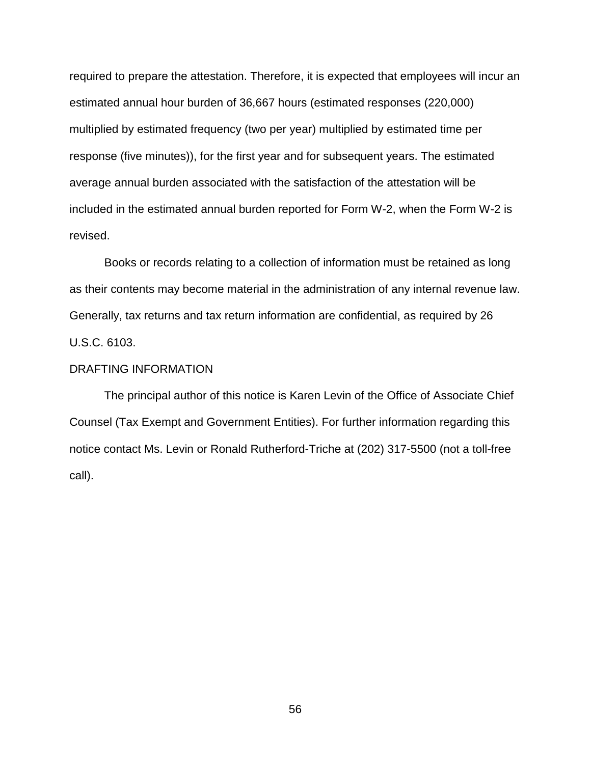required to prepare the attestation. Therefore, it is expected that employees will incur an estimated annual hour burden of 36,667 hours (estimated responses (220,000) multiplied by estimated frequency (two per year) multiplied by estimated time per response (five minutes)), for the first year and for subsequent years. The estimated average annual burden associated with the satisfaction of the attestation will be included in the estimated annual burden reported for Form W-2, when the Form W-2 is revised.

Books or records relating to a collection of information must be retained as long as their contents may become material in the administration of any internal revenue law. Generally, tax returns and tax return information are confidential, as required by 26 U.S.C. 6103.

## DRAFTING INFORMATION

The principal author of this notice is Karen Levin of the Office of Associate Chief Counsel (Tax Exempt and Government Entities). For further information regarding this notice contact Ms. Levin or Ronald Rutherford-Triche at (202) 317-5500 (not a toll-free call).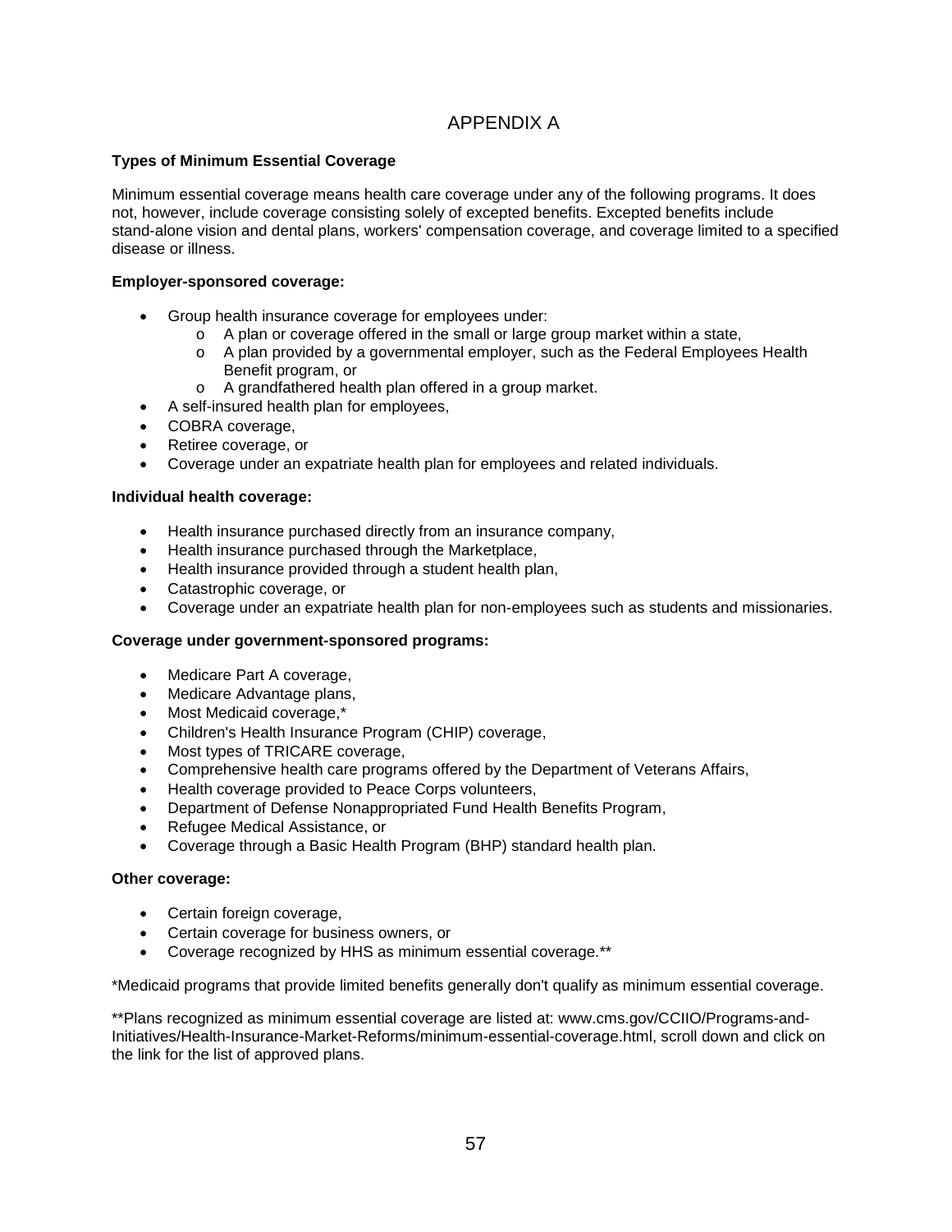# APPENDIX A

**Types of Minimum Essential Coverage**

Minimum essential coverage means health care coverage under any of the following programs. It does not, however, include coverage consisting solely of excepted benefits. Excepted benefits include stand-alone vision and dental plans, workers' compensation coverage, and coverage limited to a specified disease or illness.

**Employer-sponsored coverage:**

- Group health insurance coverage for employees under:
  - A plan or coverage offered in the small or large group market within a state,
  - A plan provided by a governmental employer, such as the Federal Employees Health Benefit program, or
  - A grandfathered health plan offered in a group market.
- A self-insured health plan for employees,
- COBRA coverage,
- Retiree coverage, or
- Coverage under an expatriate health plan for employees and related individuals.

**Individual health coverage:**

- Health insurance purchased directly from an insurance company,
- Health insurance purchased through the Marketplace,
- Health insurance provided through a student health plan,
- Catastrophic coverage, or
- Coverage under an expatriate health plan for non-employees such as students and missionaries.

**Coverage under government-sponsored programs:**

- Medicare Part A coverage,
- Medicare Advantage plans,
- Most Medicaid coverage,*
- Children's Health Insurance Program (CHIP) coverage,
- Most types of TRICARE coverage,
- Comprehensive health care programs offered by the Department of Veterans Affairs,
- Health coverage provided to Peace Corps volunteers,
- Department of Defense Nonappropriated Fund Health Benefits Program,
- Refugee Medical Assistance, or
- Coverage through a Basic Health Program (BHP) standard health plan.

**Other coverage:**

- Certain foreign coverage,
- Certain coverage for business owners, or
- Coverage recognized by HHS as minimum essential coverage.**

*Medicaid programs that provide limited benefits generally don't qualify as minimum essential coverage.

**Plans recognized as minimum essential coverage are listed at: www.cms.gov/CCIIO/Programs-and-Initiatives/Health-Insurance-Market-Reforms/minimum-essential-coverage.html, scroll down and click on the link for the list of approved plans.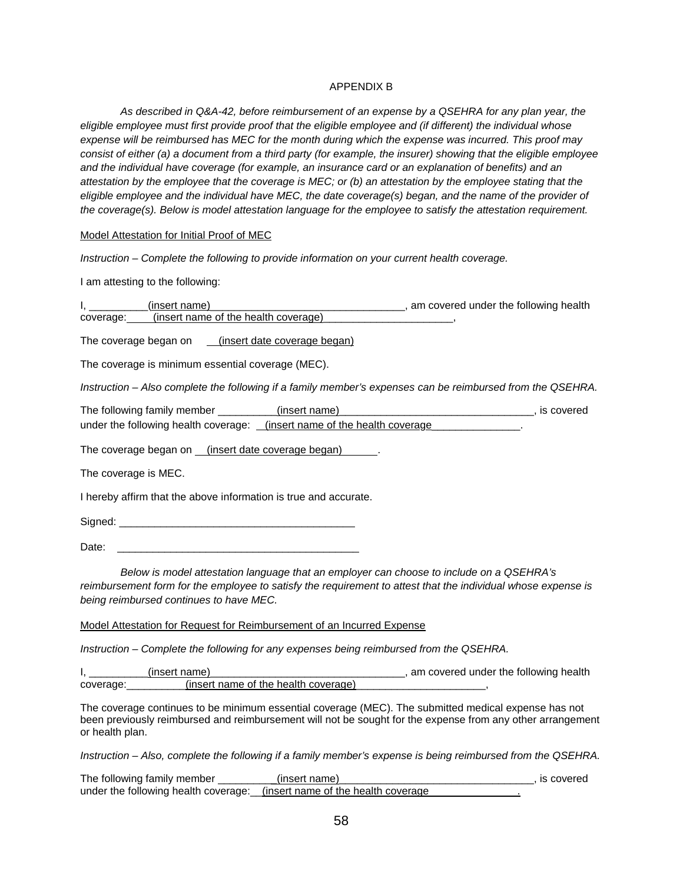APPENDIX B

*As described in Q&A-42, before reimbursement of an expense by a QSEHRA for any plan year, the eligible employee must first provide proof that the eligible employee and (if different) the individual whose expense will be reimbursed has MEC for the month during which the expense was incurred. This proof may consist of either (a) a document from a third party (for example, the insurer) showing that the eligible employee and the individual have coverage (for example, an insurance card or an explanation of benefits) and an attestation by the employee that the coverage is MEC; or (b) an attestation by the employee stating that the eligible employee and the individual have MEC, the date coverage(s) began, and the name of the provider of the coverage(s). Below is model attestation language for the employee to satisfy the attestation requirement.*

Model Attestation for Initial Proof of MEC

*Instruction – Complete the following to provide information on your current health coverage.*

I am attesting to the following:

I, __________(insert name)__________________________________, am covered under the following health coverage:_____(insert name of the health coverage)_______________________,

The coverage began on ___(insert date coverage began)

The coverage is minimum essential coverage (MEC).

*Instruction – Also complete the following if a family member's expenses can be reimbursed from the QSEHRA.*

The following family member __________(insert name)__________________________________, is covered under the following health coverage: __(insert name of the health coverage________________.

The coverage began on __(insert date coverage began)______.

The coverage is MEC.

I hereby affirm that the above information is true and accurate.

Signed: _________________________________________

Date: __________________________________________

*Below is model attestation language that an employer can choose to include on a QSEHRA's reimbursement form for the employee to satisfy the requirement to attest that the individual whose expense is being reimbursed continues to have MEC.*

Model Attestation for Request for Reimbursement of an Incurred Expense

*Instruction – Complete the following for any expenses being reimbursed from the QSEHRA.*

I, __________(insert name)__________________________________, am covered under the following health coverage:__________(insert name of the health coverage)_______________________,

The coverage continues to be minimum essential coverage (MEC). The submitted medical expense has not been previously reimbursed and reimbursement will not be sought for the expense from any other arrangement or health plan.

*Instruction – Also, complete the following if a family member's expense is being reimbursed from the QSEHRA.*

The following family member __________(insert name)__________________________________, is covered under the following health coverage:__(insert name of the health coverage________________.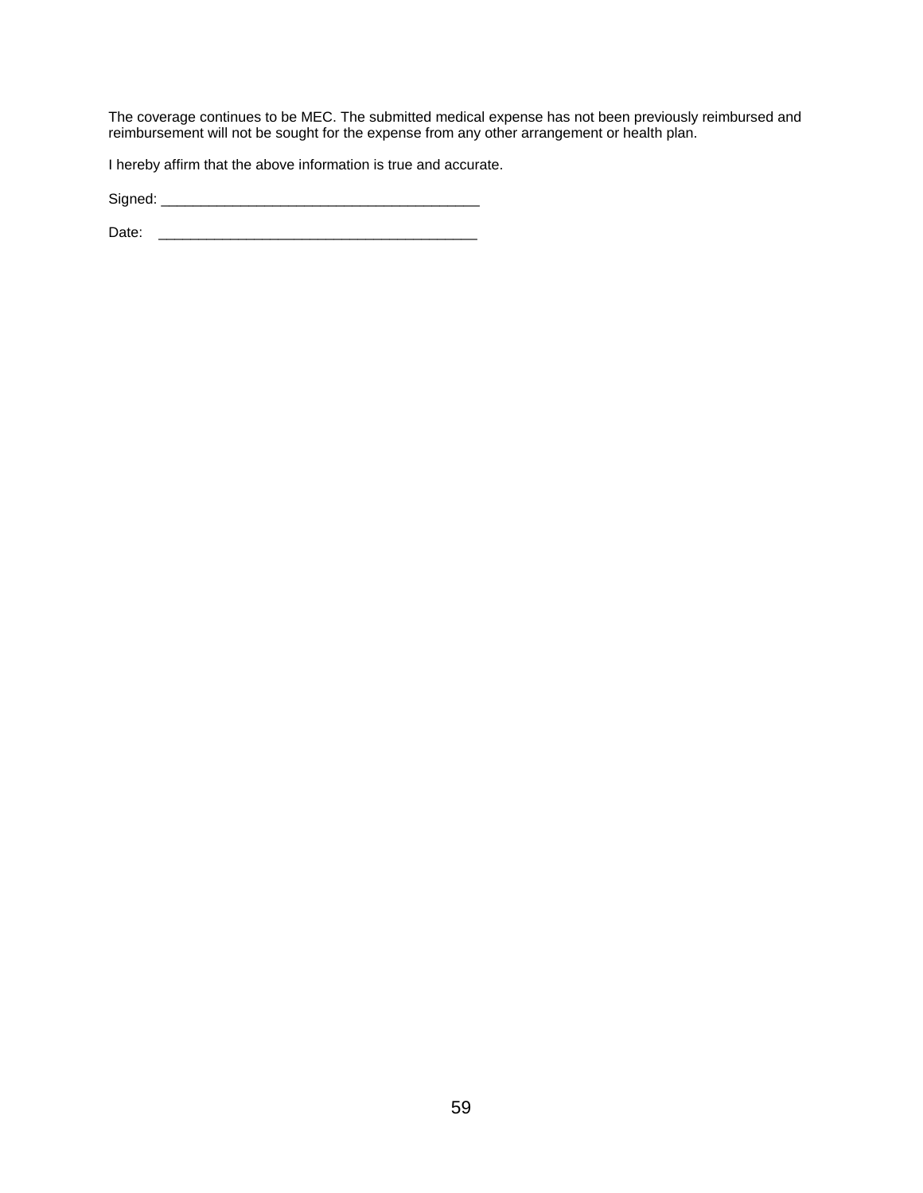The coverage continues to be MEC. The submitted medical expense has not been previously reimbursed and reimbursement will not be sought for the expense from any other arrangement or health plan.

I hereby affirm that the above information is true and accurate.

Signed: _________________________________________

Date: _________________________________________